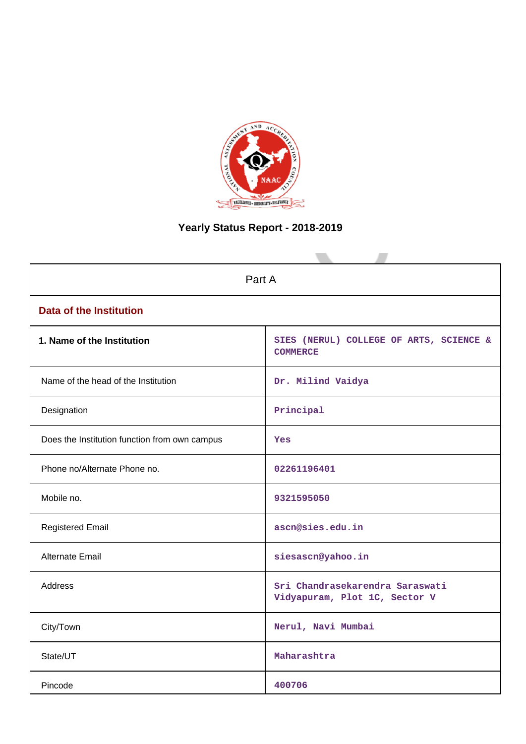# Yearly Status Report - 2018-2019

| Part A | |
|---|---|
| **Data of the Institution** | |
| **1. Name of the Institution** | SIES (NERUL) COLLEGE OF ARTS, SCIENCE & COMMERCE |
| Name of the head of the Institution | Dr. Milind Vaidya |
| Designation | Principal |
| Does the Institution function from own campus | Yes |
| Phone no/Alternate Phone no. | 02261196401 |
| Mobile no. | 9321595050 |
| Registered Email | ascn@sies.edu.in |
| Alternate Email | siesascn@yahoo.in |
| Address | Sri Chandrasekarendra Saraswati Vidyapuram, Plot 1C, Sector V |
| City/Town | Nerul, Navi Mumbai |
| State/UT | Maharashtra |
| Pincode | 400706 |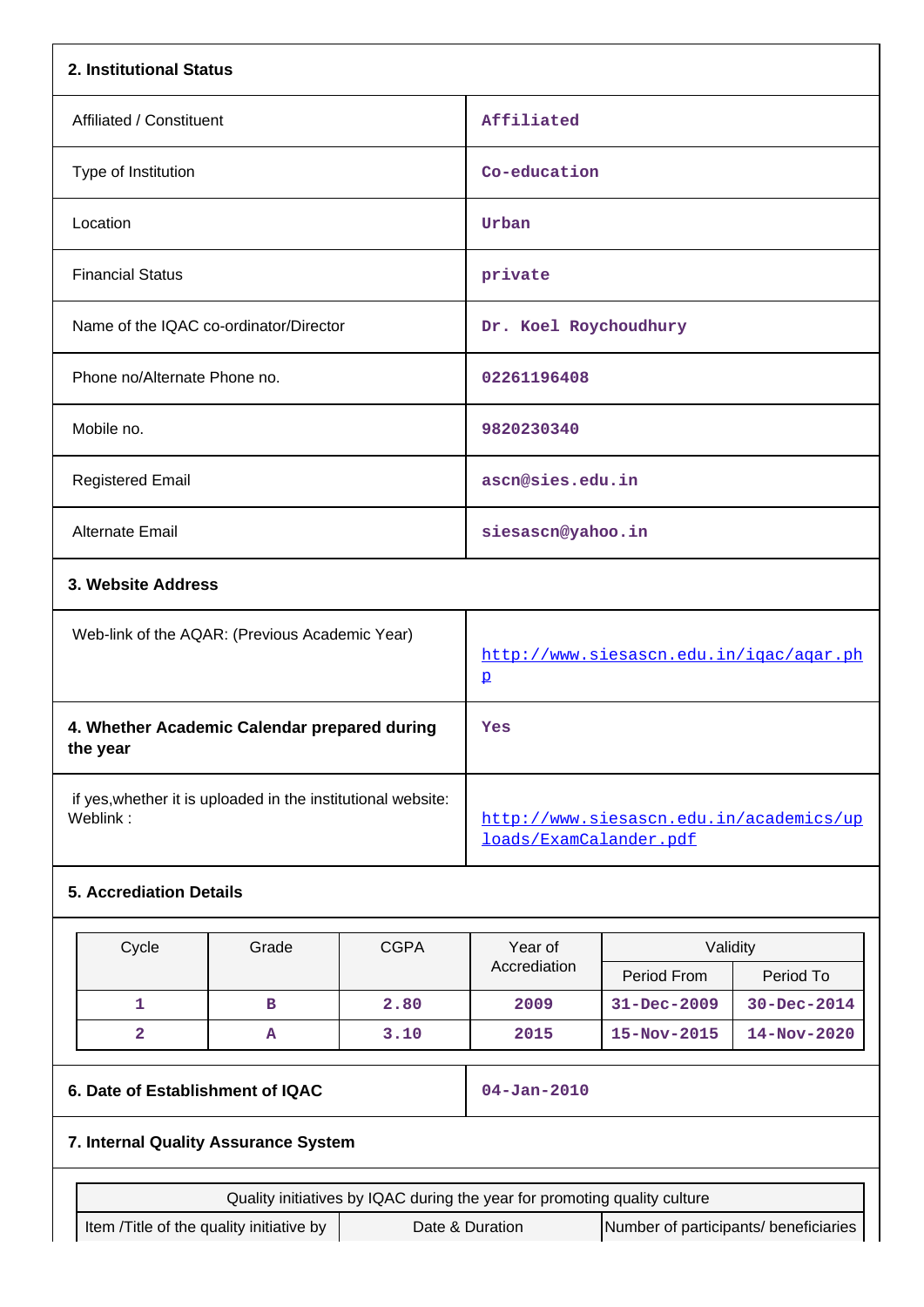| 2. Institutional Status | |
|---|---|
| Affiliated / Constituent | Affiliated |
| Type of Institution | Co-education |
| Location | Urban |
| Financial Status | private |
| Name of the IQAC co-ordinator/Director | Dr. Koel Roychoudhury |
| Phone no/Alternate Phone no. | 02261196408 |
| Mobile no. | 9820230340 |
| Registered Email | ascn@sies.edu.in |
| Alternate Email | siesascn@yahoo.in |

| 3. Website Address | |
|---|---|
| Web-link of the AQAR: (Previous Academic Year) | http://www.siesascn.edu.in/iqac/aqar.php |
| **4. Whether Academic Calendar prepared during the year** | Yes |
| if yes,whether it is uploaded in the institutional website: Weblink : | http://www.siesascn.edu.in/academics/uploads/ExamCalander.pdf |

**5. Accrediation Details**

| Cycle | Grade | CGPA | Year of Accrediation | Validity | |
|---|---|---|---|---|---|
| | | | | Period From | Period To |
| 1 | B | 2.80 | 2009 | 31-Dec-2009 | 30-Dec-2014 |
| 2 | A | 3.10 | 2015 | 15-Nov-2015 | 14-Nov-2020 |

| 6. Date of Establishment of IQAC | 04-Jan-2010 |
|---|---|

**7. Internal Quality Assurance System**

| Quality initiatives by IQAC during the year for promoting quality culture | | |
|---|---|---|
| Item /Title of the quality initiative by | Date & Duration | Number of participants/ beneficiaries |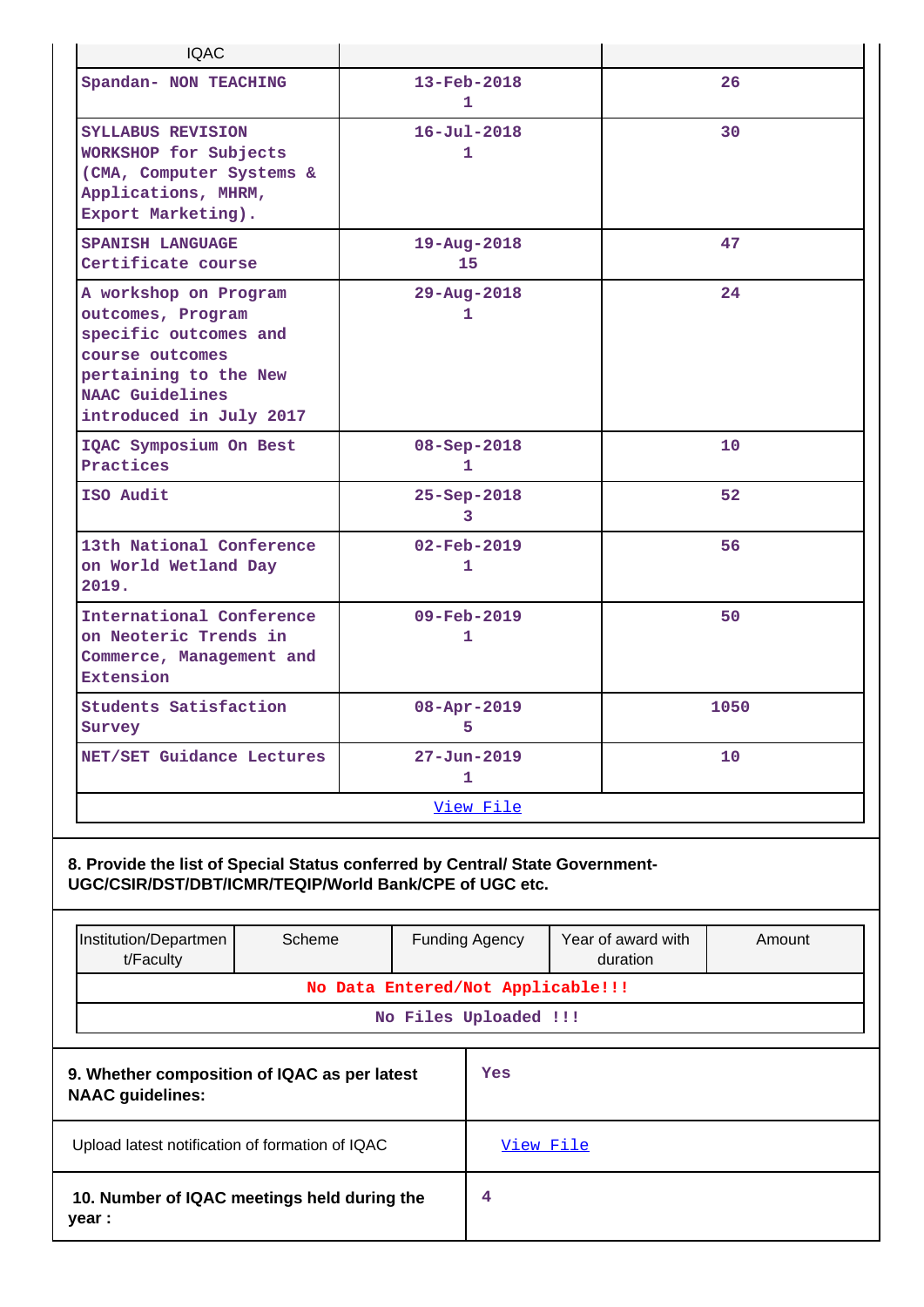| IQAC | | |
|---|---|---|
| Spandan- NON TEACHING | 13-Feb-2018<br>1 | 26 |
| SYLLABUS REVISION WORKSHOP for Subjects (CMA, Computer Systems & Applications, MHRM, Export Marketing). | 16-Jul-2018<br>1 | 30 |
| SPANISH LANGUAGE Certificate course | 19-Aug-2018<br>15 | 47 |
| A workshop on Program outcomes, Program specific outcomes and course outcomes pertaining to the New NAAC Guidelines introduced in July 2017 | 29-Aug-2018<br>1 | 24 |
| IQAC Symposium On Best Practices | 08-Sep-2018<br>1 | 10 |
| ISO Audit | 25-Sep-2018<br>3 | 52 |
| 13th National Conference on World Wetland Day 2019. | 02-Feb-2019<br>1 | 56 |
| International Conference on Neoteric Trends in Commerce, Management and Extension | 09-Feb-2019<br>1 | 50 |
| Students Satisfaction Survey | 08-Apr-2019<br>5 | 1050 |
| NET/SET Guidance Lectures | 27-Jun-2019<br>1 | 10 |
| View File | | |

**8. Provide the list of Special Status conferred by Central/ State Government-UGC/CSIR/DST/DBT/ICMR/TEQIP/World Bank/CPE of UGC etc.**

| Institution/Department/Faculty | Scheme | Funding Agency | Year of award with duration | Amount |
|---|---|---|---|---|
| No Data Entered/Not Applicable!!! | | | | |
| No Files Uploaded !!! | | | | |

| | |
|---|---|
| **9. Whether composition of IQAC as per latest NAAC guidelines:** | Yes |
| Upload latest notification of formation of IQAC | View File |
| **10. Number of IQAC meetings held during the year :** | 4 |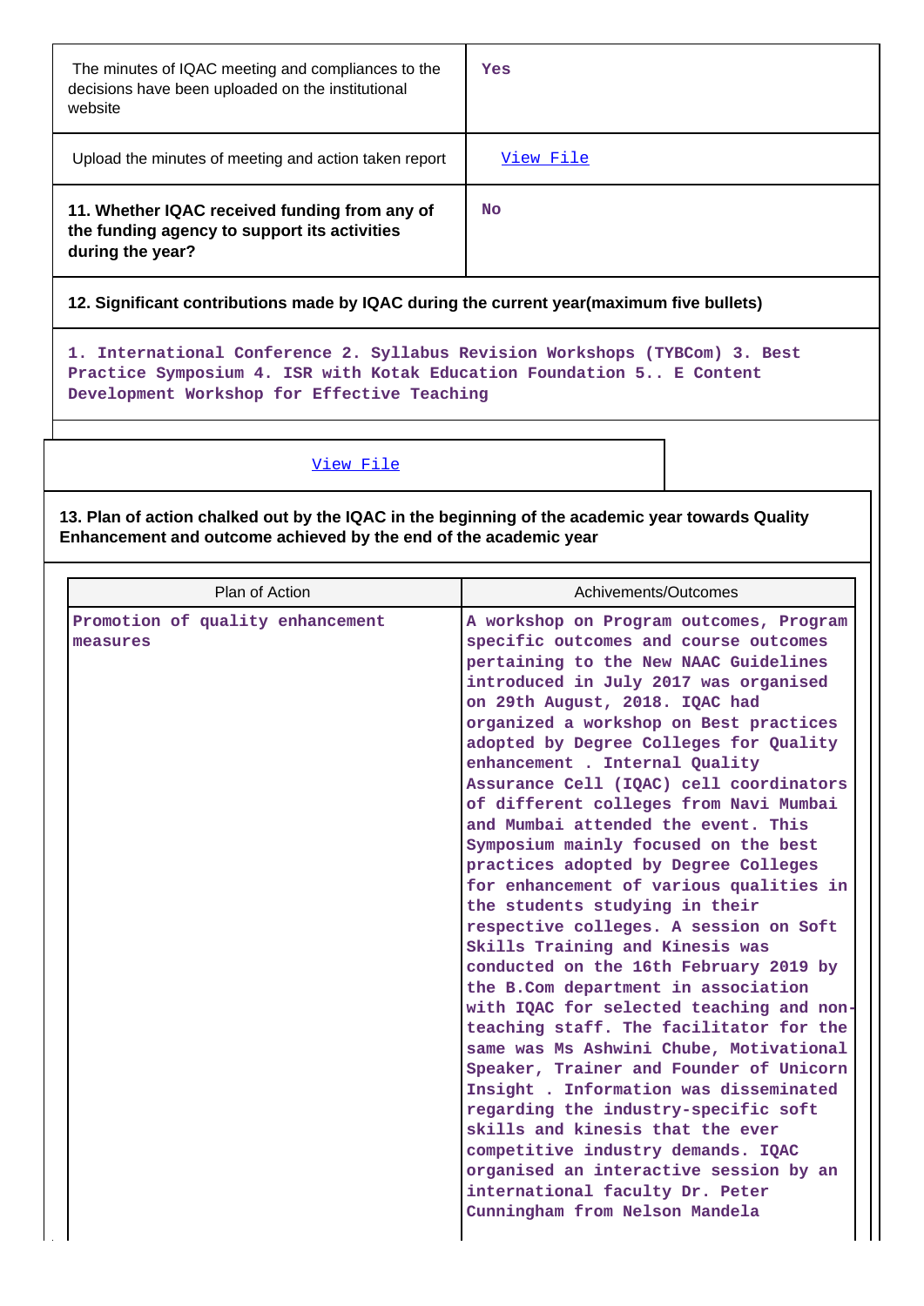| | |
|---|---|
| The minutes of IQAC meeting and compliances to the decisions have been uploaded on the institutional website | Yes |
| Upload the minutes of meeting and action taken report | View File |
| **11. Whether IQAC received funding from any of the funding agency to support its activities during the year?** | No |

**12. Significant contributions made by IQAC during the current year(maximum five bullets)**

1. International Conference 2. Syllabus Revision Workshops (TYBCom) 3. Best Practice Symposium 4. ISR with Kotak Education Foundation 5.. E Content Development Workshop for Effective Teaching

View File

**13. Plan of action chalked out by the IQAC in the beginning of the academic year towards Quality Enhancement and outcome achieved by the end of the academic year**

| Plan of Action | Achivements/Outcomes |
|---|---|
| Promotion of quality enhancement measures | A workshop on Program outcomes, Program specific outcomes and course outcomes pertaining to the New NAAC Guidelines introduced in July 2017 was organised on 29th August, 2018. IQAC had organized a workshop on Best practices adopted by Degree Colleges for Quality enhancement . Internal Quality Assurance Cell (IQAC) cell coordinators of different colleges from Navi Mumbai and Mumbai attended the event. This Symposium mainly focused on the best practices adopted by Degree Colleges for enhancement of various qualities in the students studying in their respective colleges. A session on Soft Skills Training and Kinesis was conducted on the 16th February 2019 by the B.Com department in association with IQAC for selected teaching and non-teaching staff. The facilitator for the same was Ms Ashwini Chube, Motivational Speaker, Trainer and Founder of Unicorn Insight . Information was disseminated regarding the industry-specific soft skills and kinesis that the ever competitive industry demands. IQAC organised an interactive session by an international faculty Dr. Peter Cunningham from Nelson Mandela |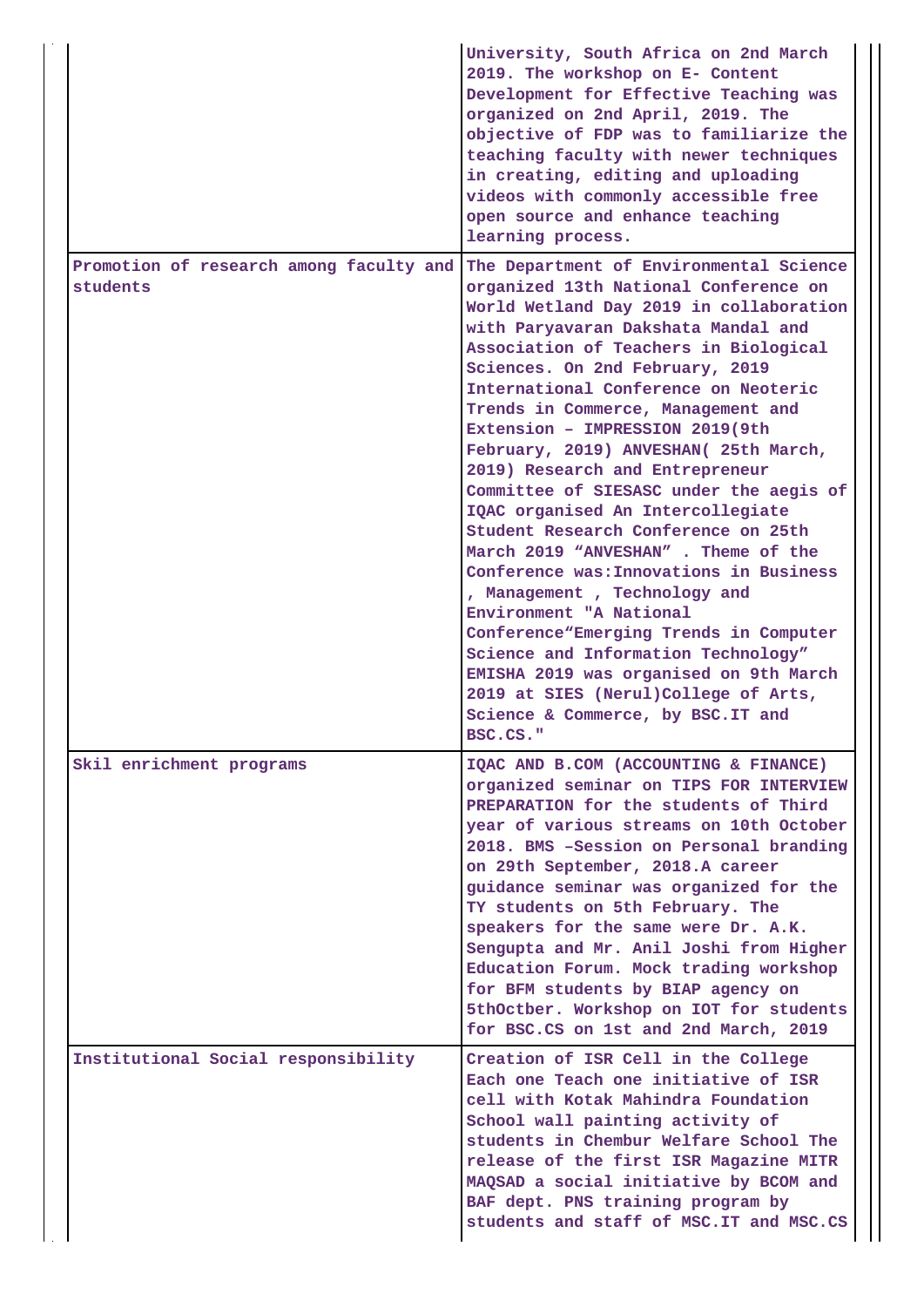| | |
|---|---|
| | University, South Africa on 2nd March 2019. The workshop on E- Content Development for Effective Teaching was organized on 2nd April, 2019. The objective of FDP was to familiarize the teaching faculty with newer techniques in creating, editing and uploading videos with commonly accessible free open source and enhance teaching learning process. |
| Promotion of research among faculty and students | The Department of Environmental Science organized 13th National Conference on World Wetland Day 2019 in collaboration with Paryavaran Dakshata Mandal and Association of Teachers in Biological Sciences. On 2nd February, 2019 International Conference on Neoteric Trends in Commerce, Management and Extension – IMPRESSION 2019(9th February, 2019) ANVESHAN( 25th March, 2019) Research and Entrepreneur Committee of SIESASC under the aegis of IQAC organised An Intercollegiate Student Research Conference on 25th March 2019 "ANVESHAN" . Theme of the Conference was:Innovations in Business , Management , Technology and Environment "A National Conference"Emerging Trends in Computer Science and Information Technology" EMISHA 2019 was organised on 9th March 2019 at SIES (Nerul)College of Arts, Science & Commerce, by BSC.IT and BSC.CS." |
| Skil enrichment programs | IQAC AND B.COM (ACCOUNTING & FINANCE) organized seminar on TIPS FOR INTERVIEW PREPARATION for the students of Third year of various streams on 10th October 2018. BMS –Session on Personal branding on 29th September, 2018.A career guidance seminar was organized for the TY students on 5th February. The speakers for the same were Dr. A.K. Sengupta and Mr. Anil Joshi from Higher Education Forum. Mock trading workshop for BFM students by BIAP agency on 5thOctber. Workshop on IOT for students for BSC.CS on 1st and 2nd March, 2019 |
| Institutional Social responsibility | Creation of ISR Cell in the College Each one Teach one initiative of ISR cell with Kotak Mahindra Foundation School wall painting activity of students in Chembur Welfare School The release of the first ISR Magazine MITR MAQSAD a social initiative by BCOM and BAF dept. PNS training program by students and staff of MSC.IT and MSC.CS |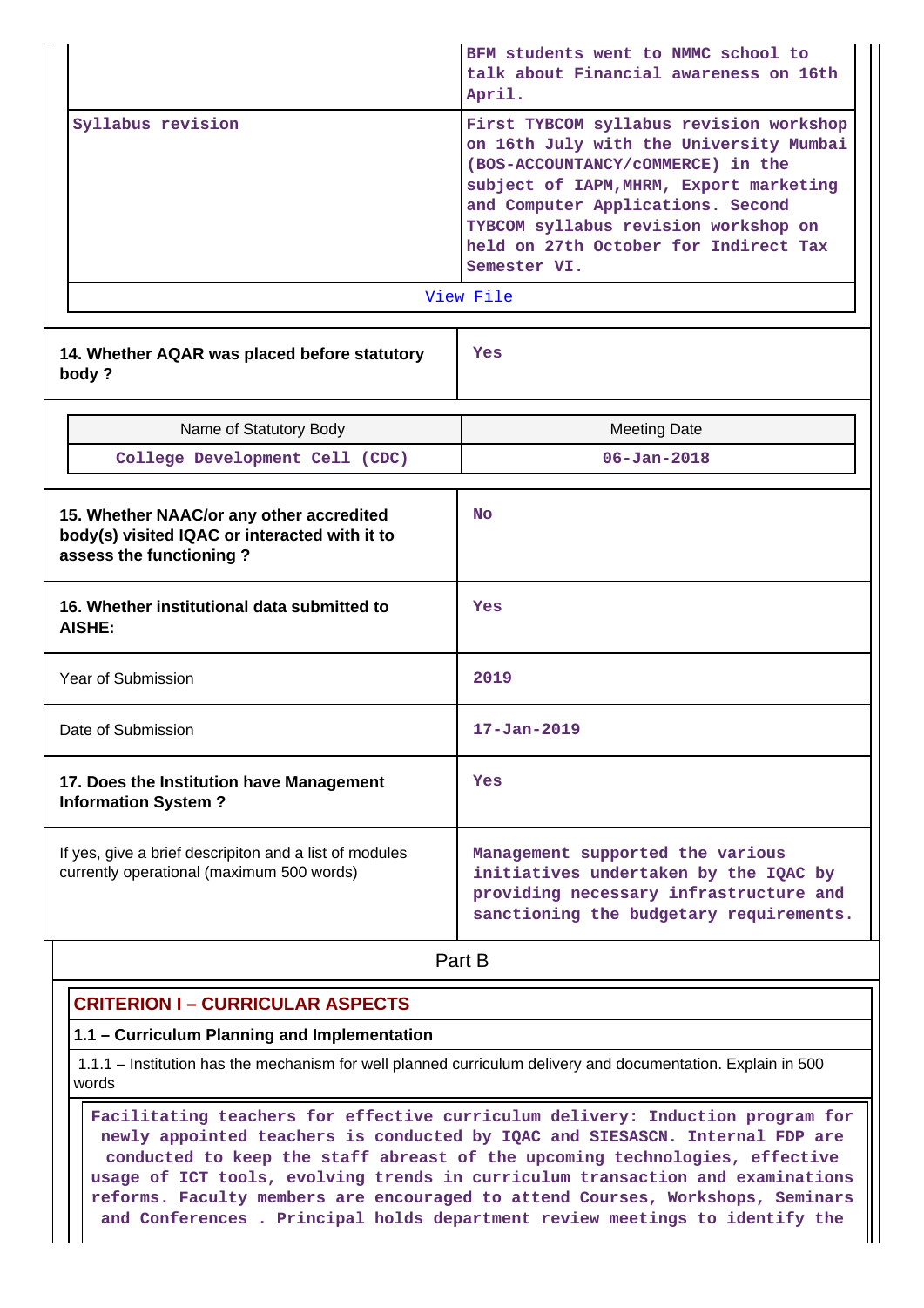| | |
|---|---|
| | BFM students went to NMMC school to talk about Financial awareness on 16th April. |
| Syllabus revision | First TYBCOM syllabus revision workshop on 16th July with the University Mumbai (BOS-ACCOUNTANCY/cOMMERCE) in the subject of IAPM,MHRM, Export marketing and Computer Applications. Second TYBCOM syllabus revision workshop on held on 27th October for Indirect Tax Semester VI. |

View File

| | |
|---|---|
| **14. Whether AQAR was placed before statutory body ?** | Yes |

| Name of Statutory Body | Meeting Date |
|---|---|
| College Development Cell (CDC) | 06-Jan-2018 |

| | |
|---|---|
| **15. Whether NAAC/or any other accredited body(s) visited IQAC or interacted with it to assess the functioning ?** | No |
| **16. Whether institutional data submitted to AISHE:** | Yes |
| Year of Submission | 2019 |
| Date of Submission | 17-Jan-2019 |
| **17. Does the Institution have Management Information System ?** | Yes |
| If yes, give a brief descripiton and a list of modules currently operational (maximum 500 words) | Management supported the various initiatives undertaken by the IQAC by providing necessary infrastructure and sanctioning the budgetary requirements. |

Part B

## CRITERION I – CURRICULAR ASPECTS

### 1.1 – Curriculum Planning and Implementation

1.1.1 – Institution has the mechanism for well planned curriculum delivery and documentation. Explain in 500 words

Facilitating teachers for effective curriculum delivery: Induction program for newly appointed teachers is conducted by IQAC and SIESASCN. Internal FDP are conducted to keep the staff abreast of the upcoming technologies, effective usage of ICT tools, evolving trends in curriculum transaction and examinations reforms. Faculty members are encouraged to attend Courses, Workshops, Seminars and Conferences . Principal holds department review meetings to identify the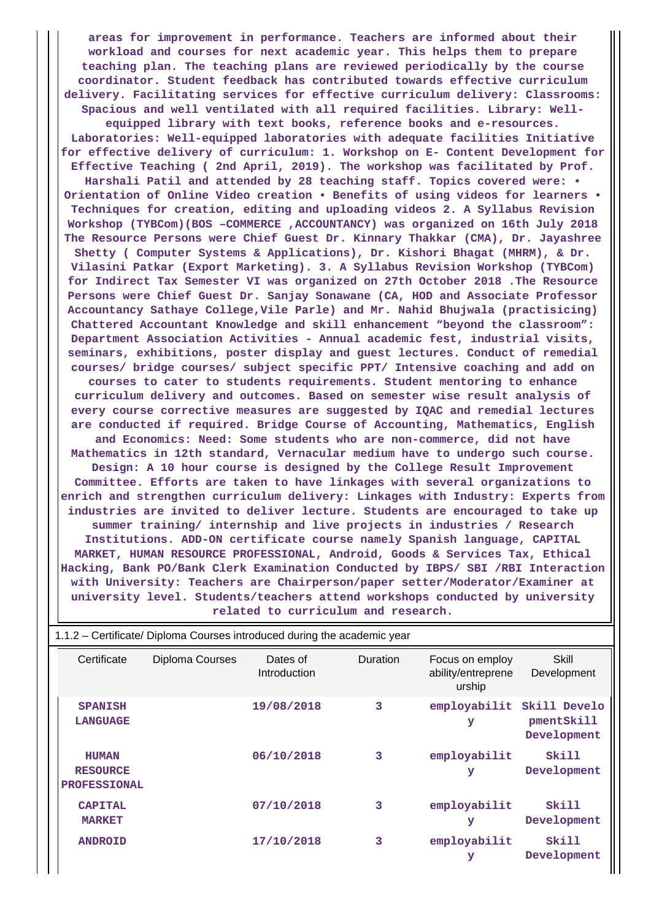areas for improvement in performance. Teachers are informed about their workload and courses for next academic year. This helps them to prepare teaching plan. The teaching plans are reviewed periodically by the course coordinator. Student feedback has contributed towards effective curriculum delivery. Facilitating services for effective curriculum delivery: Classrooms: Spacious and well ventilated with all required facilities. Library: Well-equipped library with text books, reference books and e-resources. Laboratories: Well-equipped laboratories with adequate facilities Initiative for effective delivery of curriculum: 1. Workshop on E- Content Development for Effective Teaching ( 2nd April, 2019). The workshop was facilitated by Prof. Harshali Patil and attended by 28 teaching staff. Topics covered were: • Orientation of Online Video creation • Benefits of using videos for learners • Techniques for creation, editing and uploading videos 2. A Syllabus Revision Workshop (TYBCom)(BOS –COMMERCE ,ACCOUNTANCY) was organized on 16th July 2018 The Resource Persons were Chief Guest Dr. Kinnary Thakkar (CMA), Dr. Jayashree Shetty ( Computer Systems & Applications), Dr. Kishori Bhagat (MHRM), & Dr. Vilasini Patkar (Export Marketing). 3. A Syllabus Revision Workshop (TYBCom) for Indirect Tax Semester VI was organized on 27th October 2018 .The Resource Persons were Chief Guest Dr. Sanjay Sonawane (CA, HOD and Associate Professor Accountancy Sathaye College,Vile Parle) and Mr. Nahid Bhujwala (practisicing) Chattered Accountant Knowledge and skill enhancement “beyond the classroom”: Department Association Activities - Annual academic fest, industrial visits, seminars, exhibitions, poster display and guest lectures. Conduct of remedial courses/ bridge courses/ subject specific PPT/ Intensive coaching and add on courses to cater to students requirements. Student mentoring to enhance curriculum delivery and outcomes. Based on semester wise result analysis of every course corrective measures are suggested by IQAC and remedial lectures are conducted if required. Bridge Course of Accounting, Mathematics, English and Economics: Need: Some students who are non-commerce, did not have Mathematics in 12th standard, Vernacular medium have to undergo such course. Design: A 10 hour course is designed by the College Result Improvement Committee. Efforts are taken to have linkages with several organizations to enrich and strengthen curriculum delivery: Linkages with Industry: Experts from industries are invited to deliver lecture. Students are encouraged to take up summer training/ internship and live projects in industries / Research Institutions. ADD-ON certificate course namely Spanish language, CAPITAL MARKET, HUMAN RESOURCE PROFESSIONAL, Android, Goods & Services Tax, Ethical Hacking, Bank PO/Bank Clerk Examination Conducted by IBPS/ SBI /RBI Interaction with University: Teachers are Chairperson/paper setter/Moderator/Examiner at university level. Students/teachers attend workshops conducted by university related to curriculum and research.

1.1.2 – Certificate/ Diploma Courses introduced during the academic year

| Certificate | Diploma Courses | Dates of Introduction | Duration | Focus on employ ability/entreprene urship | Skill Development |
|---|---|---|---|---|---|
| SPANISH LANGUAGE | | 19/08/2018 | 3 | employability | Skill DevelopmentSkill Development |
| HUMAN RESOURCE PROFESSIONAL | | 06/10/2018 | 3 | employability | Skill Development |
| CAPITAL MARKET | | 07/10/2018 | 3 | employability | Skill Development |
| ANDROID | | 17/10/2018 | 3 | employability | Skill Development |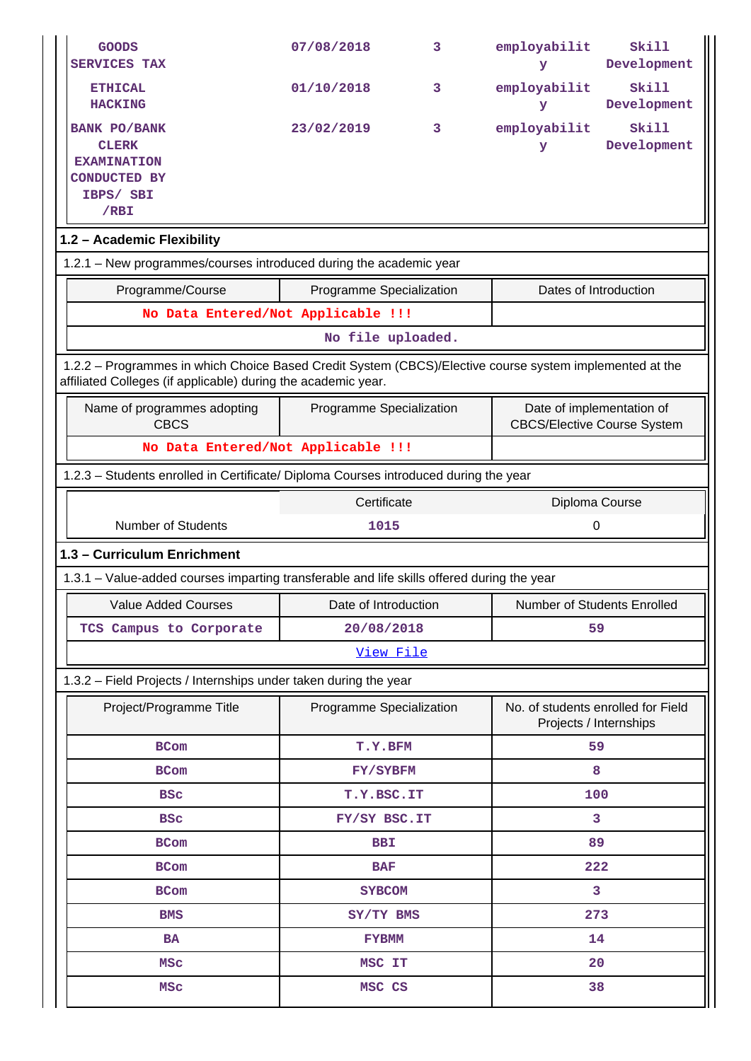| GOODS SERVICES TAX | 07/08/2018 | 3 | employability | Skill Development |
|---|---|---|---|---|
| ETHICAL HACKING | 01/10/2018 | 3 | employability | Skill Development |
| BANK PO/BANK CLERK EXAMINATION CONDUCTED BY IBPS/ SBI /RBI | 23/02/2019 | 3 | employability | Skill Development |

## 1.2 – Academic Flexibility

1.2.1 – New programmes/courses introduced during the academic year

| Programme/Course | Programme Specialization | Dates of Introduction |
|---|---|---|
| No Data Entered/Not Applicable !!! | | |
| No file uploaded. | | |

1.2.2 – Programmes in which Choice Based Credit System (CBCS)/Elective course system implemented at the affiliated Colleges (if applicable) during the academic year.

| Name of programmes adopting CBCS | Programme Specialization | Date of implementation of CBCS/Elective Course System |
|---|---|---|
| No Data Entered/Not Applicable !!! | | |

1.2.3 – Students enrolled in Certificate/ Diploma Courses introduced during the year

| | Certificate | Diploma Course |
|---|---|---|
| Number of Students | 1015 | 0 |

## 1.3 – Curriculum Enrichment

1.3.1 – Value-added courses imparting transferable and life skills offered during the year

| Value Added Courses | Date of Introduction | Number of Students Enrolled |
|---|---|---|
| TCS Campus to Corporate | 20/08/2018 | 59 |
| View File | | |

1.3.2 – Field Projects / Internships under taken during the year

| Project/Programme Title | Programme Specialization | No. of students enrolled for Field Projects / Internships |
|---|---|---|
| BCom | T.Y.BFM | 59 |
| BCom | FY/SYBFM | 8 |
| BSc | T.Y.BSC.IT | 100 |
| BSc | FY/SY BSC.IT | 3 |
| BCom | BBI | 89 |
| BCom | BAF | 222 |
| BCom | SYBCOM | 3 |
| BMS | SY/TY BMS | 273 |
| BA | FYBMM | 14 |
| MSc | MSC IT | 20 |
| MSc | MSC CS | 38 |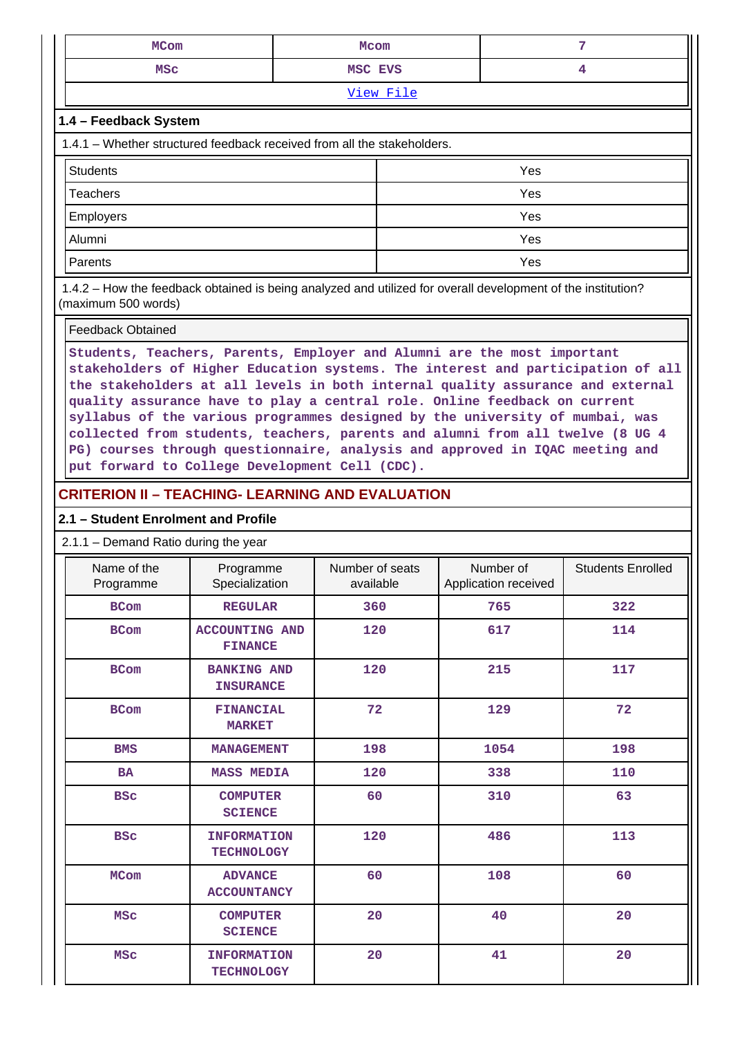| MCom | Mcom | 7 |
|---|---|---|
| MSc | MSC EVS | 4 |
| View File | | |

### 1.4 – Feedback System

1.4.1 – Whether structured feedback received from all the stakeholders.

| Students | Yes |
|---|---|
| Teachers | Yes |
| Employers | Yes |
| Alumni | Yes |
| Parents | Yes |

1.4.2 – How the feedback obtained is being analyzed and utilized for overall development of the institution? (maximum 500 words)

| Feedback Obtained |
|---|
| Students, Teachers, Parents, Employer and Alumni are the most important stakeholders of Higher Education systems. The interest and participation of all the stakeholders at all levels in both internal quality assurance and external quality assurance have to play a central role. Online feedback on current syllabus of the various programmes designed by the university of mumbai, was collected from students, teachers, parents and alumni from all twelve (8 UG 4 PG) courses through questionnaire, analysis and approved in IQAC meeting and put forward to College Development Cell (CDC). |

## CRITERION II – TEACHING- LEARNING AND EVALUATION

### 2.1 – Student Enrolment and Profile

2.1.1 – Demand Ratio during the year

| Name of the Programme | Programme Specialization | Number of seats available | Number of Application received | Students Enrolled |
|---|---|---|---|---|
| BCom | REGULAR | 360 | 765 | 322 |
| BCom | ACCOUNTING AND FINANCE | 120 | 617 | 114 |
| BCom | BANKING AND INSURANCE | 120 | 215 | 117 |
| BCom | FINANCIAL MARKET | 72 | 129 | 72 |
| BMS | MANAGEMENT | 198 | 1054 | 198 |
| BA | MASS MEDIA | 120 | 338 | 110 |
| BSc | COMPUTER SCIENCE | 60 | 310 | 63 |
| BSc | INFORMATION TECHNOLOGY | 120 | 486 | 113 |
| MCom | ADVANCE ACCOUNTANCY | 60 | 108 | 60 |
| MSc | COMPUTER SCIENCE | 20 | 40 | 20 |
| MSc | INFORMATION TECHNOLOGY | 20 | 41 | 20 |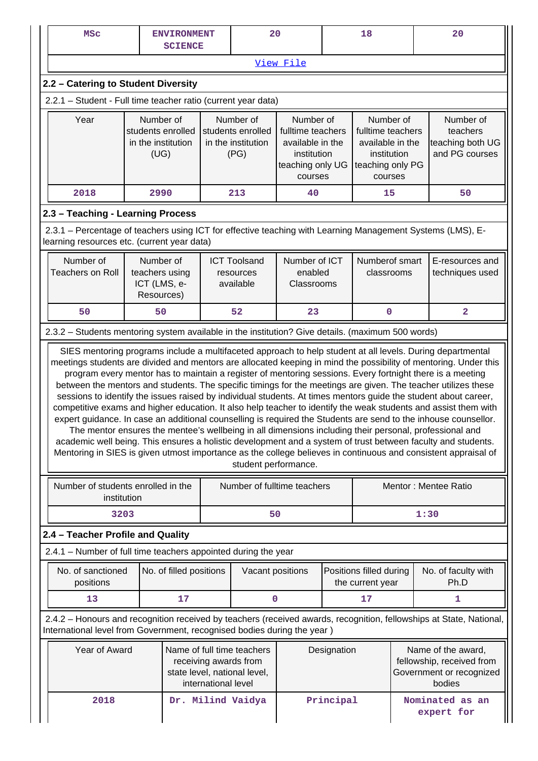| MSc | ENVIRONMENT SCIENCE | 20 | 18 | 20 |
|---|---|---|---|---|

[View File]

## 2.2 – Catering to Student Diversity

2.2.1 – Student - Full time teacher ratio (current year data)

| Year | Number of students enrolled in the institution (UG) | Number of students enrolled in the institution (PG) | Number of fulltime teachers available in the institution teaching only UG courses | Number of fulltime teachers available in the institution teaching only PG courses | Number of teachers teaching both UG and PG courses |
|---|---|---|---|---|---|
| 2018 | 2990 | 213 | 40 | 15 | 50 |

## 2.3 – Teaching - Learning Process

2.3.1 – Percentage of teachers using ICT for effective teaching with Learning Management Systems (LMS), E-learning resources etc. (current year data)

| Number of Teachers on Roll | Number of teachers using ICT (LMS, e-Resources) | ICT Toolsand resources available | Number of ICT enabled Classrooms | Numberof smart classrooms | E-resources and techniques used |
|---|---|---|---|---|---|
| 50 | 50 | 52 | 23 | 0 | 2 |

2.3.2 – Students mentoring system available in the institution? Give details. (maximum 500 words)

SIES mentoring programs include a multifaceted approach to help student at all levels. During departmental meetings students are divided and mentors are allocated keeping in mind the possibility of mentoring. Under this program every mentor has to maintain a register of mentoring sessions. Every fortnight there is a meeting between the mentors and students. The specific timings for the meetings are given. The teacher utilizes these sessions to identify the issues raised by individual students. At times mentors guide the student about career, competitive exams and higher education. It also help teacher to identify the weak students and assist them with expert guidance. In case an additional counselling is required the Students are send to the inhouse counsellor. The mentor ensures the mentee's wellbeing in all dimensions including their personal, professional and academic well being. This ensures a holistic development and a system of trust between faculty and students. Mentoring in SIES is given utmost importance as the college believes in continuous and consistent appraisal of student performance.

| Number of students enrolled in the institution | Number of fulltime teachers | Mentor : Mentee Ratio |
|---|---|---|
| 3203 | 50 | 1:30 |

## 2.4 – Teacher Profile and Quality

2.4.1 – Number of full time teachers appointed during the year

| No. of sanctioned positions | No. of filled positions | Vacant positions | Positions filled during the current year | No. of faculty with Ph.D |
|---|---|---|---|---|
| 13 | 17 | 0 | 17 | 1 |

2.4.2 – Honours and recognition received by teachers (received awards, recognition, fellowships at State, National, International level from Government, recognised bodies during the year )

| Year of Award | Name of full time teachers receiving awards from state level, national level, international level | Designation | Name of the award, fellowship, received from Government or recognized bodies |
|---|---|---|---|
| 2018 | Dr. Milind Vaidya | Principal | Nominated as an expert for |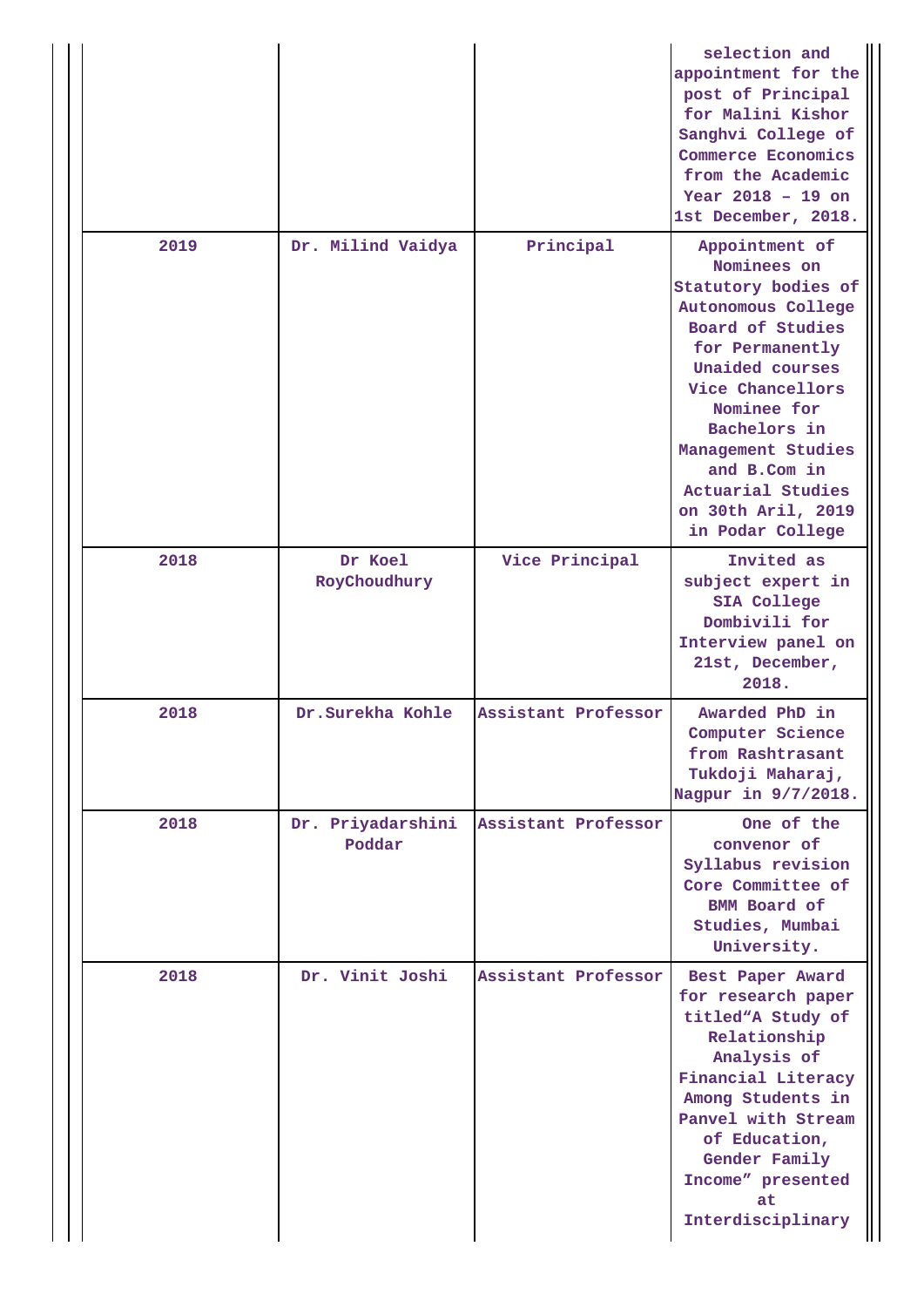|  |  |  |  |
|---|---|---|---|
|  |  |  | selection and appointment for the post of Principal for Malini Kishor Sanghvi College of Commerce Economics from the Academic Year 2018 – 19 on 1st December, 2018. |
| 2019 | Dr. Milind Vaidya | Principal | Appointment of Nominees on Statutory bodies of Autonomous College Board of Studies for Permanently Unaided courses Vice Chancellors Nominee for Bachelors in Management Studies and B.Com in Actuarial Studies on 30th Aril, 2019 in Podar College |
| 2018 | Dr Koel RoyChoudhury | Vice Principal | Invited as subject expert in SIA College Dombivili for Interview panel on 21st, December, 2018. |
| 2018 | Dr.Surekha Kohle | Assistant Professor | Awarded PhD in Computer Science from Rashtrasant Tukdoji Maharaj, Nagpur in 9/7/2018. |
| 2018 | Dr. Priyadarshini Poddar | Assistant Professor | One of the convenor of Syllabus revision Core Committee of BMM Board of Studies, Mumbai University. |
| 2018 | Dr. Vinit Joshi | Assistant Professor | Best Paper Award for research paper titled"A Study of Relationship Analysis of Financial Literacy Among Students in Panvel with Stream of Education, Gender Family Income" presented at Interdisciplinary |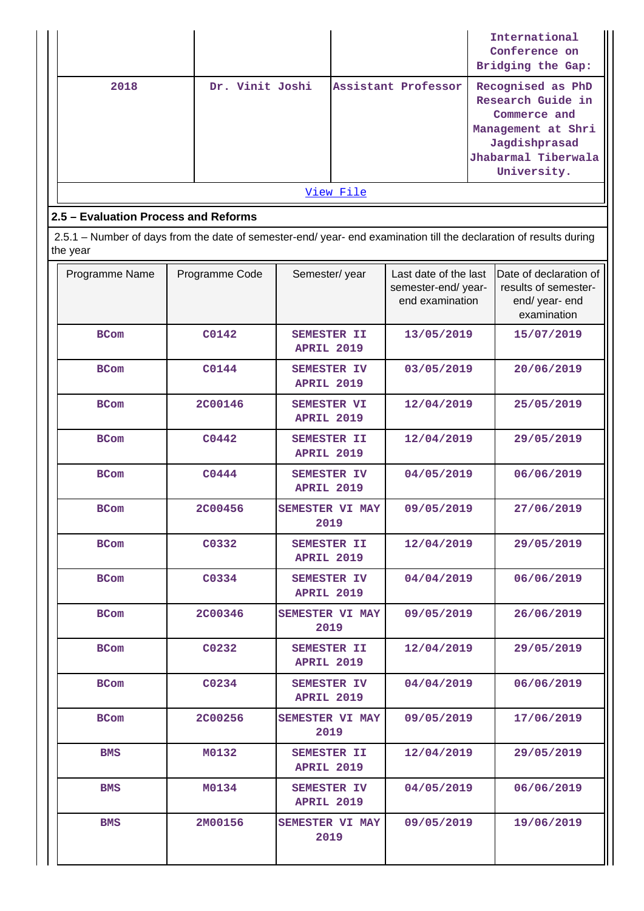|  |  |  | International Conference on Bridging the Gap: |
|---|---|---|---|
| 2018 | Dr. Vinit Joshi | Assistant Professor | Recognised as PhD Research Guide in Commerce and Management at Shri Jagdishprasad Jhabarmal Tiberwala University. |

[View File]

## 2.5 – Evaluation Process and Reforms

2.5.1 – Number of days from the date of semester-end/ year- end examination till the declaration of results during the year

| Programme Name | Programme Code | Semester/ year | Last date of the last semester-end/ year- end examination | Date of declaration of results of semester- end/ year- end examination |
|---|---|---|---|---|
| BCom | C0142 | SEMESTER II APRIL 2019 | 13/05/2019 | 15/07/2019 |
| BCom | C0144 | SEMESTER IV APRIL 2019 | 03/05/2019 | 20/06/2019 |
| BCom | 2C00146 | SEMESTER VI APRIL 2019 | 12/04/2019 | 25/05/2019 |
| BCom | C0442 | SEMESTER II APRIL 2019 | 12/04/2019 | 29/05/2019 |
| BCom | C0444 | SEMESTER IV APRIL 2019 | 04/05/2019 | 06/06/2019 |
| BCom | 2C00456 | SEMESTER VI MAY 2019 | 09/05/2019 | 27/06/2019 |
| BCom | C0332 | SEMESTER II APRIL 2019 | 12/04/2019 | 29/05/2019 |
| BCom | C0334 | SEMESTER IV APRIL 2019 | 04/04/2019 | 06/06/2019 |
| BCom | 2C00346 | SEMESTER VI MAY 2019 | 09/05/2019 | 26/06/2019 |
| BCom | C0232 | SEMESTER II APRIL 2019 | 12/04/2019 | 29/05/2019 |
| BCom | C0234 | SEMESTER IV APRIL 2019 | 04/04/2019 | 06/06/2019 |
| BCom | 2C00256 | SEMESTER VI MAY 2019 | 09/05/2019 | 17/06/2019 |
| BMS | M0132 | SEMESTER II APRIL 2019 | 12/04/2019 | 29/05/2019 |
| BMS | M0134 | SEMESTER IV APRIL 2019 | 04/05/2019 | 06/06/2019 |
| BMS | 2M00156 | SEMESTER VI MAY 2019 | 09/05/2019 | 19/06/2019 |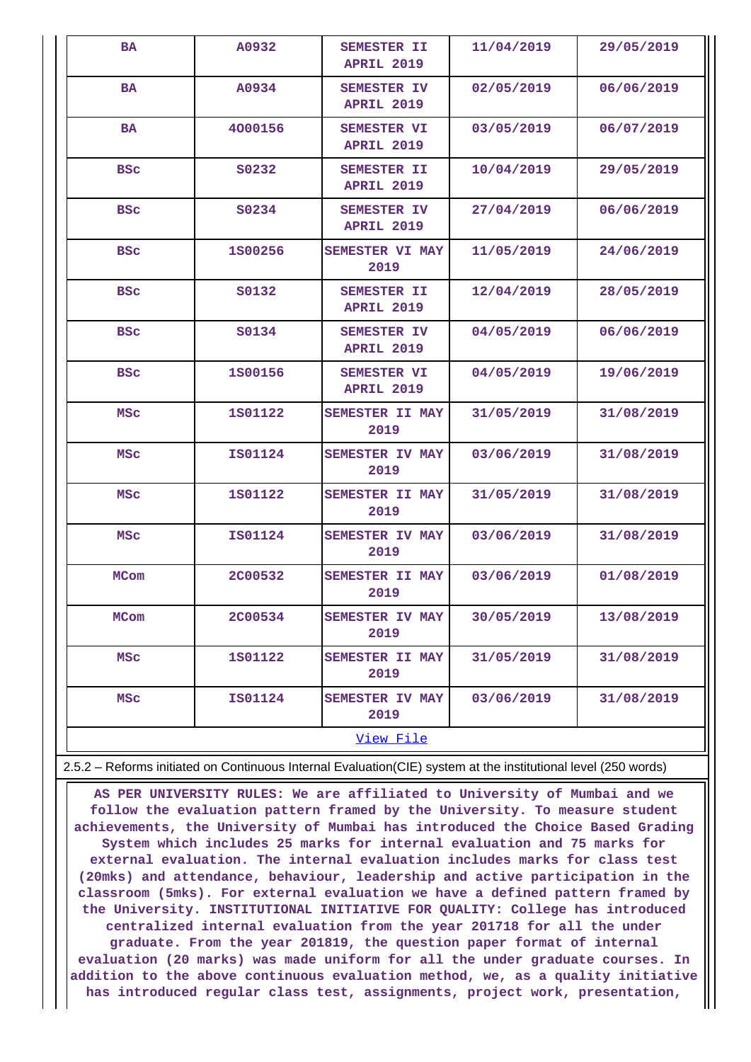| BA | A0932 | SEMESTER II APRIL 2019 | 11/04/2019 | 29/05/2019 |
|---|---|---|---|---|
| BA | A0934 | SEMESTER IV APRIL 2019 | 02/05/2019 | 06/06/2019 |
| BA | 4000156 | SEMESTER VI APRIL 2019 | 03/05/2019 | 06/07/2019 |
| BSc | S0232 | SEMESTER II APRIL 2019 | 10/04/2019 | 29/05/2019 |
| BSc | S0234 | SEMESTER IV APRIL 2019 | 27/04/2019 | 06/06/2019 |
| BSc | 1S00256 | SEMESTER VI MAY 2019 | 11/05/2019 | 24/06/2019 |
| BSc | S0132 | SEMESTER II APRIL 2019 | 12/04/2019 | 28/05/2019 |
| BSc | S0134 | SEMESTER IV APRIL 2019 | 04/05/2019 | 06/06/2019 |
| BSc | 1S00156 | SEMESTER VI APRIL 2019 | 04/05/2019 | 19/06/2019 |
| MSc | 1S01122 | SEMESTER II MAY 2019 | 31/05/2019 | 31/08/2019 |
| MSc | IS01124 | SEMESTER IV MAY 2019 | 03/06/2019 | 31/08/2019 |
| MSc | 1S01122 | SEMESTER II MAY 2019 | 31/05/2019 | 31/08/2019 |
| MSc | IS01124 | SEMESTER IV MAY 2019 | 03/06/2019 | 31/08/2019 |
| MCom | 2C00532 | SEMESTER II MAY 2019 | 03/06/2019 | 01/08/2019 |
| MCom | 2C00534 | SEMESTER IV MAY 2019 | 30/05/2019 | 13/08/2019 |
| MSc | 1S01122 | SEMESTER II MAY 2019 | 31/05/2019 | 31/08/2019 |
| MSc | IS01124 | SEMESTER IV MAY 2019 | 03/06/2019 | 31/08/2019 |

View File

2.5.2 – Reforms initiated on Continuous Internal Evaluation(CIE) system at the institutional level (250 words)

AS PER UNIVERSITY RULES: We are affiliated to University of Mumbai and we follow the evaluation pattern framed by the University. To measure student achievements, the University of Mumbai has introduced the Choice Based Grading System which includes 25 marks for internal evaluation and 75 marks for external evaluation. The internal evaluation includes marks for class test (20mks) and attendance, behaviour, leadership and active participation in the classroom (5mks). For external evaluation we have a defined pattern framed by the University. INSTITUTIONAL INITIATIVE FOR QUALITY: College has introduced centralized internal evaluation from the year 201718 for all the under graduate. From the year 201819, the question paper format of internal evaluation (20 marks) was made uniform for all the under graduate courses. In addition to the above continuous evaluation method, we, as a quality initiative has introduced regular class test, assignments, project work, presentation,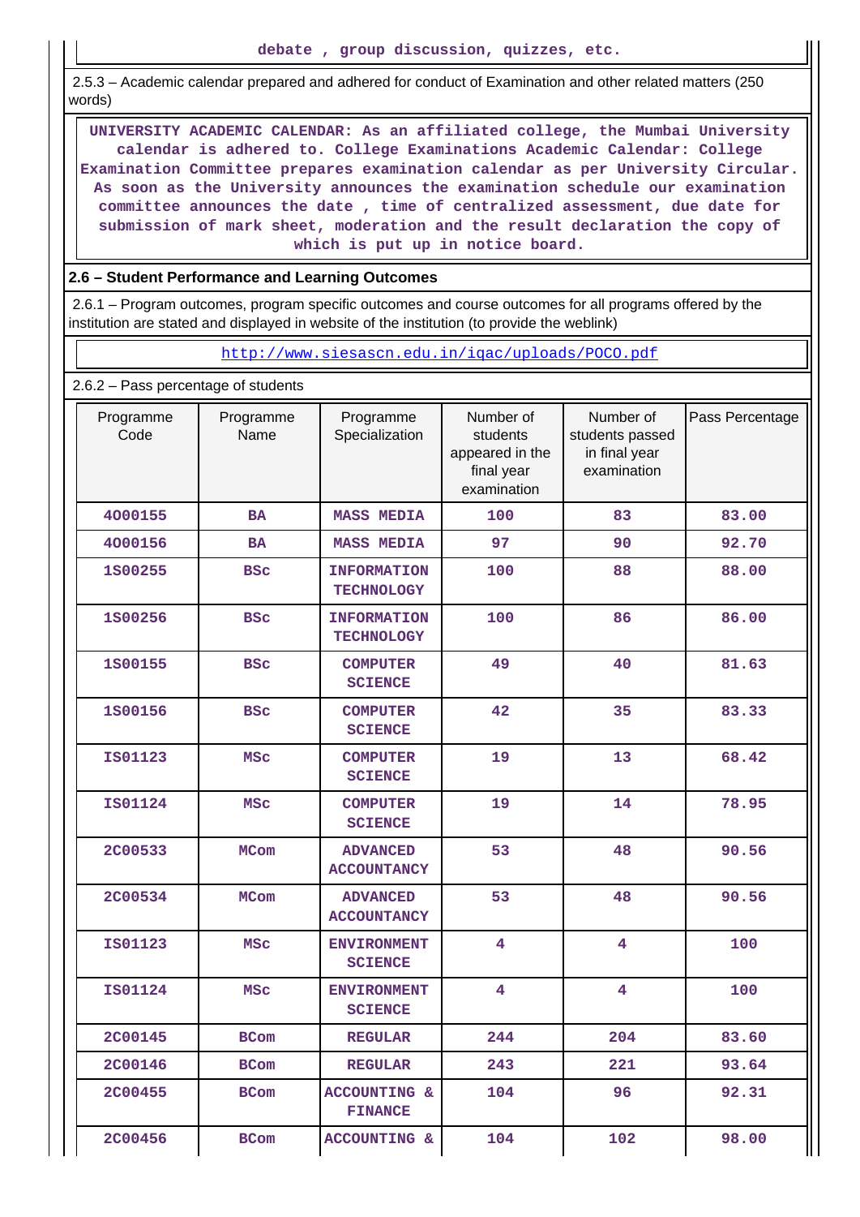debate , group discussion, quizzes, etc.

2.5.3 – Academic calendar prepared and adhered for conduct of Examination and other related matters (250 words)

UNIVERSITY ACADEMIC CALENDAR: As an affiliated college, the Mumbai University calendar is adhered to. College Examinations Academic Calendar: College Examination Committee prepares examination calendar as per University Circular. As soon as the University announces the examination schedule our examination committee announces the date , time of centralized assessment, due date for submission of mark sheet, moderation and the result declaration the copy of which is put up in notice board.

**2.6 – Student Performance and Learning Outcomes**

2.6.1 – Program outcomes, program specific outcomes and course outcomes for all programs offered by the institution are stated and displayed in website of the institution (to provide the weblink)

http://www.siesascn.edu.in/iqac/uploads/POCO.pdf

2.6.2 – Pass percentage of students

| Programme Code | Programme Name | Programme Specialization | Number of students appeared in the final year examination | Number of students passed in final year examination | Pass Percentage |
|---|---|---|---|---|---|
| 4000155 | BA | MASS MEDIA | 100 | 83 | 83.00 |
| 4000156 | BA | MASS MEDIA | 97 | 90 | 92.70 |
| 1S00255 | BSc | INFORMATION TECHNOLOGY | 100 | 88 | 88.00 |
| 1S00256 | BSc | INFORMATION TECHNOLOGY | 100 | 86 | 86.00 |
| 1S00155 | BSc | COMPUTER SCIENCE | 49 | 40 | 81.63 |
| 1S00156 | BSc | COMPUTER SCIENCE | 42 | 35 | 83.33 |
| IS01123 | MSc | COMPUTER SCIENCE | 19 | 13 | 68.42 |
| IS01124 | MSc | COMPUTER SCIENCE | 19 | 14 | 78.95 |
| 2C00533 | MCom | ADVANCED ACCOUNTANCY | 53 | 48 | 90.56 |
| 2C00534 | MCom | ADVANCED ACCOUNTANCY | 53 | 48 | 90.56 |
| IS01123 | MSc | ENVIRONMENT SCIENCE | 4 | 4 | 100 |
| IS01124 | MSc | ENVIRONMENT SCIENCE | 4 | 4 | 100 |
| 2C00145 | BCom | REGULAR | 244 | 204 | 83.60 |
| 2C00146 | BCom | REGULAR | 243 | 221 | 93.64 |
| 2C00455 | BCom | ACCOUNTING & FINANCE | 104 | 96 | 92.31 |
| 2C00456 | BCom | ACCOUNTING & | 104 | 102 | 98.00 |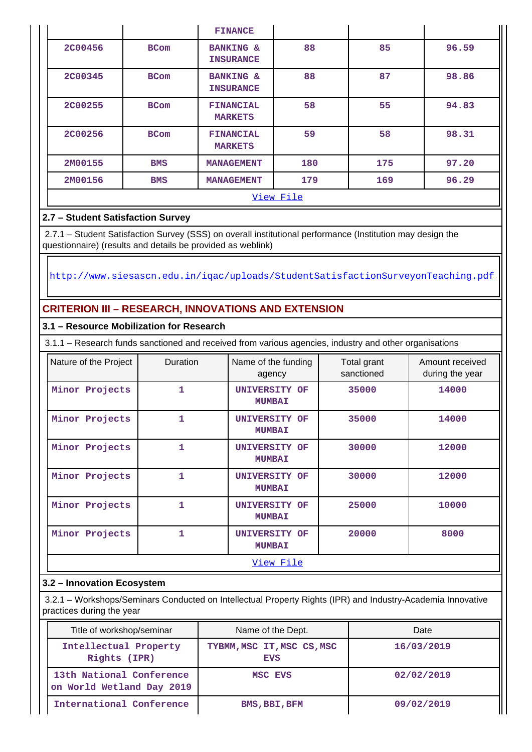| | | FINANCE | | | |
|---|---|---|---|---|---|
| 2C00456 | BCom | BANKING & INSURANCE | 88 | 85 | 96.59 |
| 2C00345 | BCom | BANKING & INSURANCE | 88 | 87 | 98.86 |
| 2C00255 | BCom | FINANCIAL MARKETS | 58 | 55 | 94.83 |
| 2C00256 | BCom | FINANCIAL MARKETS | 59 | 58 | 98.31 |
| 2M00155 | BMS | MANAGEMENT | 180 | 175 | 97.20 |
| 2M00156 | BMS | MANAGEMENT | 179 | 169 | 96.29 |

View File

### 2.7 – Student Satisfaction Survey

2.7.1 – Student Satisfaction Survey (SSS) on overall institutional performance (Institution may design the questionnaire) (results and details be provided as weblink)

http://www.siesascn.edu.in/iqac/uploads/StudentSatisfactionSurveyonTeaching.pdf

## CRITERION III – RESEARCH, INNOVATIONS AND EXTENSION

### 3.1 – Resource Mobilization for Research

3.1.1 – Research funds sanctioned and received from various agencies, industry and other organisations

| Nature of the Project | Duration | Name of the funding agency | Total grant sanctioned | Amount received during the year |
|---|---|---|---|---|
| Minor Projects | 1 | UNIVERSITY OF MUMBAI | 35000 | 14000 |
| Minor Projects | 1 | UNIVERSITY OF MUMBAI | 35000 | 14000 |
| Minor Projects | 1 | UNIVERSITY OF MUMBAI | 30000 | 12000 |
| Minor Projects | 1 | UNIVERSITY OF MUMBAI | 30000 | 12000 |
| Minor Projects | 1 | UNIVERSITY OF MUMBAI | 25000 | 10000 |
| Minor Projects | 1 | UNIVERSITY OF MUMBAI | 20000 | 8000 |

View File

### 3.2 – Innovation Ecosystem

3.2.1 – Workshops/Seminars Conducted on Intellectual Property Rights (IPR) and Industry-Academia Innovative practices during the year

| Title of workshop/seminar | Name of the Dept. | Date |
|---|---|---|
| Intellectual Property Rights (IPR) | TYBMM,MSC IT,MSC CS,MSC EVS | 16/03/2019 |
| 13th National Conference on World Wetland Day 2019 | MSC EVS | 02/02/2019 |
| International Conference | BMS,BBI,BFM | 09/02/2019 |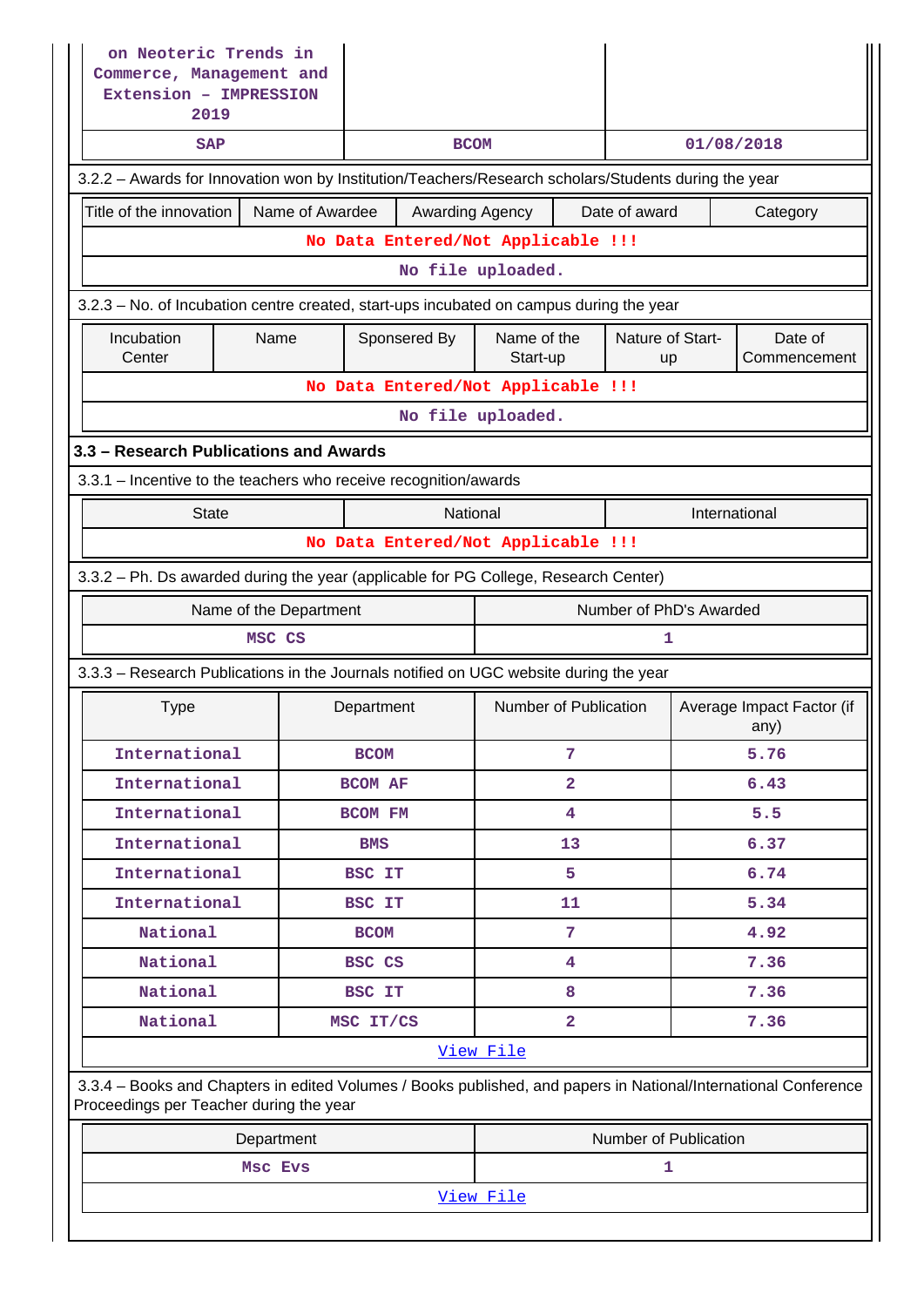| on Neoteric Trends in Commerce, Management and Extension – IMPRESSION 2019 | | |
|---|---|---|
| SAP | BCOM | 01/08/2018 |

3.2.2 – Awards for Innovation won by Institution/Teachers/Research scholars/Students during the year

| Title of the innovation | Name of Awardee | Awarding Agency | Date of award | Category |
|---|---|---|---|---|
| No Data Entered/Not Applicable !!! | | | | |
| No file uploaded. | | | | |

3.2.3 – No. of Incubation centre created, start-ups incubated on campus during the year

| Incubation Center | Name | Sponsered By | Name of the Start-up | Nature of Start-up | Date of Commencement |
|---|---|---|---|---|---|
| No Data Entered/Not Applicable !!! | | | | | |
| No file uploaded. | | | | | |

### 3.3 – Research Publications and Awards

3.3.1 – Incentive to the teachers who receive recognition/awards

| State | National | International |
|---|---|---|
| No Data Entered/Not Applicable !!! | | |

3.3.2 – Ph. Ds awarded during the year (applicable for PG College, Research Center)

| Name of the Department | Number of PhD's Awarded |
|---|---|
| MSC CS | 1 |

3.3.3 – Research Publications in the Journals notified on UGC website during the year

| Type | Department | Number of Publication | Average Impact Factor (if any) |
|---|---|---|---|
| International | BCOM | 7 | 5.76 |
| International | BCOM AF | 2 | 6.43 |
| International | BCOM FM | 4 | 5.5 |
| International | BMS | 13 | 6.37 |
| International | BSC IT | 5 | 6.74 |
| International | BSC IT | 11 | 5.34 |
| National | BCOM | 7 | 4.92 |
| National | BSC CS | 4 | 7.36 |
| National | BSC IT | 8 | 7.36 |
| National | MSC IT/CS | 2 | 7.36 |
| View File | | | |

3.3.4 – Books and Chapters in edited Volumes / Books published, and papers in National/International Conference Proceedings per Teacher during the year

| Department | Number of Publication |
|---|---|
| Msc Evs | 1 |
| View File | |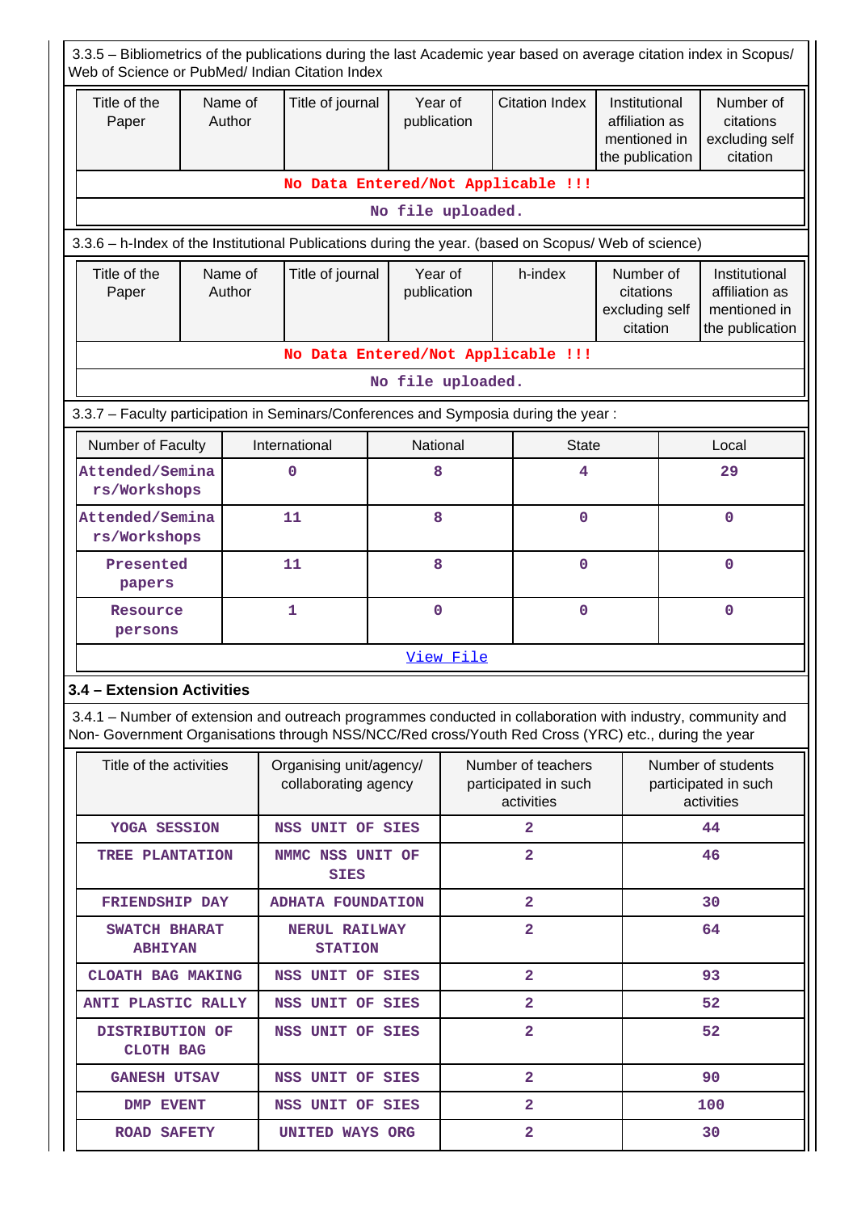3.3.5 – Bibliometrics of the publications during the last Academic year based on average citation index in Scopus/ Web of Science or PubMed/ Indian Citation Index

| Title of the Paper | Name of Author | Title of journal | Year of publication | Citation Index | Institutional affiliation as mentioned in the publication | Number of citations excluding self citation |
|---|---|---|---|---|---|---|
| No Data Entered/Not Applicable !!! | | | | | | |
| No file uploaded. | | | | | | |

3.3.6 – h-Index of the Institutional Publications during the year. (based on Scopus/ Web of science)

| Title of the Paper | Name of Author | Title of journal | Year of publication | h-index | Number of citations excluding self citation | Institutional affiliation as mentioned in the publication |
|---|---|---|---|---|---|---|
| No Data Entered/Not Applicable !!! | | | | | | |
| No file uploaded. | | | | | | |

3.3.7 – Faculty participation in Seminars/Conferences and Symposia during the year :

| Number of Faculty | International | National | State | Local |
|---|---|---|---|---|
| Attended/Seminars/Workshops | 0 | 8 | 4 | 29 |
| Attended/Seminars/Workshops | 11 | 8 | 0 | 0 |
| Presented papers | 11 | 8 | 0 | 0 |
| Resource persons | 1 | 0 | 0 | 0 |

View File

**3.4 – Extension Activities**

3.4.1 – Number of extension and outreach programmes conducted in collaboration with industry, community and Non- Government Organisations through NSS/NCC/Red cross/Youth Red Cross (YRC) etc., during the year

| Title of the activities | Organising unit/agency/ collaborating agency | Number of teachers participated in such activities | Number of students participated in such activities |
|---|---|---|---|
| YOGA SESSION | NSS UNIT OF SIES | 2 | 44 |
| TREE PLANTATION | NMMC NSS UNIT OF SIES | 2 | 46 |
| FRIENDSHIP DAY | ADHATA FOUNDATION | 2 | 30 |
| SWATCH BHARAT ABHIYAN | NERUL RAILWAY STATION | 2 | 64 |
| CLOATH BAG MAKING | NSS UNIT OF SIES | 2 | 93 |
| ANTI PLASTIC RALLY | NSS UNIT OF SIES | 2 | 52 |
| DISTRIBUTION OF CLOTH BAG | NSS UNIT OF SIES | 2 | 52 |
| GANESH UTSAV | NSS UNIT OF SIES | 2 | 90 |
| DMP EVENT | NSS UNIT OF SIES | 2 | 100 |
| ROAD SAFETY | UNITED WAYS ORG | 2 | 30 |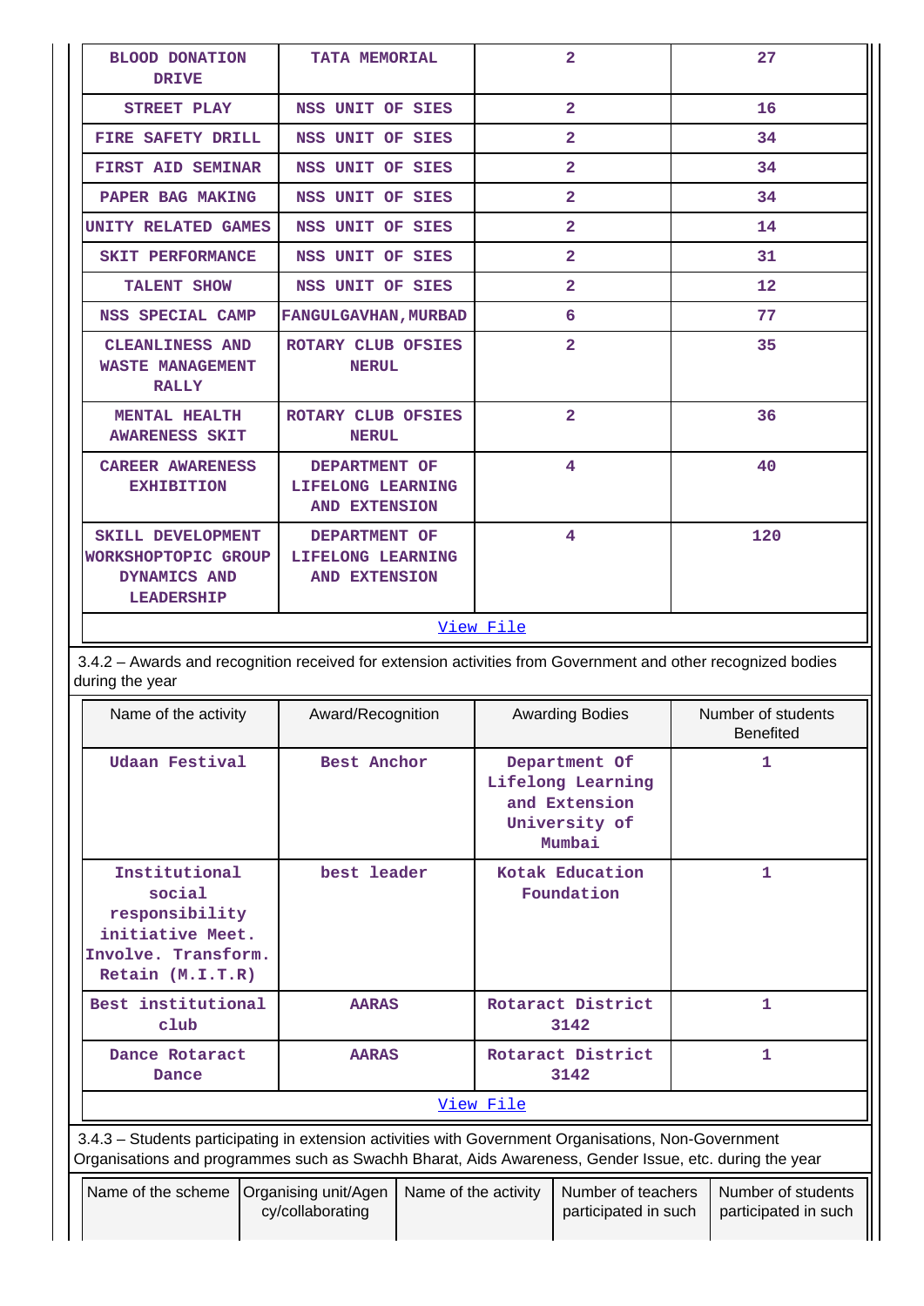| BLOOD DONATION DRIVE | TATA MEMORIAL | 2 | 27 |
|---|---|---|---|
| STREET PLAY | NSS UNIT OF SIES | 2 | 16 |
| FIRE SAFETY DRILL | NSS UNIT OF SIES | 2 | 34 |
| FIRST AID SEMINAR | NSS UNIT OF SIES | 2 | 34 |
| PAPER BAG MAKING | NSS UNIT OF SIES | 2 | 34 |
| UNITY RELATED GAMES | NSS UNIT OF SIES | 2 | 14 |
| SKIT PERFORMANCE | NSS UNIT OF SIES | 2 | 31 |
| TALENT SHOW | NSS UNIT OF SIES | 2 | 12 |
| NSS SPECIAL CAMP | FANGULGAVHAN,MURBAD | 6 | 77 |
| CLEANLINESS AND WASTE MANAGEMENT RALLY | ROTARY CLUB OFSIES NERUL | 2 | 35 |
| MENTAL HEALTH AWARENESS SKIT | ROTARY CLUB OFSIES NERUL | 2 | 36 |
| CAREER AWARENESS EXHIBITION | DEPARTMENT OF LIFELONG LEARNING AND EXTENSION | 4 | 40 |
| SKILL DEVELOPMENT WORKSHOPTOPIC GROUP DYNAMICS AND LEADERSHIP | DEPARTMENT OF LIFELONG LEARNING AND EXTENSION | 4 | 120 |

View File

3.4.2 – Awards and recognition received for extension activities from Government and other recognized bodies during the year

| Name of the activity | Award/Recognition | Awarding Bodies | Number of students Benefited |
|---|---|---|---|
| Udaan Festival | Best Anchor | Department Of Lifelong Learning and Extension University of Mumbai | 1 |
| Institutional social responsibility initiative Meet. Involve. Transform. Retain (M.I.T.R) | best leader | Kotak Education Foundation | 1 |
| Best institutional club | AARAS | Rotaract District 3142 | 1 |
| Dance Rotaract Dance | AARAS | Rotaract District 3142 | 1 |

View File

3.4.3 – Students participating in extension activities with Government Organisations, Non-Government Organisations and programmes such as Swachh Bharat, Aids Awareness, Gender Issue, etc. during the year

| Name of the scheme | Organising unit/Agency/collaborating | Name of the activity | Number of teachers participated in such | Number of students participated in such |
|---|---|---|---|---|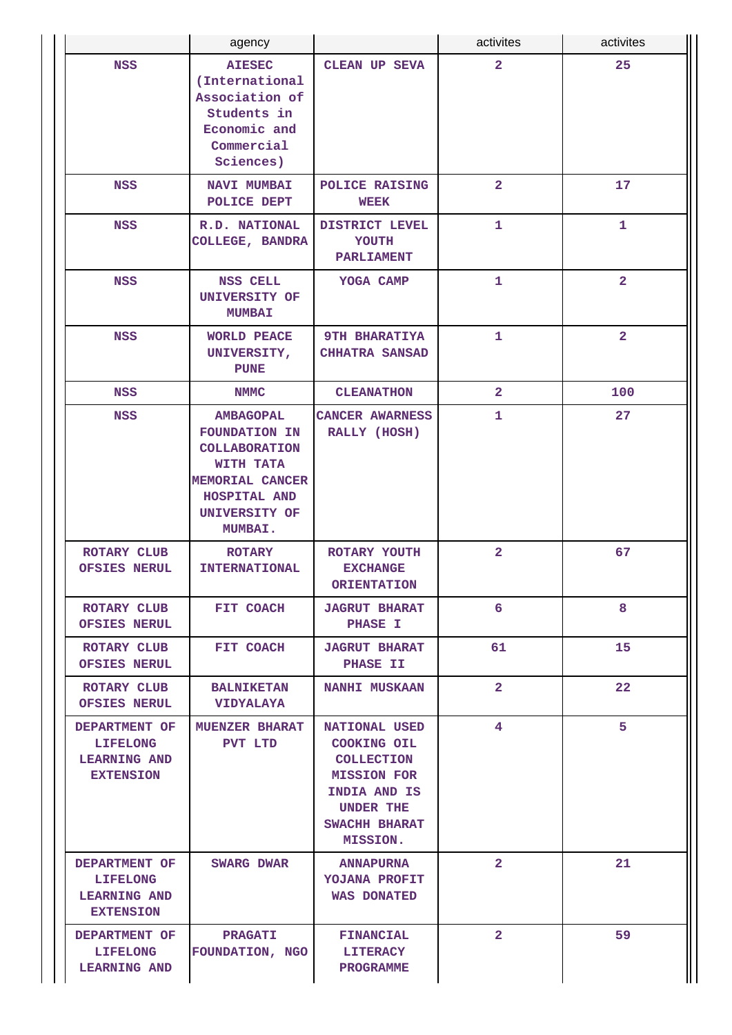| | agency | | activites | activites |
|---|---|---|---|---|
| NSS | AIESEC (International Association of Students in Economic and Commercial Sciences) | CLEAN UP SEVA | 2 | 25 |
| NSS | NAVI MUMBAI POLICE DEPT | POLICE RAISING WEEK | 2 | 17 |
| NSS | R.D. NATIONAL COLLEGE, BANDRA | DISTRICT LEVEL YOUTH PARLIAMENT | 1 | 1 |
| NSS | NSS CELL UNIVERSITY OF MUMBAI | YOGA CAMP | 1 | 2 |
| NSS | WORLD PEACE UNIVERSITY, PUNE | 9TH BHARATIYA CHHATRA SANSAD | 1 | 2 |
| NSS | NMMC | CLEANATHON | 2 | 100 |
| NSS | AMBAGOPAL FOUNDATION IN COLLABORATION WITH TATA MEMORIAL CANCER HOSPITAL AND UNIVERSITY OF MUMBAI. | CANCER AWARNESS RALLY (HOSH) | 1 | 27 |
| ROTARY CLUB OFSIES NERUL | ROTARY INTERNATIONAL | ROTARY YOUTH EXCHANGE ORIENTATION | 2 | 67 |
| ROTARY CLUB OFSIES NERUL | FIT COACH | JAGRUT BHARAT PHASE I | 6 | 8 |
| ROTARY CLUB OFSIES NERUL | FIT COACH | JAGRUT BHARAT PHASE II | 61 | 15 |
| ROTARY CLUB OFSIES NERUL | BALNIKETAN VIDYALAYA | NANHI MUSKAAN | 2 | 22 |
| DEPARTMENT OF LIFELONG LEARNING AND EXTENSION | MUENZER BHARAT PVT LTD | NATIONAL USED COOKING OIL COLLECTION MISSION FOR INDIA AND IS UNDER THE SWACHH BHARAT MISSION. | 4 | 5 |
| DEPARTMENT OF LIFELONG LEARNING AND EXTENSION | SWARG DWAR | ANNAPURNA YOJANA PROFIT WAS DONATED | 2 | 21 |
| DEPARTMENT OF LIFELONG LEARNING AND | PRAGATI FOUNDATION, NGO | FINANCIAL LITERACY PROGRAMME | 2 | 59 |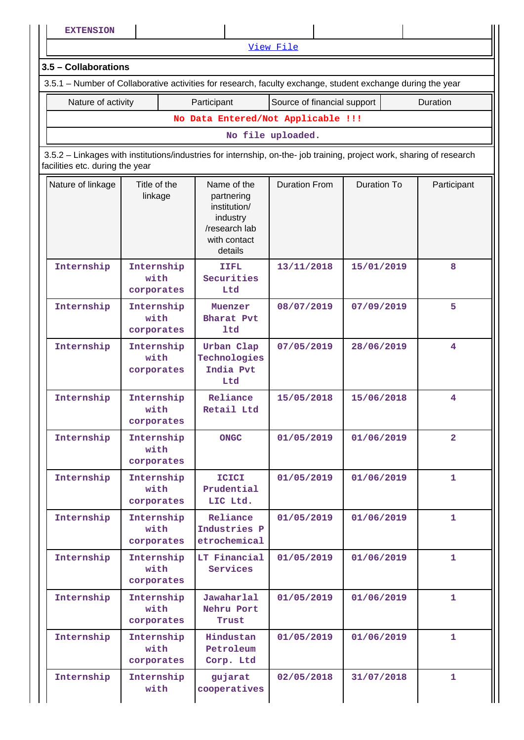| EXTENSION | | | | |
|---|---|---|---|---|

[View File]

### 3.5 – Collaborations

3.5.1 – Number of Collaborative activities for research, faculty exchange, student exchange during the year

| Nature of activity | Participant | Source of financial support | Duration |
|---|---|---|---|
| No Data Entered/Not Applicable !!! | | | |

No file uploaded.

3.5.2 – Linkages with institutions/industries for internship, on-the- job training, project work, sharing of research facilities etc. during the year

| Nature of linkage | Title of the linkage | Name of the partnering institution/ industry /research lab with contact details | Duration From | Duration To | Participant |
|---|---|---|---|---|---|
| Internship | Internship with corporates | IIFL Securities Ltd | 13/11/2018 | 15/01/2019 | 8 |
| Internship | Internship with corporates | Muenzer Bharat Pvt ltd | 08/07/2019 | 07/09/2019 | 5 |
| Internship | Internship with corporates | Urban Clap Technologies India Pvt Ltd | 07/05/2019 | 28/06/2019 | 4 |
| Internship | Internship with corporates | Reliance Retail Ltd | 15/05/2018 | 15/06/2018 | 4 |
| Internship | Internship with corporates | ONGC | 01/05/2019 | 01/06/2019 | 2 |
| Internship | Internship with corporates | ICICI Prudential LIC Ltd. | 01/05/2019 | 01/06/2019 | 1 |
| Internship | Internship with corporates | Reliance Industries Petrochemical | 01/05/2019 | 01/06/2019 | 1 |
| Internship | Internship with corporates | LT Financial Services | 01/05/2019 | 01/06/2019 | 1 |
| Internship | Internship with corporates | Jawaharlal Nehru Port Trust | 01/05/2019 | 01/06/2019 | 1 |
| Internship | Internship with corporates | Hindustan Petroleum Corp. Ltd | 01/05/2019 | 01/06/2019 | 1 |
| Internship | Internship with | gujarat cooperatives | 02/05/2018 | 31/07/2018 | 1 |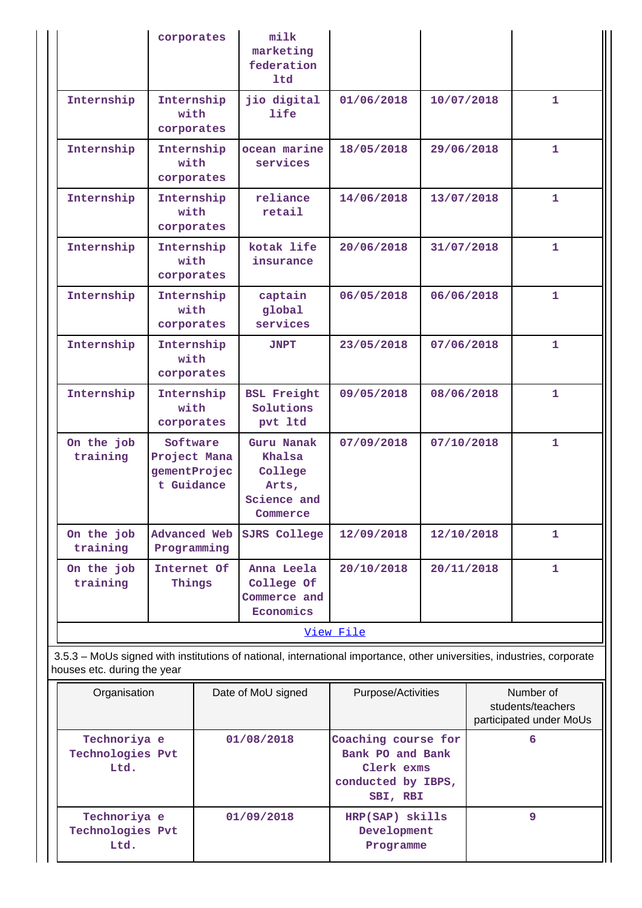|  | corporates | milk marketing federation ltd |  |  |  |
|---|---|---|---|---|---|
| Internship | Internship with corporates | jio digital life | 01/06/2018 | 10/07/2018 | 1 |
| Internship | Internship with corporates | ocean marine services | 18/05/2018 | 29/06/2018 | 1 |
| Internship | Internship with corporates | reliance retail | 14/06/2018 | 13/07/2018 | 1 |
| Internship | Internship with corporates | kotak life insurance | 20/06/2018 | 31/07/2018 | 1 |
| Internship | Internship with corporates | captain global services | 06/05/2018 | 06/06/2018 | 1 |
| Internship | Internship with corporates | JNPT | 23/05/2018 | 07/06/2018 | 1 |
| Internship | Internship with corporates | BSL Freight Solutions pvt ltd | 09/05/2018 | 08/06/2018 | 1 |
| On the job training | Software Project ManagementProject Guidance | Guru Nanak Khalsa College Arts, Science and Commerce | 07/09/2018 | 07/10/2018 | 1 |
| On the job training | Advanced Web Programming | SJRS College | 12/09/2018 | 12/10/2018 | 1 |
| On the job training | Internet Of Things | Anna Leela College Of Commerce and Economics | 20/10/2018 | 20/11/2018 | 1 |

View File

3.5.3 – MoUs signed with institutions of national, international importance, other universities, industries, corporate houses etc. during the year

| Organisation | Date of MoU signed | Purpose/Activities | Number of students/teachers participated under MoUs |
|---|---|---|---|
| Technoriya e Technologies Pvt Ltd. | 01/08/2018 | Coaching course for Bank PO and Bank Clerk exms conducted by IBPS, SBI, RBI | 6 |
| Technoriya e Technologies Pvt Ltd. | 01/09/2018 | HRP(SAP) skills Development Programme | 9 |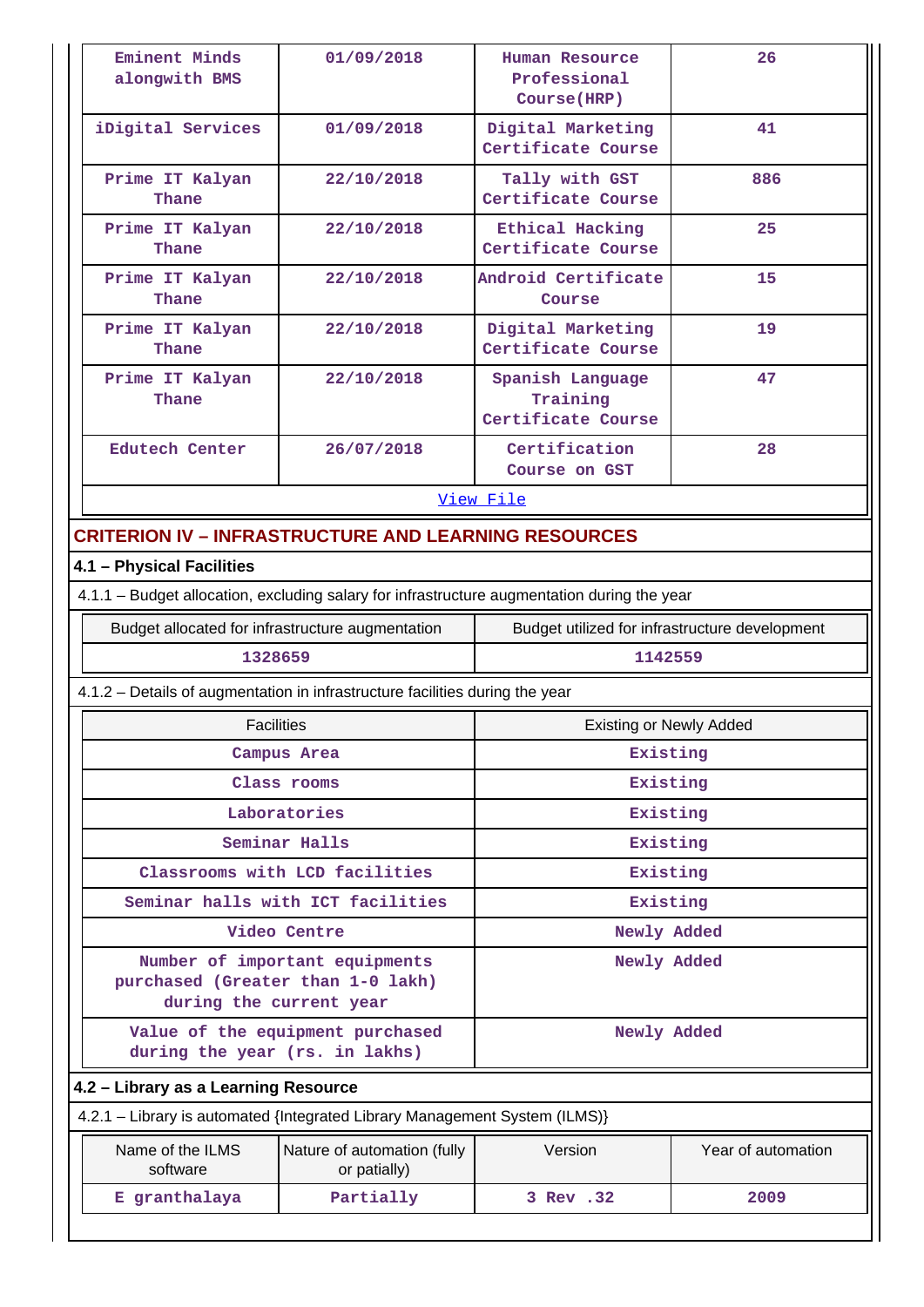| Eminent Minds alongwith BMS | 01/09/2018 | Human Resource Professional Course(HRP) | 26 |
|---|---|---|---|
| iDigital Services | 01/09/2018 | Digital Marketing Certificate Course | 41 |
| Prime IT Kalyan Thane | 22/10/2018 | Tally with GST Certificate Course | 886 |
| Prime IT Kalyan Thane | 22/10/2018 | Ethical Hacking Certificate Course | 25 |
| Prime IT Kalyan Thane | 22/10/2018 | Android Certificate Course | 15 |
| Prime IT Kalyan Thane | 22/10/2018 | Digital Marketing Certificate Course | 19 |
| Prime IT Kalyan Thane | 22/10/2018 | Spanish Language Training Certificate Course | 47 |
| Edutech Center | 26/07/2018 | Certification Course on GST | 28 |

View File

## CRITERION IV – INFRASTRUCTURE AND LEARNING RESOURCES

### 4.1 – Physical Facilities

4.1.1 – Budget allocation, excluding salary for infrastructure augmentation during the year

| Budget allocated for infrastructure augmentation | Budget utilized for infrastructure development |
|---|---|
| 1328659 | 1142559 |

4.1.2 – Details of augmentation in infrastructure facilities during the year

| Facilities | Existing or Newly Added |
|---|---|
| Campus Area | Existing |
| Class rooms | Existing |
| Laboratories | Existing |
| Seminar Halls | Existing |
| Classrooms with LCD facilities | Existing |
| Seminar halls with ICT facilities | Existing |
| Video Centre | Newly Added |
| Number of important equipments purchased (Greater than 1-0 lakh) during the current year | Newly Added |
| Value of the equipment purchased during the year (rs. in lakhs) | Newly Added |

### 4.2 – Library as a Learning Resource

4.2.1 – Library is automated {Integrated Library Management System (ILMS)}

| Name of the ILMS software | Nature of automation (fully or patially) | Version | Year of automation |
|---|---|---|---|
| E granthalaya | Partially | 3 Rev .32 | 2009 |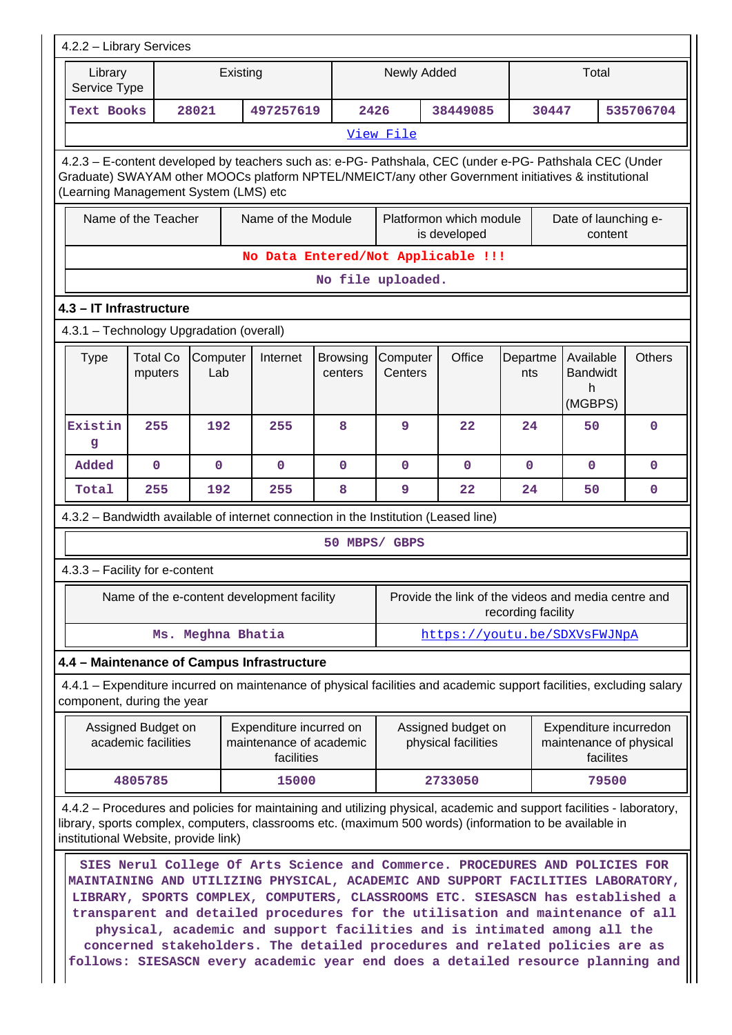4.2.2 – Library Services

| Library Service Type | Existing | | Newly Added | | Total | |
|---|---|---|---|---|---|---|
| Text Books | 28021 | 497257619 | 2426 | 38449085 | 30447 | 535706704 |

View File

4.2.3 – E-content developed by teachers such as: e-PG- Pathshala, CEC (under e-PG- Pathshala CEC (Under Graduate) SWAYAM other MOOCs platform NPTEL/NMEICT/any other Government initiatives & institutional (Learning Management System (LMS) etc

| Name of the Teacher | Name of the Module | Platformon which module is developed | Date of launching e-content |
|---|---|---|---|
| No Data Entered/Not Applicable !!! | | | |

No file uploaded.

### 4.3 – IT Infrastructure

4.3.1 – Technology Upgradation (overall)

| Type | Total Computers | Computer Lab | Internet | Browsing centers | Computer Centers | Office | Departments | Available Bandwidth (MGBPS) | Others |
|---|---|---|---|---|---|---|---|---|---|
| Existing | 255 | 192 | 255 | 8 | 9 | 22 | 24 | 50 | 0 |
| Added | 0 | 0 | 0 | 0 | 0 | 0 | 0 | 0 | 0 |
| Total | 255 | 192 | 255 | 8 | 9 | 22 | 24 | 50 | 0 |

4.3.2 – Bandwidth available of internet connection in the Institution (Leased line)

50 MBPS/ GBPS

4.3.3 – Facility for e-content

| Name of the e-content development facility | Provide the link of the videos and media centre and recording facility |
|---|---|
| Ms. Meghna Bhatia | https://youtu.be/SDXVsFWJNpA |

### 4.4 – Maintenance of Campus Infrastructure

4.4.1 – Expenditure incurred on maintenance of physical facilities and academic support facilities, excluding salary component, during the year

| Assigned Budget on academic facilities | Expenditure incurred on maintenance of academic facilities | Assigned budget on physical facilities | Expenditure incurredon maintenance of physical facilites |
|---|---|---|---|
| 4805785 | 15000 | 2733050 | 79500 |

4.4.2 – Procedures and policies for maintaining and utilizing physical, academic and support facilities - laboratory, library, sports complex, computers, classrooms etc. (maximum 500 words) (information to be available in institutional Website, provide link)

SIES Nerul College Of Arts Science and Commerce. PROCEDURES AND POLICIES FOR MAINTAINING AND UTILIZING PHYSICAL, ACADEMIC AND SUPPORT FACILITIES LABORATORY, LIBRARY, SPORTS COMPLEX, COMPUTERS, CLASSROOMS ETC. SIESASCN has established a transparent and detailed procedures for the utilisation and maintenance of all physical, academic and support facilities and is intimated among all the concerned stakeholders. The detailed procedures and related policies are as follows: SIESASCN every academic year end does a detailed resource planning and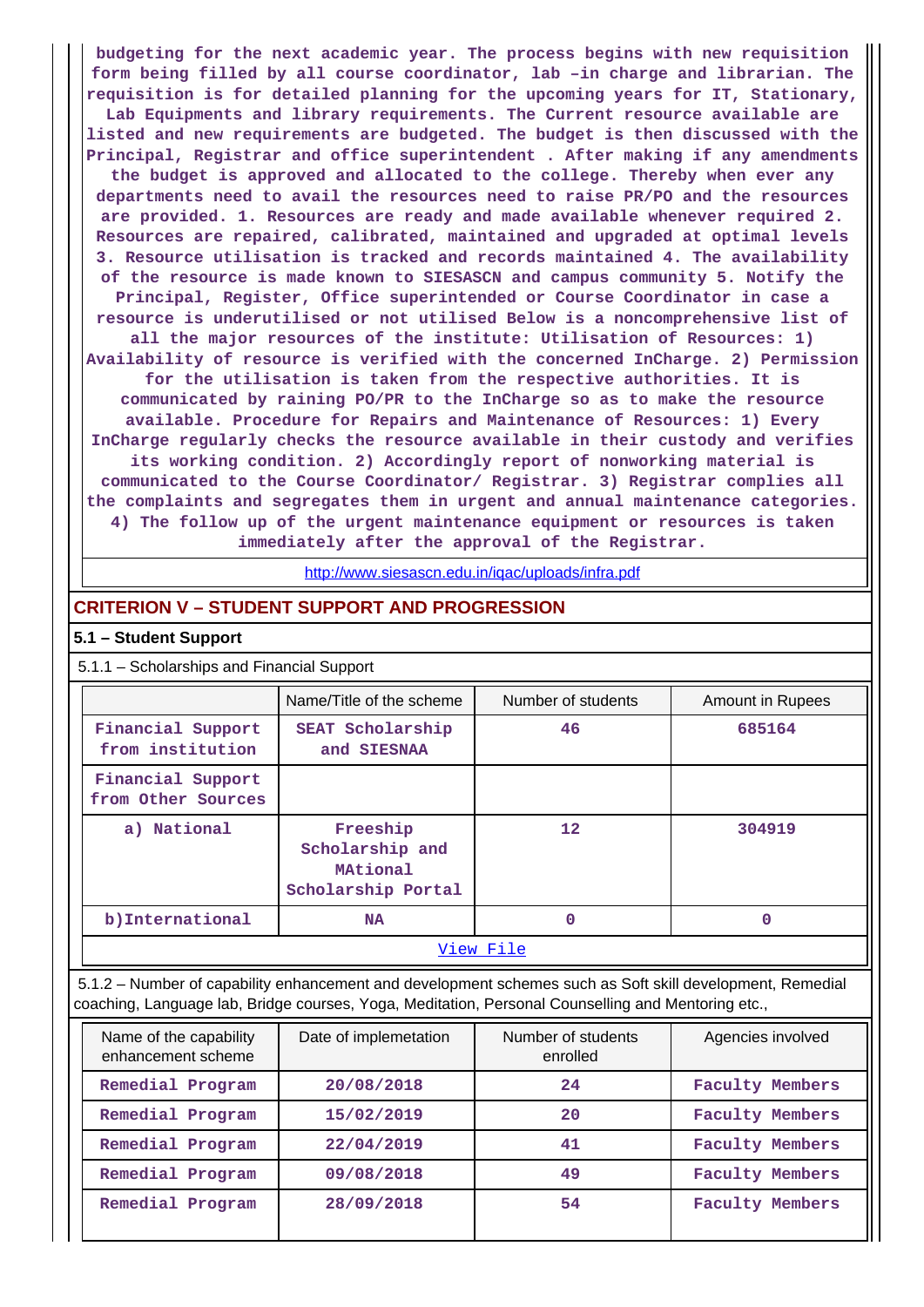budgeting for the next academic year. The process begins with new requisition form being filled by all course coordinator, lab –in charge and librarian. The requisition is for detailed planning for the upcoming years for IT, Stationary, Lab Equipments and library requirements. The Current resource available are listed and new requirements are budgeted. The budget is then discussed with the Principal, Registrar and office superintendent . After making if any amendments the budget is approved and allocated to the college. Thereby when ever any departments need to avail the resources need to raise PR/PO and the resources are provided. 1. Resources are ready and made available whenever required 2. Resources are repaired, calibrated, maintained and upgraded at optimal levels 3. Resource utilisation is tracked and records maintained 4. The availability of the resource is made known to SIESASCN and campus community 5. Notify the Principal, Register, Office superintended or Course Coordinator in case a resource is underutilised or not utilised Below is a noncomprehensive list of all the major resources of the institute: Utilisation of Resources: 1) Availability of resource is verified with the concerned InCharge. 2) Permission for the utilisation is taken from the respective authorities. It is communicated by raining PO/PR to the InCharge so as to make the resource available. Procedure for Repairs and Maintenance of Resources: 1) Every InCharge regularly checks the resource available in their custody and verifies its working condition. 2) Accordingly report of nonworking material is communicated to the Course Coordinator/ Registrar. 3) Registrar complies all the complaints and segregates them in urgent and annual maintenance categories. 4) The follow up of the urgent maintenance equipment or resources is taken immediately after the approval of the Registrar.

http://www.siesascn.edu.in/iqac/uploads/infra.pdf

## CRITERION V – STUDENT SUPPORT AND PROGRESSION

### 5.1 – Student Support

5.1.1 – Scholarships and Financial Support

| | Name/Title of the scheme | Number of students | Amount in Rupees |
|---|---|---|---|
| Financial Support from institution | SEAT Scholarship and SIESNAA | 46 | 685164 |
| Financial Support from Other Sources | | | |
| a) National | Freeship Scholarship and MAtional Scholarship Portal | 12 | 304919 |
| b)International | NA | 0 | 0 |
| View File | | | |

5.1.2 – Number of capability enhancement and development schemes such as Soft skill development, Remedial coaching, Language lab, Bridge courses, Yoga, Meditation, Personal Counselling and Mentoring etc.,

| Name of the capability enhancement scheme | Date of implemetation | Number of students enrolled | Agencies involved |
|---|---|---|---|
| Remedial Program | 20/08/2018 | 24 | Faculty Members |
| Remedial Program | 15/02/2019 | 20 | Faculty Members |
| Remedial Program | 22/04/2019 | 41 | Faculty Members |
| Remedial Program | 09/08/2018 | 49 | Faculty Members |
| Remedial Program | 28/09/2018 | 54 | Faculty Members |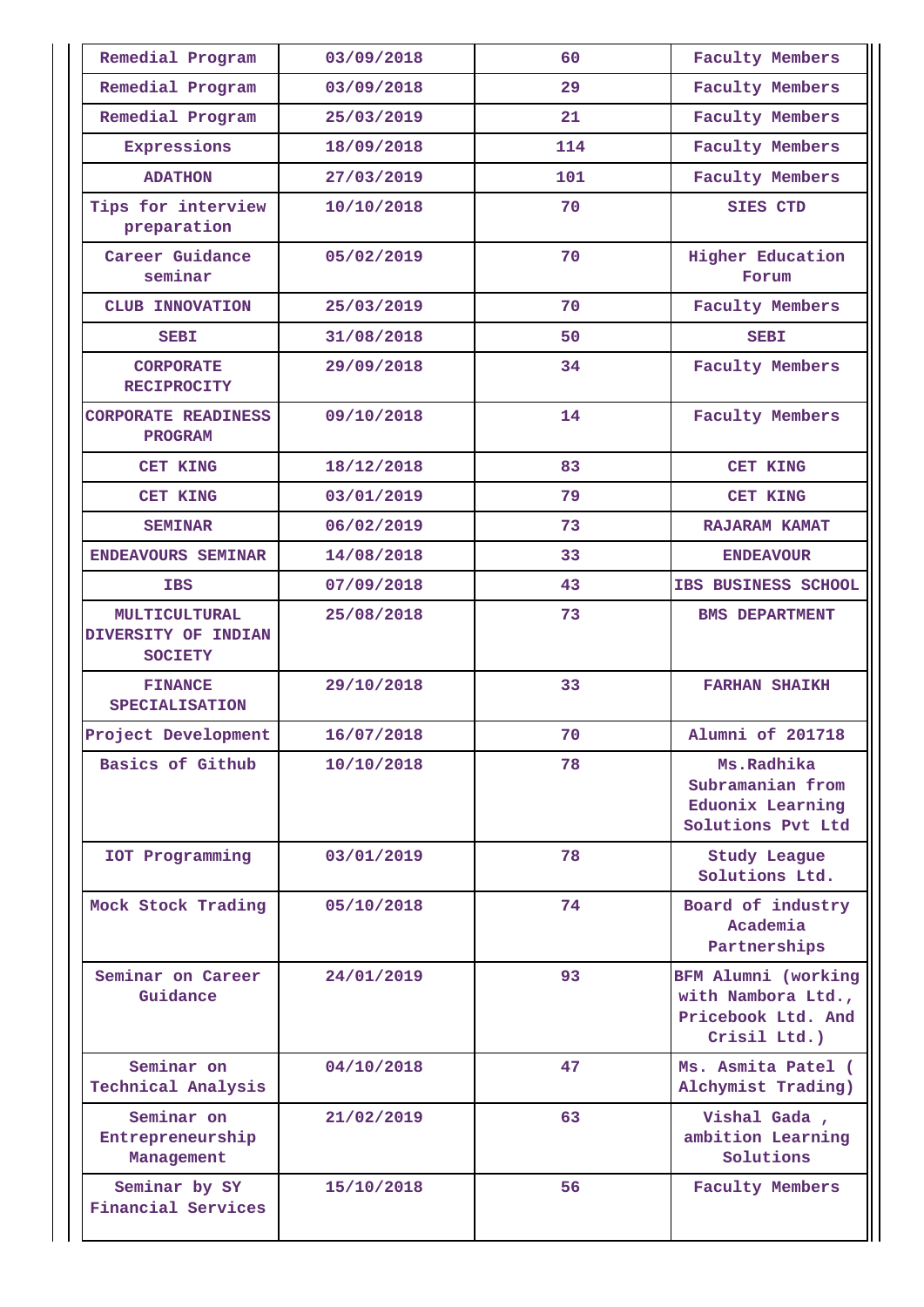| Remedial Program | 03/09/2018 | 60 | Faculty Members |
|---|---|---|---|
| Remedial Program | 03/09/2018 | 29 | Faculty Members |
| Remedial Program | 25/03/2019 | 21 | Faculty Members |
| Expressions | 18/09/2018 | 114 | Faculty Members |
| ADATHON | 27/03/2019 | 101 | Faculty Members |
| Tips for interview preparation | 10/10/2018 | 70 | SIES CTD |
| Career Guidance seminar | 05/02/2019 | 70 | Higher Education Forum |
| CLUB INNOVATION | 25/03/2019 | 70 | Faculty Members |
| SEBI | 31/08/2018 | 50 | SEBI |
| CORPORATE RECIPROCITY | 29/09/2018 | 34 | Faculty Members |
| CORPORATE READINESS PROGRAM | 09/10/2018 | 14 | Faculty Members |
| CET KING | 18/12/2018 | 83 | CET KING |
| CET KING | 03/01/2019 | 79 | CET KING |
| SEMINAR | 06/02/2019 | 73 | RAJARAM KAMAT |
| ENDEAVOURS SEMINAR | 14/08/2018 | 33 | ENDEAVOUR |
| IBS | 07/09/2018 | 43 | IBS BUSINESS SCHOOL |
| MULTICULTURAL DIVERSITY OF INDIAN SOCIETY | 25/08/2018 | 73 | BMS DEPARTMENT |
| FINANCE SPECIALISATION | 29/10/2018 | 33 | FARHAN SHAIKH |
| Project Development | 16/07/2018 | 70 | Alumni of 201718 |
| Basics of Github | 10/10/2018 | 78 | Ms.Radhika Subramanian from Eduonix Learning Solutions Pvt Ltd |
| IOT Programming | 03/01/2019 | 78 | Study League Solutions Ltd. |
| Mock Stock Trading | 05/10/2018 | 74 | Board of industry Academia Partnerships |
| Seminar on Career Guidance | 24/01/2019 | 93 | BFM Alumni (working with Nambora Ltd., Pricebook Ltd. And Crisil Ltd.) |
| Seminar on Technical Analysis | 04/10/2018 | 47 | Ms. Asmita Patel ( Alchymist Trading) |
| Seminar on Entrepreneurship Management | 21/02/2019 | 63 | Vishal Gada , ambition Learning Solutions |
| Seminar by SY Financial Services | 15/10/2018 | 56 | Faculty Members |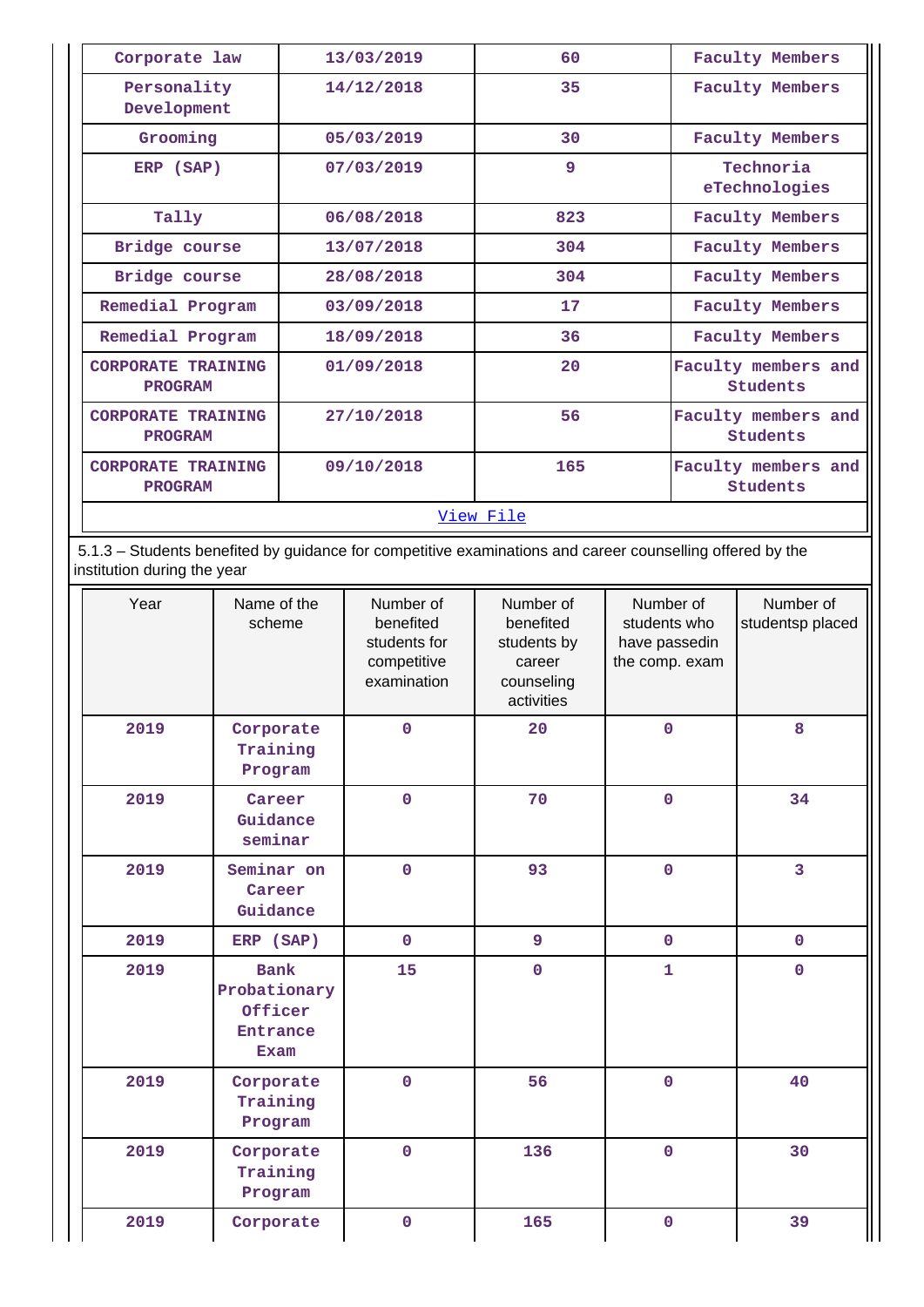| Corporate law | 13/03/2019 | 60 | Faculty Members |
|---|---|---|---|
| Personality Development | 14/12/2018 | 35 | Faculty Members |
| Grooming | 05/03/2019 | 30 | Faculty Members |
| ERP (SAP) | 07/03/2019 | 9 | Technoria eTechnologies |
| Tally | 06/08/2018 | 823 | Faculty Members |
| Bridge course | 13/07/2018 | 304 | Faculty Members |
| Bridge course | 28/08/2018 | 304 | Faculty Members |
| Remedial Program | 03/09/2018 | 17 | Faculty Members |
| Remedial Program | 18/09/2018 | 36 | Faculty Members |
| CORPORATE TRAINING PROGRAM | 01/09/2018 | 20 | Faculty members and Students |
| CORPORATE TRAINING PROGRAM | 27/10/2018 | 56 | Faculty members and Students |
| CORPORATE TRAINING PROGRAM | 09/10/2018 | 165 | Faculty members and Students |

View File

5.1.3 – Students benefited by guidance for competitive examinations and career counselling offered by the institution during the year

| Year | Name of the scheme | Number of benefited students for competitive examination | Number of benefited students by career counseling activities | Number of students who have passedin the comp. exam | Number of studentsp placed |
|---|---|---|---|---|---|
| 2019 | Corporate Training Program | 0 | 20 | 0 | 8 |
| 2019 | Career Guidance seminar | 0 | 70 | 0 | 34 |
| 2019 | Seminar on Career Guidance | 0 | 93 | 0 | 3 |
| 2019 | ERP (SAP) | 0 | 9 | 0 | 0 |
| 2019 | Bank Probationary Officer Entrance Exam | 15 | 0 | 1 | 0 |
| 2019 | Corporate Training Program | 0 | 56 | 0 | 40 |
| 2019 | Corporate Training Program | 0 | 136 | 0 | 30 |
| 2019 | Corporate | 0 | 165 | 0 | 39 |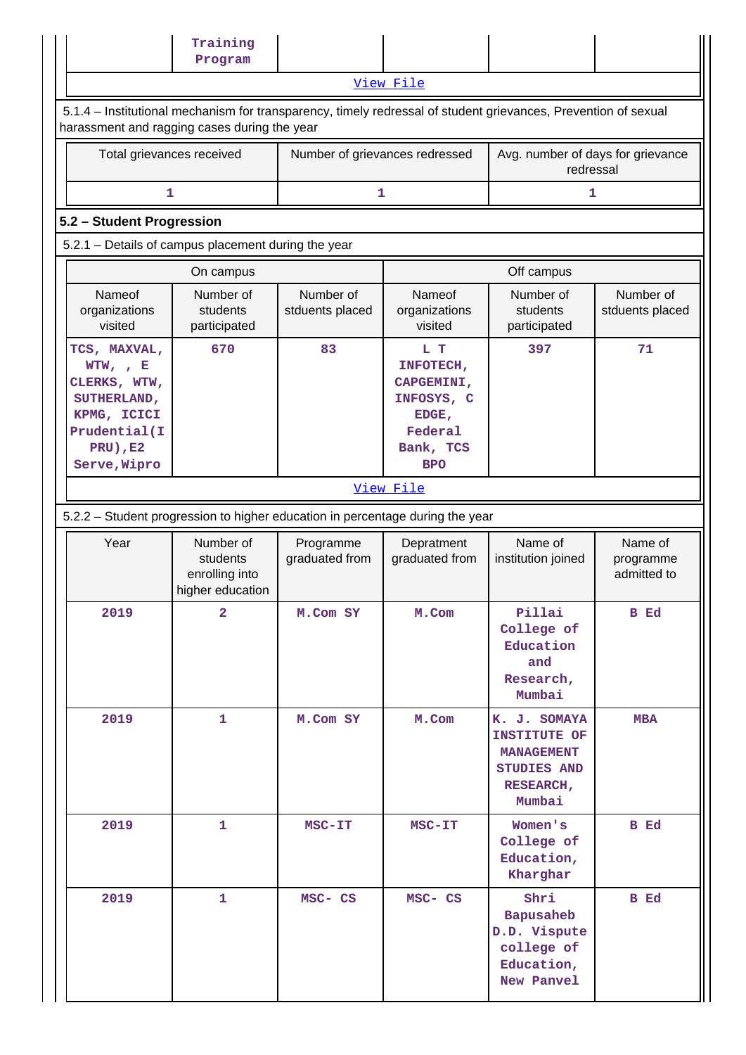| | Training Program | | | | |
|---|---|---|---|---|---|

View File

5.1.4 – Institutional mechanism for transparency, timely redressal of student grievances, Prevention of sexual harassment and ragging cases during the year

| Total grievances received | Number of grievances redressed | Avg. number of days for grievance redressal |
|---|---|---|
| 1 | 1 | 1 |

**5.2 – Student Progression**

5.2.1 – Details of campus placement during the year

| On campus | | | Off campus | | |
|---|---|---|---|---|---|
| Nameof organizations visited | Number of students participated | Number of stduents placed | Nameof organizations visited | Number of students participated | Number of stduents placed |
| TCS, MAXVAL, WTW, , E CLERKS, WTW, SUTHERLAND, KPMG, ICICI Prudential(I PRU),E2 Serve,Wipro | 670 | 83 | L T INFOTECH, CAPGEMINI, INFOSYS, C EDGE, Federal Bank, TCS BPO | 397 | 71 |

View File

5.2.2 – Student progression to higher education in percentage during the year

| Year | Number of students enrolling into higher education | Programme graduated from | Depratment graduated from | Name of institution joined | Name of programme admitted to |
|---|---|---|---|---|---|
| 2019 | 2 | M.Com SY | M.Com | Pillai College of Education and Research, Mumbai | B Ed |
| 2019 | 1 | M.Com SY | M.Com | K. J. SOMAYA INSTITUTE OF MANAGEMENT STUDIES AND RESEARCH, Mumbai | MBA |
| 2019 | 1 | MSC-IT | MSC-IT | Women's College of Education, Kharghar | B Ed |
| 2019 | 1 | MSC- CS | MSC- CS | Shri Bapusaheb D.D. Vispute college of Education, New Panvel | B Ed |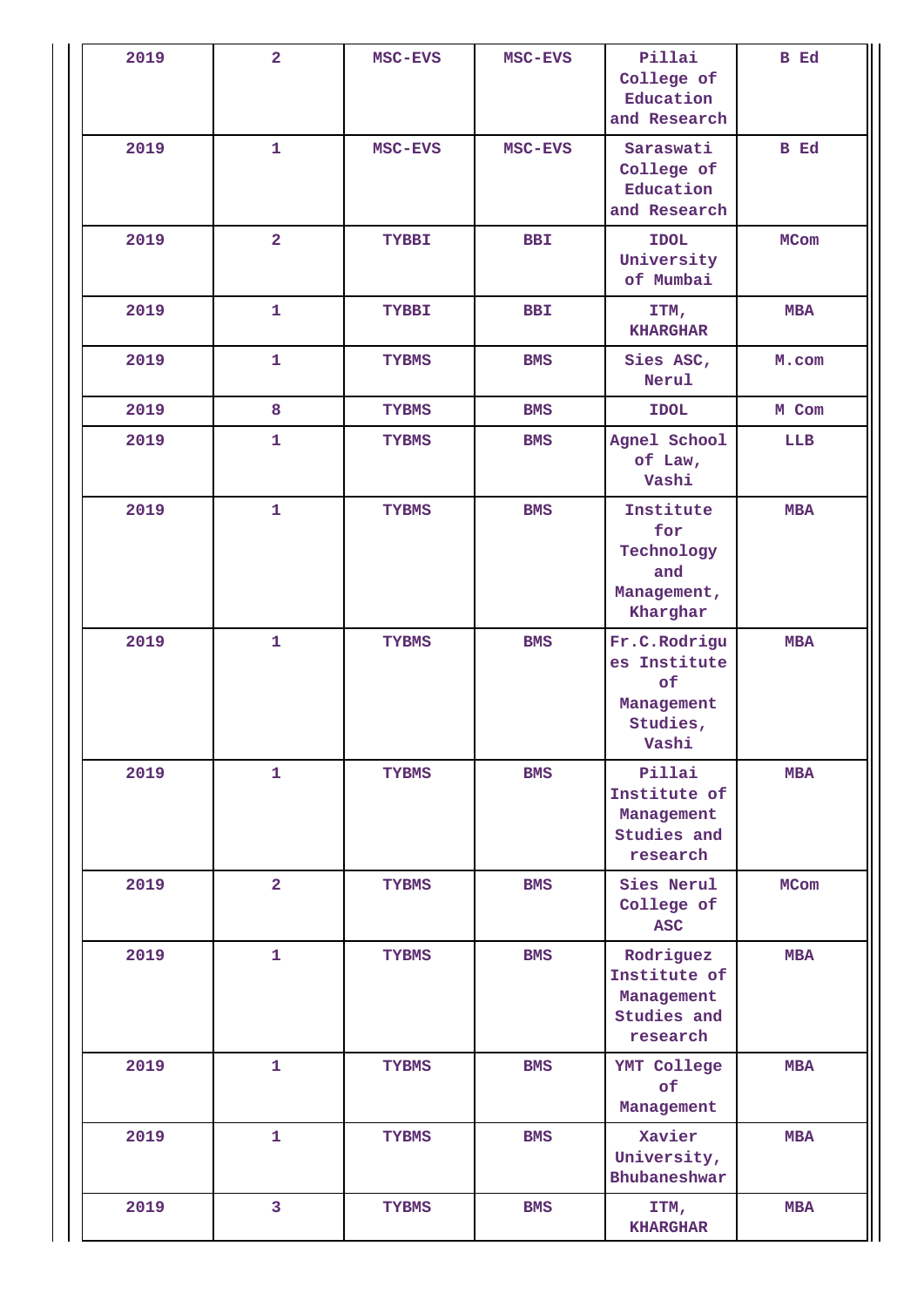| 2019 | 2 | MSC-EVS | MSC-EVS | Pillai College of Education and Research | B Ed |
|---|---|---|---|---|---|
| 2019 | 1 | MSC-EVS | MSC-EVS | Saraswati College of Education and Research | B Ed |
| 2019 | 2 | TYBBI | BBI | IDOL University of Mumbai | MCom |
| 2019 | 1 | TYBBI | BBI | ITM, KHARGHAR | MBA |
| 2019 | 1 | TYBMS | BMS | Sies ASC, Nerul | M.com |
| 2019 | 8 | TYBMS | BMS | IDOL | M Com |
| 2019 | 1 | TYBMS | BMS | Agnel School of Law, Vashi | LLB |
| 2019 | 1 | TYBMS | BMS | Institute for Technology and Management, Kharghar | MBA |
| 2019 | 1 | TYBMS | BMS | Fr.C.Rodrigues Institute of Management Studies, Vashi | MBA |
| 2019 | 1 | TYBMS | BMS | Pillai Institute of Management Studies and research | MBA |
| 2019 | 2 | TYBMS | BMS | Sies Nerul College of ASC | MCom |
| 2019 | 1 | TYBMS | BMS | Rodriguez Institute of Management Studies and research | MBA |
| 2019 | 1 | TYBMS | BMS | YMT College of Management | MBA |
| 2019 | 1 | TYBMS | BMS | Xavier University, Bhubaneshwar | MBA |
| 2019 | 3 | TYBMS | BMS | ITM, KHARGHAR | MBA |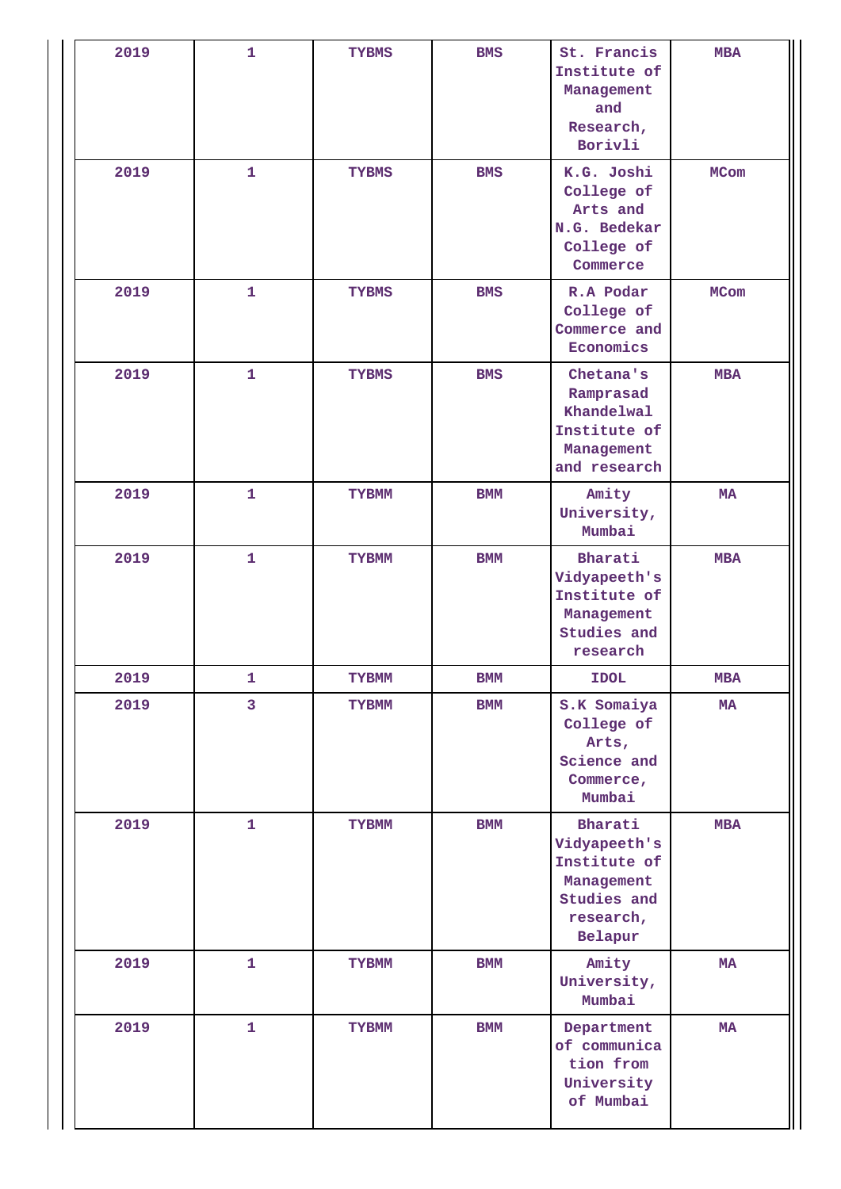| 2019 | 1 | TYBMS | BMS | St. Francis Institute of Management and Research, Borivli | MBA |
|---|---|---|---|---|---|
| 2019 | 1 | TYBMS | BMS | K.G. Joshi College of Arts and N.G. Bedekar College of Commerce | MCom |
| 2019 | 1 | TYBMS | BMS | R.A Podar College of Commerce and Economics | MCom |
| 2019 | 1 | TYBMS | BMS | Chetana's Ramprasad Khandelwal Institute of Management and research | MBA |
| 2019 | 1 | TYBMM | BMM | Amity University, Mumbai | MA |
| 2019 | 1 | TYBMM | BMM | Bharati Vidyapeeth's Institute of Management Studies and research | MBA |
| 2019 | 1 | TYBMM | BMM | IDOL | MBA |
| 2019 | 3 | TYBMM | BMM | S.K Somaiya College of Arts, Science and Commerce, Mumbai | MA |
| 2019 | 1 | TYBMM | BMM | Bharati Vidyapeeth's Institute of Management Studies and research, Belapur | MBA |
| 2019 | 1 | TYBMM | BMM | Amity University, Mumbai | MA |
| 2019 | 1 | TYBMM | BMM | Department of communication from University of Mumbai | MA |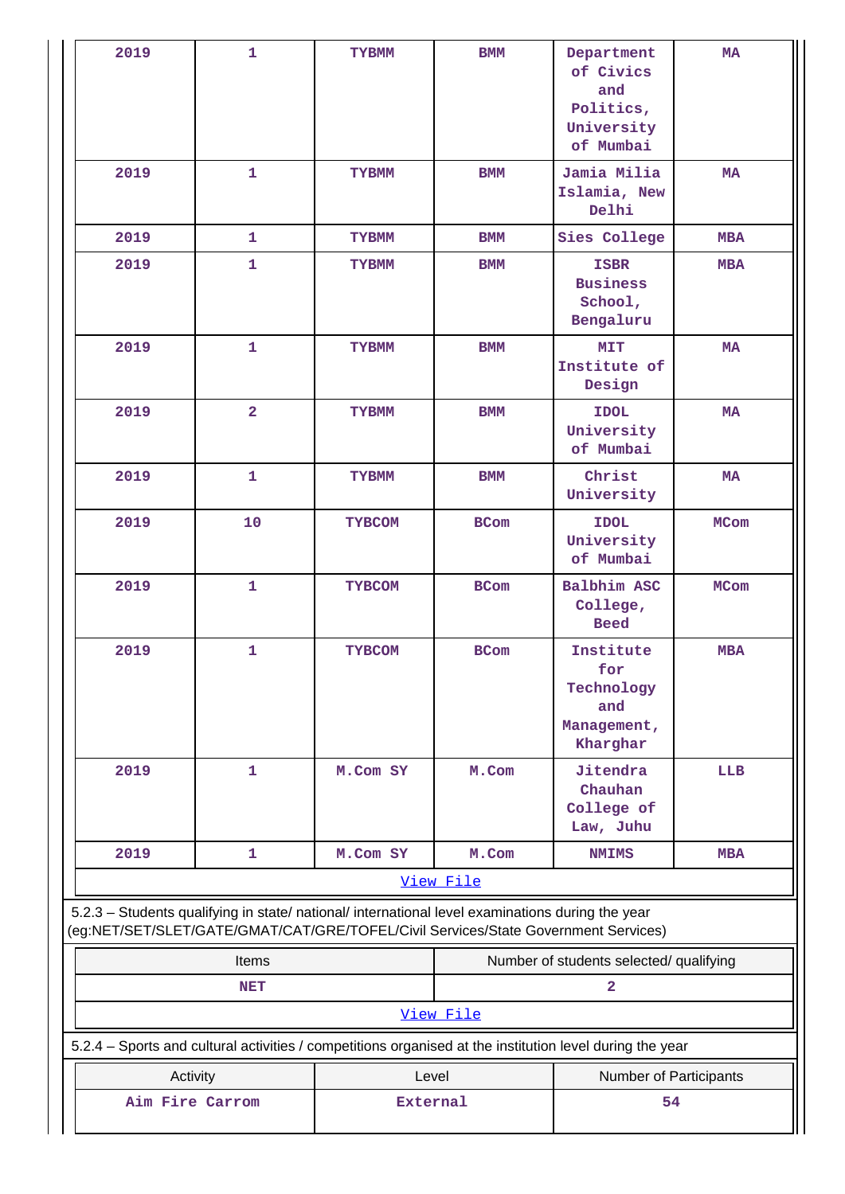| 2019 | 1 | TYBMM | BMM | Department of Civics and Politics, University of Mumbai | MA |
|---|---|---|---|---|---|
| 2019 | 1 | TYBMM | BMM | Jamia Milia Islamia, New Delhi | MA |
| 2019 | 1 | TYBMM | BMM | Sies College | MBA |
| 2019 | 1 | TYBMM | BMM | ISBR Business School, Bengaluru | MBA |
| 2019 | 1 | TYBMM | BMM | MIT Institute of Design | MA |
| 2019 | 2 | TYBMM | BMM | IDOL University of Mumbai | MA |
| 2019 | 1 | TYBMM | BMM | Christ University | MA |
| 2019 | 10 | TYBCOM | BCom | IDOL University of Mumbai | MCom |
| 2019 | 1 | TYBCOM | BCom | Balbhim ASC College, Beed | MCom |
| 2019 | 1 | TYBCOM | BCom | Institute for Technology and Management, Kharghar | MBA |
| 2019 | 1 | M.Com SY | M.Com | Jitendra Chauhan College of Law, Juhu | LLB |
| 2019 | 1 | M.Com SY | M.Com | NMIMS | MBA |

View File

5.2.3 – Students qualifying in state/ national/ international level examinations during the year (eg:NET/SET/SLET/GATE/GMAT/CAT/GRE/TOFEL/Civil Services/State Government Services)

| Items | Number of students selected/ qualifying |
|---|---|
| NET | 2 |

View File

5.2.4 – Sports and cultural activities / competitions organised at the institution level during the year

| Activity | Level | Number of Participants |
|---|---|---|
| Aim Fire Carrom | External | 54 |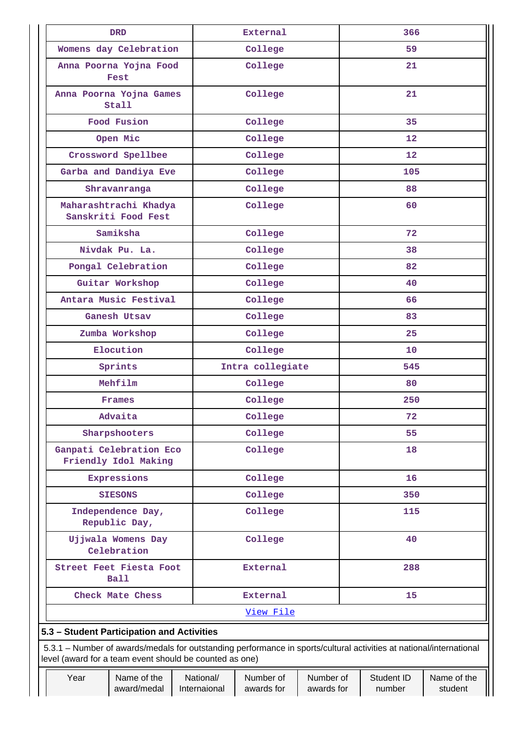| DRD | External | 366 |
|---|---|---|
| Womens day Celebration | College | 59 |
| Anna Poorna Yojna Food Fest | College | 21 |
| Anna Poorna Yojna Games Stall | College | 21 |
| Food Fusion | College | 35 |
| Open Mic | College | 12 |
| Crossword Spellbee | College | 12 |
| Garba and Dandiya Eve | College | 105 |
| Shravanranga | College | 88 |
| Maharashtrachi Khadya Sanskriti Food Fest | College | 60 |
| Samiksha | College | 72 |
| Nivdak Pu. La. | College | 38 |
| Pongal Celebration | College | 82 |
| Guitar Workshop | College | 40 |
| Antara Music Festival | College | 66 |
| Ganesh Utsav | College | 83 |
| Zumba Workshop | College | 25 |
| Elocution | College | 10 |
| Sprints | Intra collegiate | 545 |
| Mehfilm | College | 80 |
| Frames | College | 250 |
| Advaita | College | 72 |
| Sharpshooters | College | 55 |
| Ganpati Celebration Eco Friendly Idol Making | College | 18 |
| Expressions | College | 16 |
| SIESONS | College | 350 |
| Independence Day, Republic Day, | College | 115 |
| Ujjwala Womens Day Celebration | College | 40 |
| Street Feet Fiesta Foot Ball | External | 288 |
| Check Mate Chess | External | 15 |
| | View File | |

**5.3 – Student Participation and Activities**

5.3.1 – Number of awards/medals for outstanding performance in sports/cultural activities at national/international level (award for a team event should be counted as one)

| Year | Name of the award/medal | National/ Internaional | Number of awards for | Number of awards for | Student ID number | Name of the student |
|---|---|---|---|---|---|---|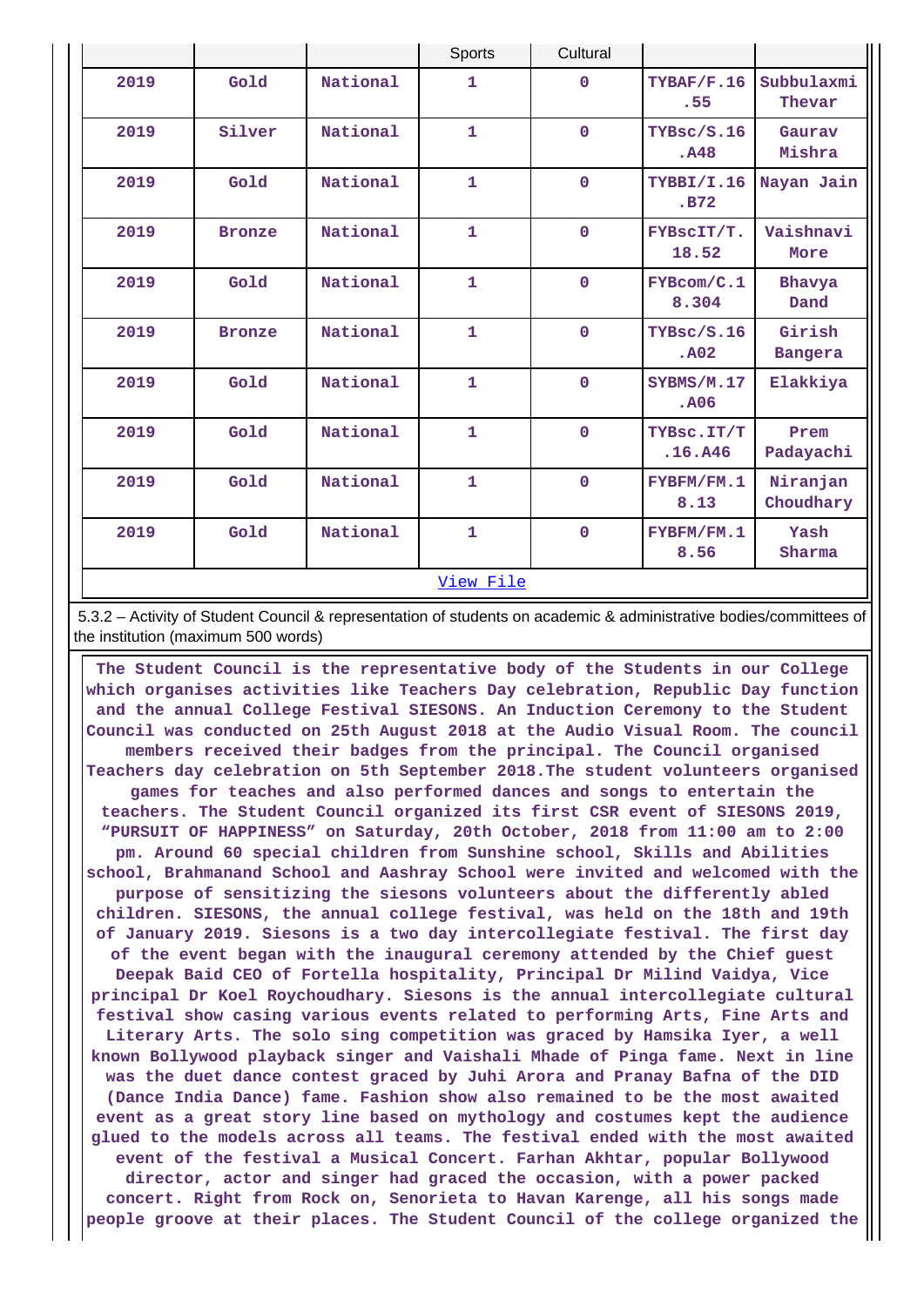| | | | Sports | Cultural | | |
|---|---|---|---|---|---|---|
| 2019 | Gold | National | 1 | 0 | TYBAF/F.16.55 | Subbulaxmi Thevar |
| 2019 | Silver | National | 1 | 0 | TYBsc/S.16.A48 | Gaurav Mishra |
| 2019 | Gold | National | 1 | 0 | TYBBI/I.16.B72 | Nayan Jain |
| 2019 | Bronze | National | 1 | 0 | FYBscIT/T.18.52 | Vaishnavi More |
| 2019 | Gold | National | 1 | 0 | FYBcom/C.18.304 | Bhavya Dand |
| 2019 | Bronze | National | 1 | 0 | TYBsc/S.16.A02 | Girish Bangera |
| 2019 | Gold | National | 1 | 0 | SYBMS/M.17.A06 | Elakkiya |
| 2019 | Gold | National | 1 | 0 | TYBsc.IT/T.16.A46 | Prem Padayachi |
| 2019 | Gold | National | 1 | 0 | FYBFM/FM.18.13 | Niranjan Choudhary |
| 2019 | Gold | National | 1 | 0 | FYBFM/FM.18.56 | Yash Sharma |

View File

5.3.2 – Activity of Student Council & representation of students on academic & administrative bodies/committees of the institution (maximum 500 words)

The Student Council is the representative body of the Students in our College which organises activities like Teachers Day celebration, Republic Day function and the annual College Festival SIESONS. An Induction Ceremony to the Student Council was conducted on 25th August 2018 at the Audio Visual Room. The council members received their badges from the principal. The Council organised Teachers day celebration on 5th September 2018.The student volunteers organised games for teaches and also performed dances and songs to entertain the teachers. The Student Council organized its first CSR event of SIESONS 2019, “PURSUIT OF HAPPINESS” on Saturday, 20th October, 2018 from 11:00 am to 2:00 pm. Around 60 special children from Sunshine school, Skills and Abilities school, Brahmanand School and Aashray School were invited and welcomed with the purpose of sensitizing the siesons volunteers about the differently abled children. SIESONS, the annual college festival, was held on the 18th and 19th of January 2019. Siesons is a two day intercollegiate festival. The first day of the event began with the inaugural ceremony attended by the Chief guest Deepak Baid CEO of Fortella hospitality, Principal Dr Milind Vaidya, Vice principal Dr Koel Roychoudhary. Siesons is the annual intercollegiate cultural festival show casing various events related to performing Arts, Fine Arts and Literary Arts. The solo sing competition was graced by Hamsika Iyer, a well known Bollywood playback singer and Vaishali Mhade of Pinga fame. Next in line was the duet dance contest graced by Juhi Arora and Pranay Bafna of the DID (Dance India Dance) fame. Fashion show also remained to be the most awaited event as a great story line based on mythology and costumes kept the audience glued to the models across all teams. The festival ended with the most awaited event of the festival a Musical Concert. Farhan Akhtar, popular Bollywood director, actor and singer had graced the occasion, with a power packed concert. Right from Rock on, Senorieta to Havan Karenge, all his songs made people groove at their places. The Student Council of the college organized the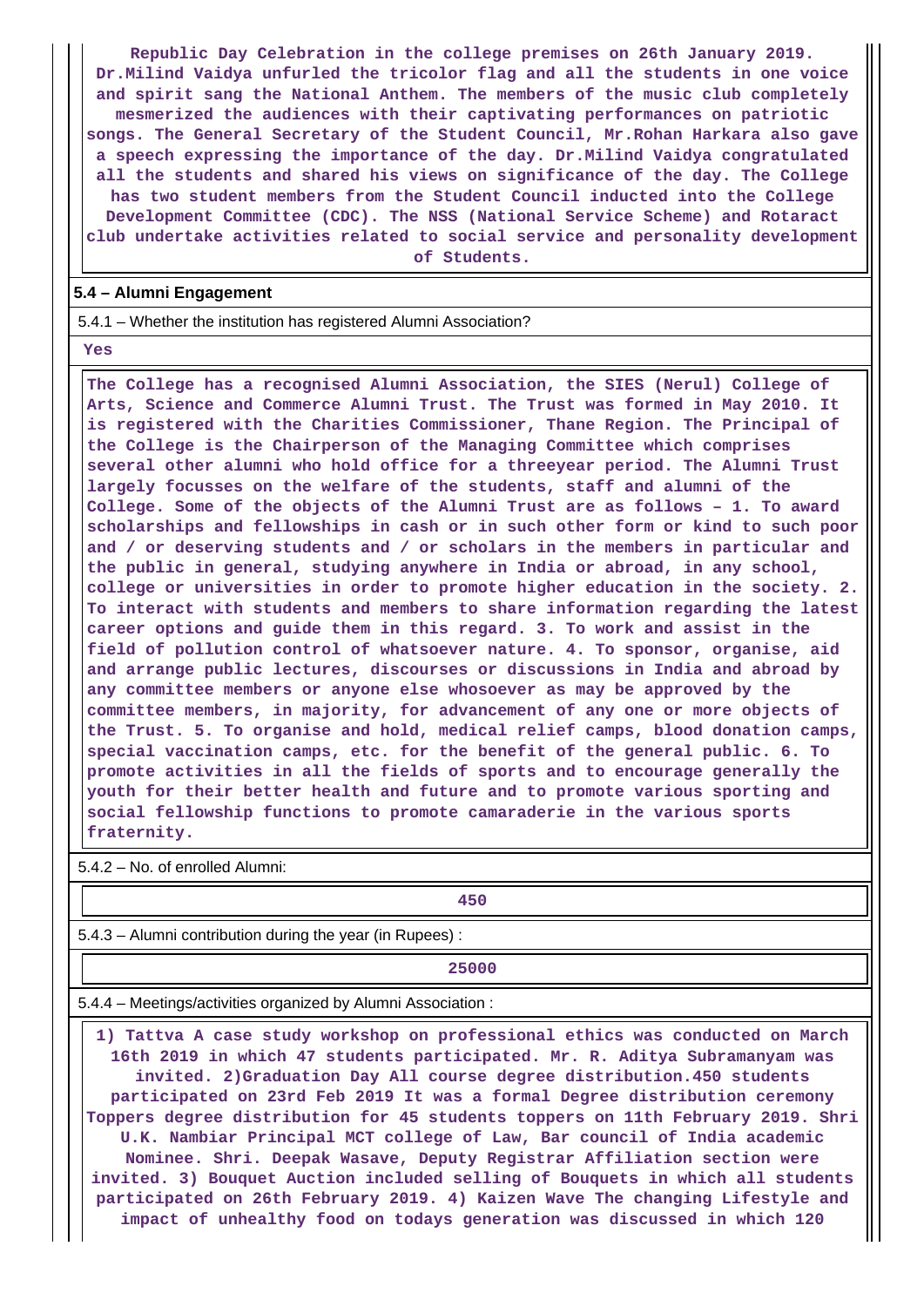**Republic Day Celebration in the college premises on 26th January 2019. Dr.Milind Vaidya unfurled the tricolor flag and all the students in one voice and spirit sang the National Anthem. The members of the music club completely mesmerized the audiences with their captivating performances on patriotic songs. The General Secretary of the Student Council, Mr.Rohan Harkara also gave a speech expressing the importance of the day. Dr.Milind Vaidya congratulated all the students and shared his views on significance of the day. The College has two student members from the Student Council inducted into the College Development Committee (CDC). The NSS (National Service Scheme) and Rotaract club undertake activities related to social service and personality development of Students.**

**5.4 – Alumni Engagement**

5.4.1 – Whether the institution has registered Alumni Association?

**Yes**

**The College has a recognised Alumni Association, the SIES (Nerul) College of Arts, Science and Commerce Alumni Trust. The Trust was formed in May 2010. It is registered with the Charities Commissioner, Thane Region. The Principal of the College is the Chairperson of the Managing Committee which comprises several other alumni who hold office for a threeyear period. The Alumni Trust largely focusses on the welfare of the students, staff and alumni of the College. Some of the objects of the Alumni Trust are as follows – 1. To award scholarships and fellowships in cash or in such other form or kind to such poor and / or deserving students and / or scholars in the members in particular and the public in general, studying anywhere in India or abroad, in any school, college or universities in order to promote higher education in the society. 2. To interact with students and members to share information regarding the latest career options and guide them in this regard. 3. To work and assist in the field of pollution control of whatsoever nature. 4. To sponsor, organise, aid and arrange public lectures, discourses or discussions in India and abroad by any committee members or anyone else whosoever as may be approved by the committee members, in majority, for advancement of any one or more objects of the Trust. 5. To organise and hold, medical relief camps, blood donation camps, special vaccination camps, etc. for the benefit of the general public. 6. To promote activities in all the fields of sports and to encourage generally the youth for their better health and future and to promote various sporting and social fellowship functions to promote camaraderie in the various sports fraternity.**

5.4.2 – No. of enrolled Alumni:

**450**

5.4.3 – Alumni contribution during the year (in Rupees) :

**25000**

5.4.4 – Meetings/activities organized by Alumni Association :

**1) Tattva A case study workshop on professional ethics was conducted on March 16th 2019 in which 47 students participated. Mr. R. Aditya Subramanyam was invited. 2)Graduation Day All course degree distribution.450 students participated on 23rd Feb 2019 It was a formal Degree distribution ceremony Toppers degree distribution for 45 students toppers on 11th February 2019. Shri U.K. Nambiar Principal MCT college of Law, Bar council of India academic Nominee. Shri. Deepak Wasave, Deputy Registrar Affiliation section were invited. 3) Bouquet Auction included selling of Bouquets in which all students participated on 26th February 2019. 4) Kaizen Wave The changing Lifestyle and impact of unhealthy food on todays generation was discussed in which 120**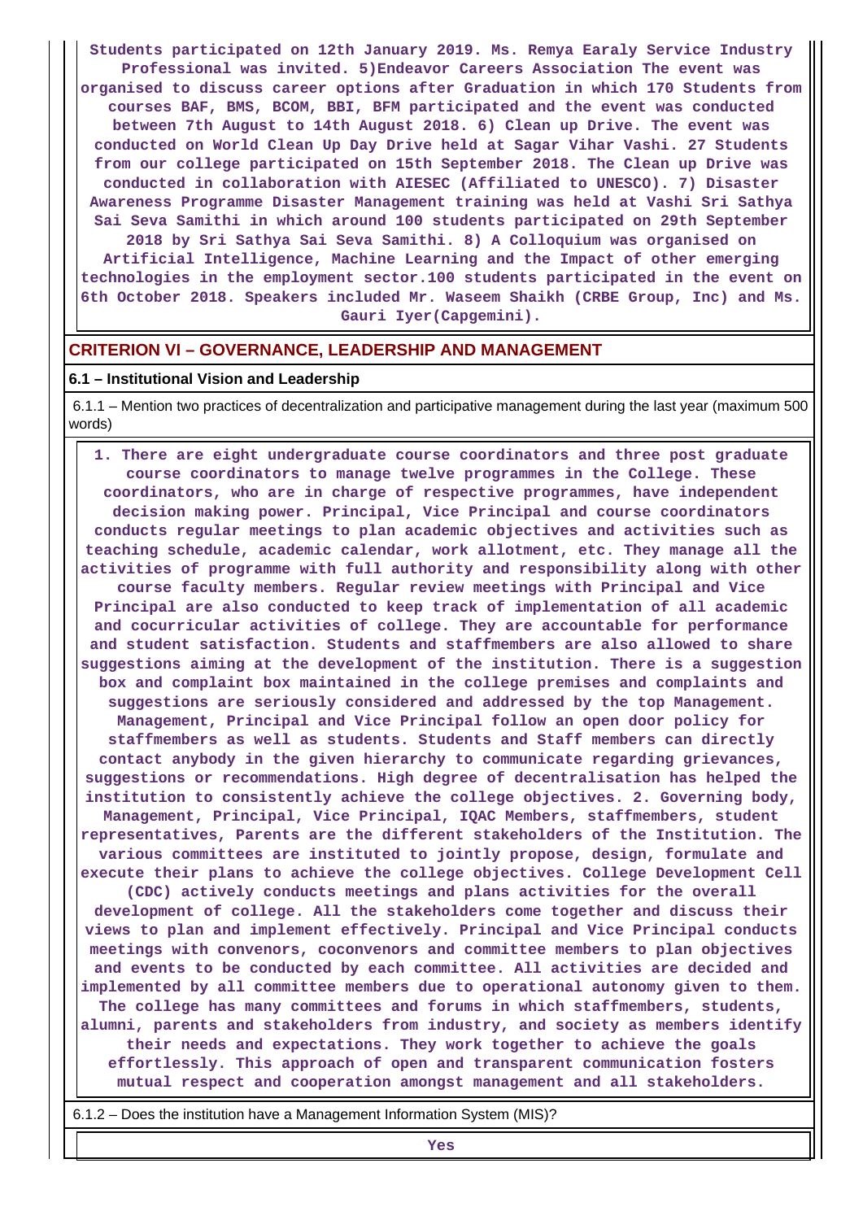**Students participated on 12th January 2019. Ms. Remya Earaly Service Industry Professional was invited. 5)Endeavor Careers Association The event was organised to discuss career options after Graduation in which 170 Students from courses BAF, BMS, BCOM, BBI, BFM participated and the event was conducted between 7th August to 14th August 2018. 6) Clean up Drive. The event was conducted on World Clean Up Day Drive held at Sagar Vihar Vashi. 27 Students from our college participated on 15th September 2018. The Clean up Drive was conducted in collaboration with AIESEC (Affiliated to UNESCO). 7) Disaster Awareness Programme Disaster Management training was held at Vashi Sri Sathya Sai Seva Samithi in which around 100 students participated on 29th September 2018 by Sri Sathya Sai Seva Samithi. 8) A Colloquium was organised on Artificial Intelligence, Machine Learning and the Impact of other emerging technologies in the employment sector.100 students participated in the event on 6th October 2018. Speakers included Mr. Waseem Shaikh (CRBE Group, Inc) and Ms. Gauri Iyer(Capgemini).**

## CRITERION VI – GOVERNANCE, LEADERSHIP AND MANAGEMENT

### 6.1 – Institutional Vision and Leadership

6.1.1 – Mention two practices of decentralization and participative management during the last year (maximum 500 words)

**1. There are eight undergraduate course coordinators and three post graduate course coordinators to manage twelve programmes in the College. These coordinators, who are in charge of respective programmes, have independent decision making power. Principal, Vice Principal and course coordinators conducts regular meetings to plan academic objectives and activities such as teaching schedule, academic calendar, work allotment, etc. They manage all the activities of programme with full authority and responsibility along with other course faculty members. Regular review meetings with Principal and Vice Principal are also conducted to keep track of implementation of all academic and cocurricular activities of college. They are accountable for performance and student satisfaction. Students and staffmembers are also allowed to share suggestions aiming at the development of the institution. There is a suggestion box and complaint box maintained in the college premises and complaints and suggestions are seriously considered and addressed by the top Management. Management, Principal and Vice Principal follow an open door policy for staffmembers as well as students. Students and Staff members can directly contact anybody in the given hierarchy to communicate regarding grievances, suggestions or recommendations. High degree of decentralisation has helped the institution to consistently achieve the college objectives. 2. Governing body, Management, Principal, Vice Principal, IQAC Members, staffmembers, student representatives, Parents are the different stakeholders of the Institution. The various committees are instituted to jointly propose, design, formulate and execute their plans to achieve the college objectives. College Development Cell (CDC) actively conducts meetings and plans activities for the overall development of college. All the stakeholders come together and discuss their views to plan and implement effectively. Principal and Vice Principal conducts meetings with convenors, coconvenors and committee members to plan objectives and events to be conducted by each committee. All activities are decided and implemented by all committee members due to operational autonomy given to them. The college has many committees and forums in which staffmembers, students, alumni, parents and stakeholders from industry, and society as members identify their needs and expectations. They work together to achieve the goals effortlessly. This approach of open and transparent communication fosters mutual respect and cooperation amongst management and all stakeholders.**

6.1.2 – Does the institution have a Management Information System (MIS)?

**Yes**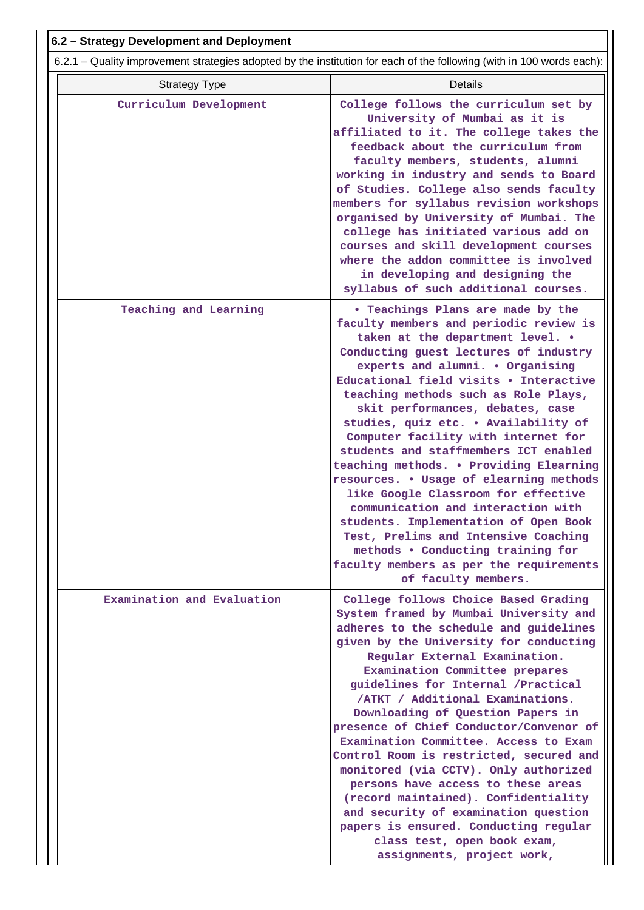### 6.2 – Strategy Development and Deployment

6.2.1 – Quality improvement strategies adopted by the institution for each of the following (with in 100 words each):

| Strategy Type | Details |
|---|---|
| Curriculum Development | College follows the curriculum set by University of Mumbai as it is affiliated to it. The college takes the feedback about the curriculum from faculty members, students, alumni working in industry and sends to Board of Studies. College also sends faculty members for syllabus revision workshops organised by University of Mumbai. The college has initiated various add on courses and skill development courses where the addon committee is involved in developing and designing the syllabus of such additional courses. |
| Teaching and Learning | • Teachings Plans are made by the faculty members and periodic review is taken at the department level. • Conducting guest lectures of industry experts and alumni. • Organising Educational field visits • Interactive teaching methods such as Role Plays, skit performances, debates, case studies, quiz etc. • Availability of Computer facility with internet for students and staffmembers ICT enabled teaching methods. • Providing Elearning resources. • Usage of elearning methods like Google Classroom for effective communication and interaction with students. Implementation of Open Book Test, Prelims and Intensive Coaching methods • Conducting training for faculty members as per the requirements of faculty members. |
| Examination and Evaluation | College follows Choice Based Grading System framed by Mumbai University and adheres to the schedule and guidelines given by the University for conducting Regular External Examination. Examination Committee prepares guidelines for Internal /Practical /ATKT / Additional Examinations. Downloading of Question Papers in presence of Chief Conductor/Convenor of Examination Committee. Access to Exam Control Room is restricted, secured and monitored (via CCTV). Only authorized persons have access to these areas (record maintained). Confidentiality and security of examination question papers is ensured. Conducting regular class test, open book exam, assignments, project work, |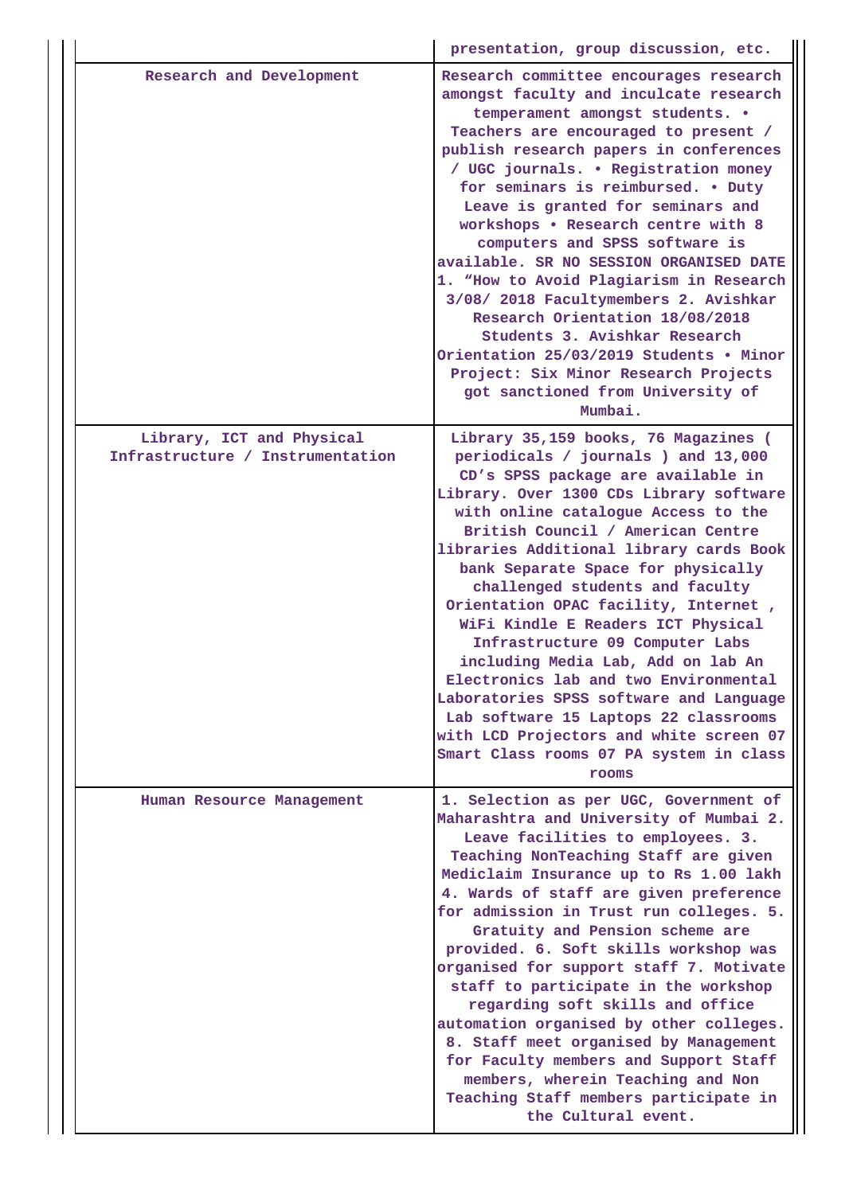| | |
|---|---|
| | presentation, group discussion, etc. |
| Research and Development | Research committee encourages research amongst faculty and inculcate research temperament amongst students. • Teachers are encouraged to present / publish research papers in conferences / UGC journals. • Registration money for seminars is reimbursed. • Duty Leave is granted for seminars and workshops • Research centre with 8 computers and SPSS software is available. SR NO SESSION ORGANISED DATE 1. "How to Avoid Plagiarism in Research 3/08/ 2018 Facultymembers 2. Avishkar Research Orientation 18/08/2018 Students 3. Avishkar Research Orientation 25/03/2019 Students • Minor Project: Six Minor Research Projects got sanctioned from University of Mumbai. |
| Library, ICT and Physical Infrastructure / Instrumentation | Library 35,159 books, 76 Magazines ( periodicals / journals ) and 13,000 CD's SPSS package are available in Library. Over 1300 CDs Library software with online catalogue Access to the British Council / American Centre libraries Additional library cards Book bank Separate Space for physically challenged students and faculty Orientation OPAC facility, Internet , WiFi Kindle E Readers ICT Physical Infrastructure 09 Computer Labs including Media Lab, Add on lab An Electronics lab and two Environmental Laboratories SPSS software and Language Lab software 15 Laptops 22 classrooms with LCD Projectors and white screen 07 Smart Class rooms 07 PA system in class rooms |
| Human Resource Management | 1. Selection as per UGC, Government of Maharashtra and University of Mumbai 2. Leave facilities to employees. 3. Teaching NonTeaching Staff are given Mediclaim Insurance up to Rs 1.00 lakh 4. Wards of staff are given preference for admission in Trust run colleges. 5. Gratuity and Pension scheme are provided. 6. Soft skills workshop was organised for support staff 7. Motivate staff to participate in the workshop regarding soft skills and office automation organised by other colleges. 8. Staff meet organised by Management for Faculty members and Support Staff members, wherein Teaching and Non Teaching Staff members participate in the Cultural event. |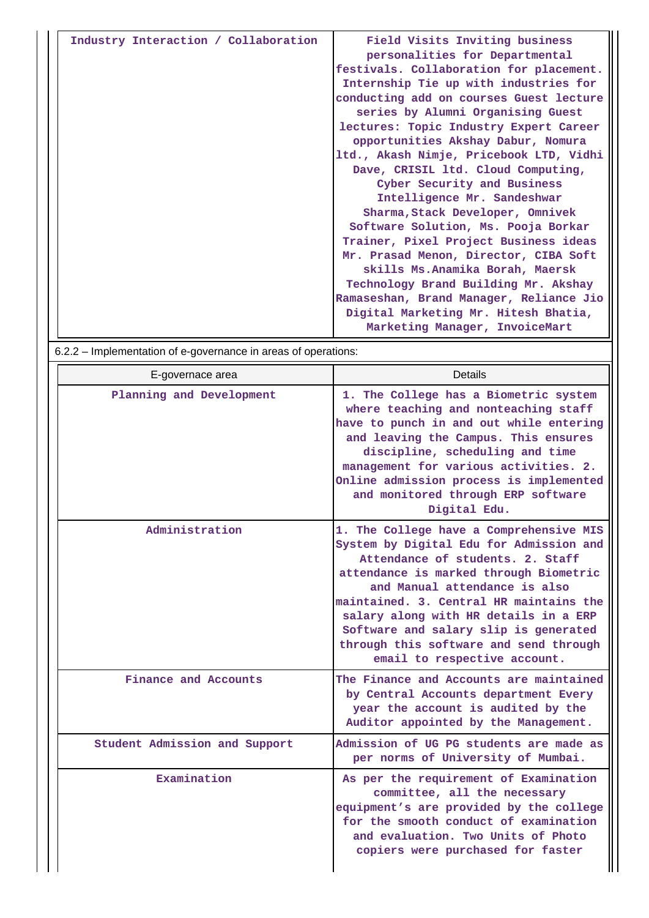| Industry Interaction / Collaboration | Field Visits Inviting business personalities for Departmental festivals. Collaboration for placement. Internship Tie up with industries for conducting add on courses Guest lecture series by Alumni Organising Guest lectures: Topic Industry Expert Career opportunities Akshay Dabur, Nomura ltd., Akash Nimje, Pricebook LTD, Vidhi Dave, CRISIL ltd. Cloud Computing, Cyber Security and Business Intelligence Mr. Sandeshwar Sharma,Stack Developer, Omnivek Software Solution, Ms. Pooja Borkar Trainer, Pixel Project Business ideas Mr. Prasad Menon, Director, CIBA Soft skills Ms.Anamika Borah, Maersk Technology Brand Building Mr. Akshay Ramaseshan, Brand Manager, Reliance Jio Digital Marketing Mr. Hitesh Bhatia, Marketing Manager, InvoiceMart |
|---|---|

6.2.2 – Implementation of e-governance in areas of operations:

| E-governace area | Details |
|---|---|
| Planning and Development | 1. The College has a Biometric system where teaching and nonteaching staff have to punch in and out while entering and leaving the Campus. This ensures discipline, scheduling and time management for various activities. 2. Online admission process is implemented and monitored through ERP software Digital Edu. |
| Administration | 1. The College have a Comprehensive MIS System by Digital Edu for Admission and Attendance of students. 2. Staff attendance is marked through Biometric and Manual attendance is also maintained. 3. Central HR maintains the salary along with HR details in a ERP Software and salary slip is generated through this software and send through email to respective account. |
| Finance and Accounts | The Finance and Accounts are maintained by Central Accounts department Every year the account is audited by the Auditor appointed by the Management. |
| Student Admission and Support | Admission of UG PG students are made as per norms of University of Mumbai. |
| Examination | As per the requirement of Examination committee, all the necessary equipment's are provided by the college for the smooth conduct of examination and evaluation. Two Units of Photo copiers were purchased for faster |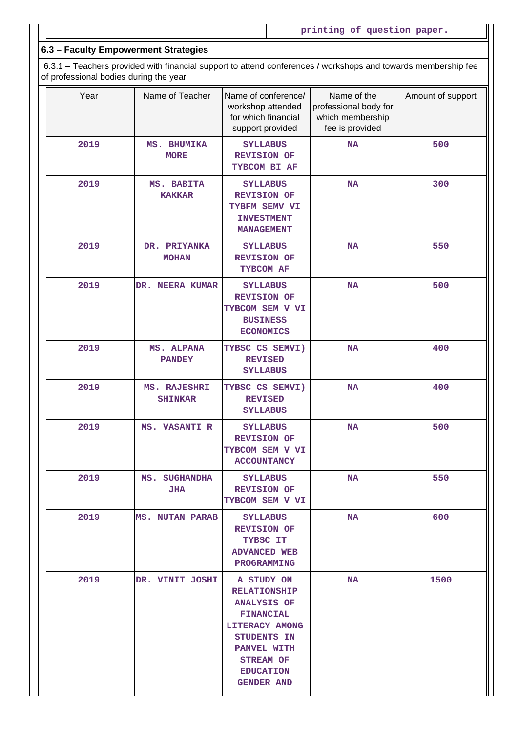| | printing of question paper. |
|---|---|

### 6.3 – Faculty Empowerment Strategies

6.3.1 – Teachers provided with financial support to attend conferences / workshops and towards membership fee of professional bodies during the year

| Year | Name of Teacher | Name of conference/ workshop attended for which financial support provided | Name of the professional body for which membership fee is provided | Amount of support |
|---|---|---|---|---|
| 2019 | MS. BHUMIKA MORE | SYLLABUS REVISION OF TYBCOM BI AF | NA | 500 |
| 2019 | MS. BABITA KAKKAR | SYLLABUS REVISION OF TYBFM SEMV VI INVESTMENT MANAGEMENT | NA | 300 |
| 2019 | DR. PRIYANKA MOHAN | SYLLABUS REVISION OF TYBCOM AF | NA | 550 |
| 2019 | DR. NEERA KUMAR | SYLLABUS REVISION OF TYBCOM SEM V VI BUSINESS ECONOMICS | NA | 500 |
| 2019 | MS. ALPANA PANDEY | TYBSC CS SEMVI) REVISED SYLLABUS | NA | 400 |
| 2019 | MS. RAJESHRI SHINKAR | TYBSC CS SEMVI) REVISED SYLLABUS | NA | 400 |
| 2019 | MS. VASANTI R | SYLLABUS REVISION OF TYBCOM SEM V VI ACCOUNTANCY | NA | 500 |
| 2019 | MS. SUGHANDHA JHA | SYLLABUS REVISION OF TYBCOM SEM V VI | NA | 550 |
| 2019 | MS. NUTAN PARAB | SYLLABUS REVISION OF TYBSC IT ADVANCED WEB PROGRAMMING | NA | 600 |
| 2019 | DR. VINIT JOSHI | A STUDY ON RELATIONSHIP ANALYSIS OF FINANCIAL LITERACY AMONG STUDENTS IN PANVEL WITH STREAM OF EDUCATION GENDER AND | NA | 1500 |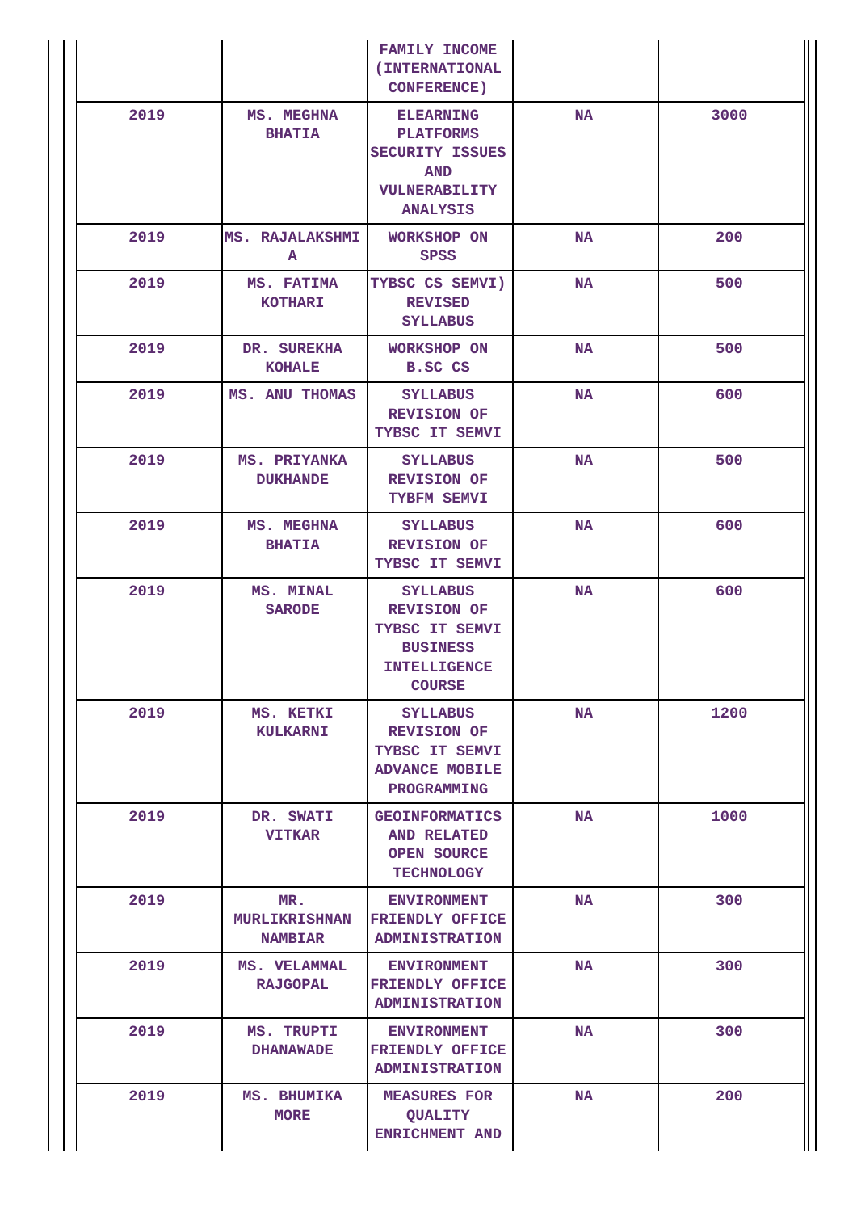| | | FAMILY INCOME (INTERNATIONAL CONFERENCE) | | |
|---|---|---|---|---|
| 2019 | MS. MEGHNA BHATIA | ELEARNING PLATFORMS SECURITY ISSUES AND VULNERABILITY ANALYSIS | NA | 3000 |
| 2019 | MS. RAJALAKSHMI A | WORKSHOP ON SPSS | NA | 200 |
| 2019 | MS. FATIMA KOTHARI | TYBSC CS SEMVI) REVISED SYLLABUS | NA | 500 |
| 2019 | DR. SUREKHA KOHALE | WORKSHOP ON B.SC CS | NA | 500 |
| 2019 | MS. ANU THOMAS | SYLLABUS REVISION OF TYBSC IT SEMVI | NA | 600 |
| 2019 | MS. PRIYANKA DUKHANDE | SYLLABUS REVISION OF TYBFM SEMVI | NA | 500 |
| 2019 | MS. MEGHNA BHATIA | SYLLABUS REVISION OF TYBSC IT SEMVI | NA | 600 |
| 2019 | MS. MINAL SARODE | SYLLABUS REVISION OF TYBSC IT SEMVI BUSINESS INTELLIGENCE COURSE | NA | 600 |
| 2019 | MS. KETKI KULKARNI | SYLLABUS REVISION OF TYBSC IT SEMVI ADVANCE MOBILE PROGRAMMING | NA | 1200 |
| 2019 | DR. SWATI VITKAR | GEOINFORMATICS AND RELATED OPEN SOURCE TECHNOLOGY | NA | 1000 |
| 2019 | MR. MURLIKRISHNAN NAMBIAR | ENVIRONMENT FRIENDLY OFFICE ADMINISTRATION | NA | 300 |
| 2019 | MS. VELAMMAL RAJGOPAL | ENVIRONMENT FRIENDLY OFFICE ADMINISTRATION | NA | 300 |
| 2019 | MS. TRUPTI DHANAWADE | ENVIRONMENT FRIENDLY OFFICE ADMINISTRATION | NA | 300 |
| 2019 | MS. BHUMIKA MORE | MEASURES FOR QUALITY ENRICHMENT AND | NA | 200 |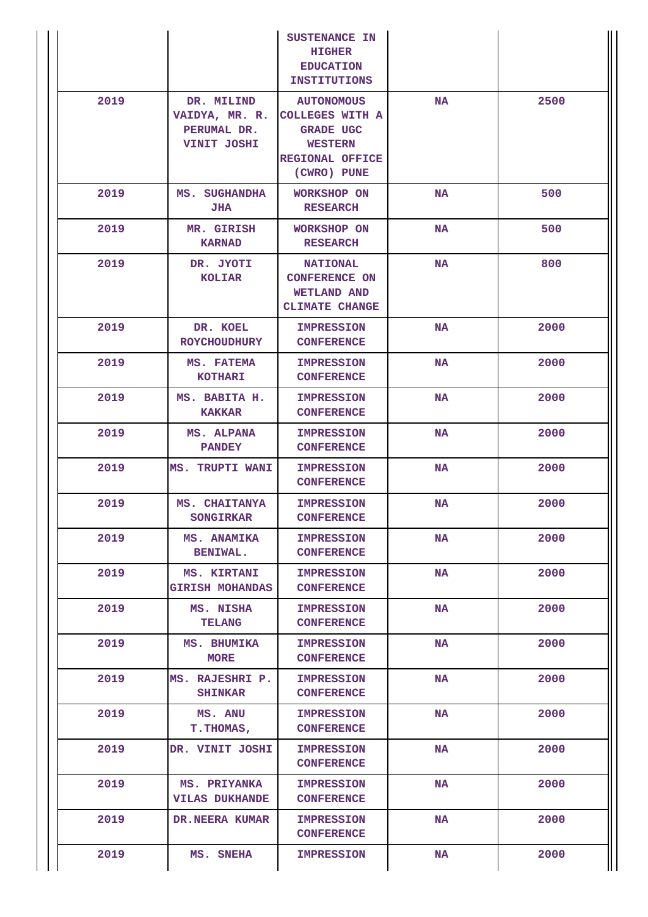|  |  | SUSTENANCE IN HIGHER EDUCATION INSTITUTIONS |  |  |
|---|---|---|---|---|
| 2019 | DR. MILIND VAIDYA, MR. R. PERUMAL DR. VINIT JOSHI | AUTONOMOUS COLLEGES WITH A GRADE UGC WESTERN REGIONAL OFFICE (CWRO) PUNE | NA | 2500 |
| 2019 | MS. SUGHANDHA JHA | WORKSHOP ON RESEARCH | NA | 500 |
| 2019 | MR. GIRISH KARNAD | WORKSHOP ON RESEARCH | NA | 500 |
| 2019 | DR. JYOTI KOLIAR | NATIONAL CONFERENCE ON WETLAND AND CLIMATE CHANGE | NA | 800 |
| 2019 | DR. KOEL ROYCHOUDHURY | IMPRESSION CONFERENCE | NA | 2000 |
| 2019 | MS. FATEMA KOTHARI | IMPRESSION CONFERENCE | NA | 2000 |
| 2019 | MS. BABITA H. KAKKAR | IMPRESSION CONFERENCE | NA | 2000 |
| 2019 | MS. ALPANA PANDEY | IMPRESSION CONFERENCE | NA | 2000 |
| 2019 | MS. TRUPTI WANI | IMPRESSION CONFERENCE | NA | 2000 |
| 2019 | MS. CHAITANYA SONGIRKAR | IMPRESSION CONFERENCE | NA | 2000 |
| 2019 | MS. ANAMIKA BENIWAL. | IMPRESSION CONFERENCE | NA | 2000 |
| 2019 | MS. KIRTANI GIRISH MOHANDAS | IMPRESSION CONFERENCE | NA | 2000 |
| 2019 | MS. NISHA TELANG | IMPRESSION CONFERENCE | NA | 2000 |
| 2019 | MS. BHUMIKA MORE | IMPRESSION CONFERENCE | NA | 2000 |
| 2019 | MS. RAJESHRI P. SHINKAR | IMPRESSION CONFERENCE | NA | 2000 |
| 2019 | MS. ANU T.THOMAS, | IMPRESSION CONFERENCE | NA | 2000 |
| 2019 | DR. VINIT JOSHI | IMPRESSION CONFERENCE | NA | 2000 |
| 2019 | MS. PRIYANKA VILAS DUKHANDE | IMPRESSION CONFERENCE | NA | 2000 |
| 2019 | DR.NEERA KUMAR | IMPRESSION CONFERENCE | NA | 2000 |
| 2019 | MS. SNEHA | IMPRESSION | NA | 2000 |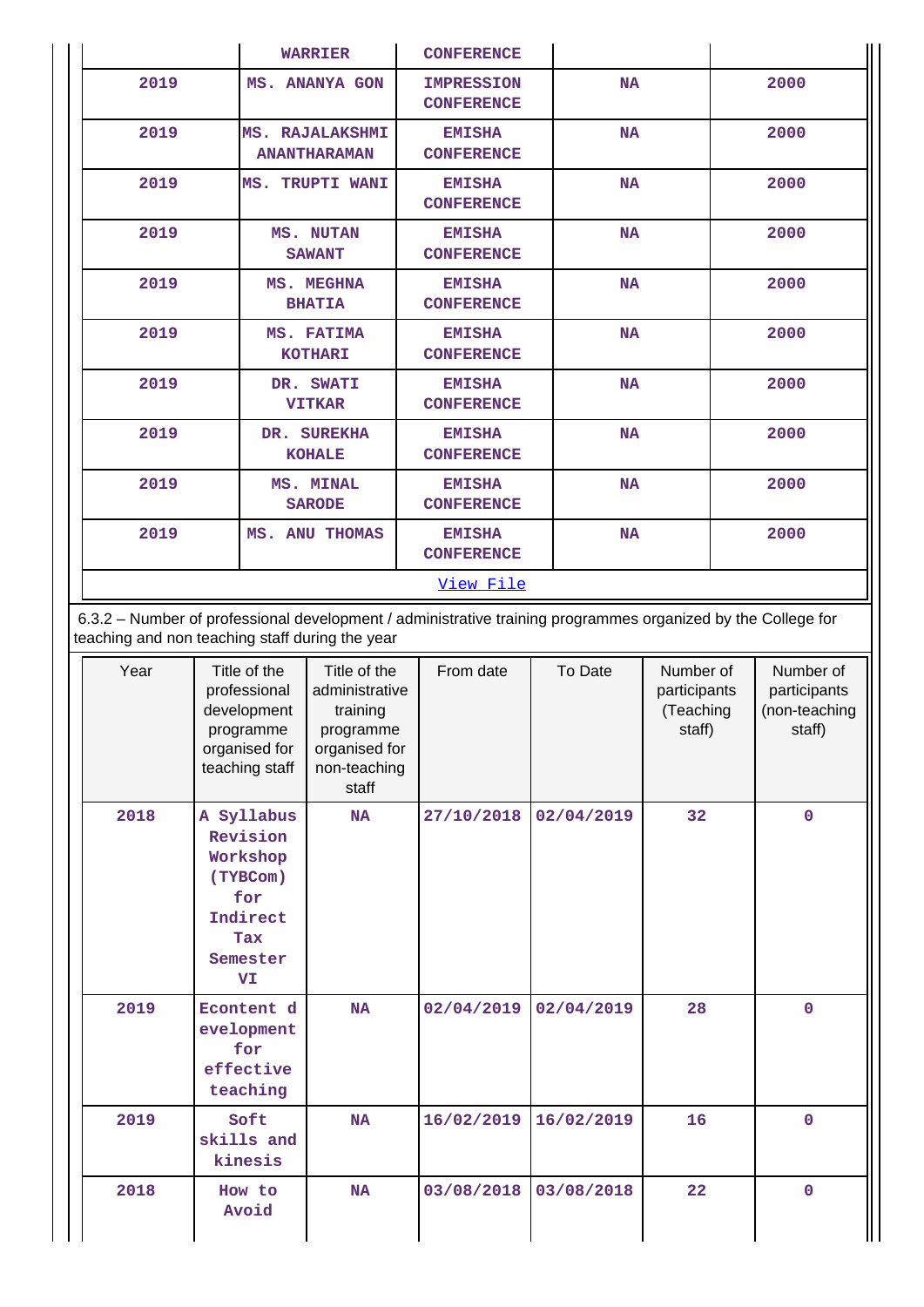|  | WARRIER | CONFERENCE |  |  |
|---|---|---|---|---|
| 2019 | MS. ANANYA GON | IMPRESSION CONFERENCE | NA | 2000 |
| 2019 | MS. RAJALAKSHMI ANANTHARAMAN | EMISHA CONFERENCE | NA | 2000 |
| 2019 | MS. TRUPTI WANI | EMISHA CONFERENCE | NA | 2000 |
| 2019 | MS. NUTAN SAWANT | EMISHA CONFERENCE | NA | 2000 |
| 2019 | MS. MEGHNA BHATIA | EMISHA CONFERENCE | NA | 2000 |
| 2019 | MS. FATIMA KOTHARI | EMISHA CONFERENCE | NA | 2000 |
| 2019 | DR. SWATI VITKAR | EMISHA CONFERENCE | NA | 2000 |
| 2019 | DR. SUREKHA KOHALE | EMISHA CONFERENCE | NA | 2000 |
| 2019 | MS. MINAL SARODE | EMISHA CONFERENCE | NA | 2000 |
| 2019 | MS. ANU THOMAS | EMISHA CONFERENCE | NA | 2000 |

View File

6.3.2 – Number of professional development / administrative training programmes organized by the College for teaching and non teaching staff during the year

| Year | Title of the professional development programme organised for teaching staff | Title of the administrative training programme organised for non-teaching staff | From date | To Date | Number of participants (Teaching staff) | Number of participants (non-teaching staff) |
|---|---|---|---|---|---|---|
| 2018 | A Syllabus Revision Workshop (TYBCom) for Indirect Tax Semester VI | NA | 27/10/2018 | 02/04/2019 | 32 | 0 |
| 2019 | Econtent development for effective teaching | NA | 02/04/2019 | 02/04/2019 | 28 | 0 |
| 2019 | Soft skills and kinesis | NA | 16/02/2019 | 16/02/2019 | 16 | 0 |
| 2018 | How to Avoid | NA | 03/08/2018 | 03/08/2018 | 22 | 0 |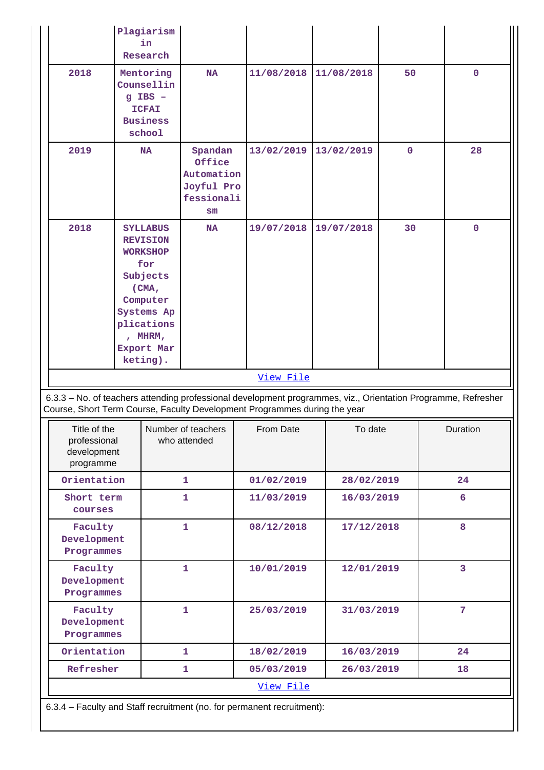| | | | | | | |
|---|---|---|---|---|---|---|
| | Plagiarism in Research | | | | | |
| 2018 | Mentoring Counselling IBS – ICFAI Business school | NA | 11/08/2018 | 11/08/2018 | 50 | 0 |
| 2019 | NA | Spandan Office Automation Joyful Professionalism | 13/02/2019 | 13/02/2019 | 0 | 28 |
| 2018 | SYLLABUS REVISION WORKSHOP for Subjects (CMA, Computer Systems Applications, MHRM, Export Marketing). | NA | 19/07/2018 | 19/07/2018 | 30 | 0 |

View File

6.3.3 – No. of teachers attending professional development programmes, viz., Orientation Programme, Refresher Course, Short Term Course, Faculty Development Programmes during the year

| Title of the professional development programme | Number of teachers who attended | From Date | To date | Duration |
|---|---|---|---|---|
| Orientation | 1 | 01/02/2019 | 28/02/2019 | 24 |
| Short term courses | 1 | 11/03/2019 | 16/03/2019 | 6 |
| Faculty Development Programmes | 1 | 08/12/2018 | 17/12/2018 | 8 |
| Faculty Development Programmes | 1 | 10/01/2019 | 12/01/2019 | 3 |
| Faculty Development Programmes | 1 | 25/03/2019 | 31/03/2019 | 7 |
| Orientation | 1 | 18/02/2019 | 16/03/2019 | 24 |
| Refresher | 1 | 05/03/2019 | 26/03/2019 | 18 |

View File

6.3.4 – Faculty and Staff recruitment (no. for permanent recruitment):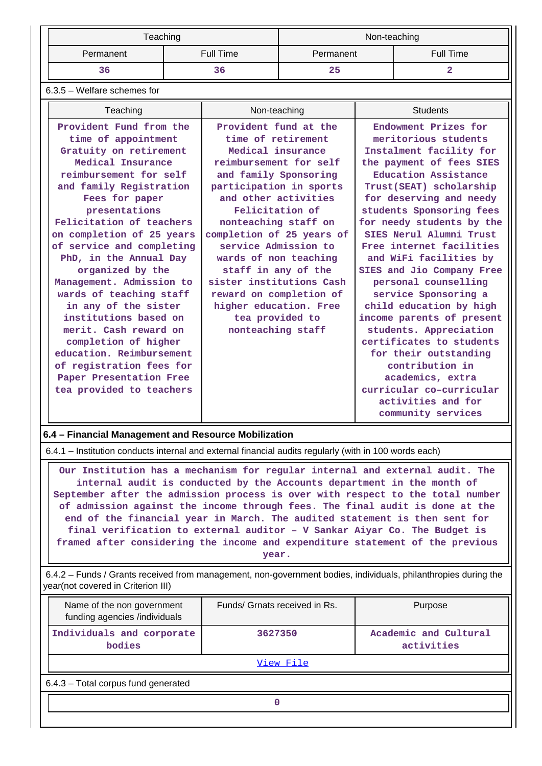| Teaching | | Non-teaching | |
|---|---|---|---|
| Permanent | Full Time | Permanent | Full Time |
| 36 | 36 | 25 | 2 |

6.3.5 – Welfare schemes for

| Teaching | Non-teaching | Students |
|---|---|---|
| Provident Fund from the time of appointment Gratuity on retirement Medical Insurance reimbursement for self and family Registration Fees for paper presentations Felicitation of teachers on completion of 25 years of service and completing PhD, in the Annual Day organized by the Management. Admission to wards of teaching staff in any of the sister institutions based on merit. Cash reward on completion of higher education. Reimbursement of registration fees for Paper Presentation Free tea provided to teachers | Provident fund at the time of retirement Medical insurance reimbursement for self and family Sponsoring participation in sports and other activities Felicitation of nonteaching staff on completion of 25 years of service Admission to wards of non teaching staff in any of the sister institutions Cash reward on completion of higher education. Free tea provided to nonteaching staff | Endowment Prizes for meritorious students Instalment facility for the payment of fees SIES Education Assistance Trust(SEAT) scholarship for deserving and needy students Sponsoring fees for needy students by the SIES Nerul Alumni Trust Free internet facilities and WiFi facilities by SIES and Jio Company Free personal counselling service Sponsoring a child education by high income parents of present students. Appreciation certificates to students for their outstanding contribution in academics, extra curricular co-curricular activities and for community services |

## 6.4 – Financial Management and Resource Mobilization

6.4.1 – Institution conducts internal and external financial audits regularly (with in 100 words each)

Our Institution has a mechanism for regular internal and external audit. The internal audit is conducted by the Accounts department in the month of September after the admission process is over with respect to the total number of admission against the income through fees. The final audit is done at the end of the financial year in March. The audited statement is then sent for final verification to external auditor – V Sankar Aiyar Co. The Budget is framed after considering the income and expenditure statement of the previous year.

6.4.2 – Funds / Grants received from management, non-government bodies, individuals, philanthropies during the year(not covered in Criterion III)

| Name of the non government funding agencies /individuals | Funds/ Grnats received in Rs. | Purpose |
|---|---|---|
| Individuals and corporate bodies | 3627350 | Academic and Cultural activities |

[View File]

6.4.3 – Total corpus fund generated

| 0 |
|---|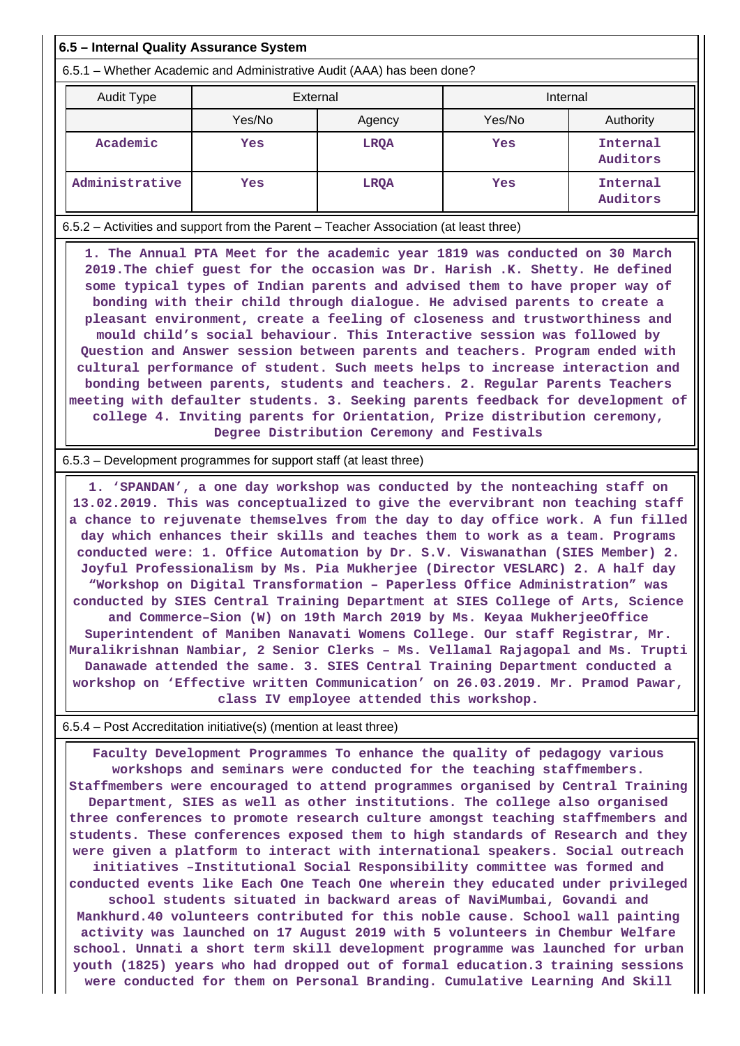## 6.5 – Internal Quality Assurance System

6.5.1 – Whether Academic and Administrative Audit (AAA) has been done?

| Audit Type | External | | Internal | |
|---|---|---|---|---|
| | Yes/No | Agency | Yes/No | Authority |
| Academic | Yes | LRQA | Yes | Internal Auditors |
| Administrative | Yes | LRQA | Yes | Internal Auditors |

6.5.2 – Activities and support from the Parent – Teacher Association (at least three)

1. The Annual PTA Meet for the academic year 1819 was conducted on 30 March 2019.The chief guest for the occasion was Dr. Harish .K. Shetty. He defined some typical types of Indian parents and advised them to have proper way of bonding with their child through dialogue. He advised parents to create a pleasant environment, create a feeling of closeness and trustworthiness and mould child's social behaviour. This Interactive session was followed by Question and Answer session between parents and teachers. Program ended with cultural performance of student. Such meets helps to increase interaction and bonding between parents, students and teachers. 2. Regular Parents Teachers meeting with defaulter students. 3. Seeking parents feedback for development of college 4. Inviting parents for Orientation, Prize distribution ceremony, Degree Distribution Ceremony and Festivals

6.5.3 – Development programmes for support staff (at least three)

1. 'SPANDAN', a one day workshop was conducted by the nonteaching staff on 13.02.2019. This was conceptualized to give the evervibrant non teaching staff a chance to rejuvenate themselves from the day to day office work. A fun filled day which enhances their skills and teaches them to work as a team. Programs conducted were: 1. Office Automation by Dr. S.V. Viswanathan (SIES Member) 2. Joyful Professionalism by Ms. Pia Mukherjee (Director VESLARC) 2. A half day "Workshop on Digital Transformation – Paperless Office Administration" was conducted by SIES Central Training Department at SIES College of Arts, Science and Commerce–Sion (W) on 19th March 2019 by Ms. Keyaa MukherjeeOffice Superintendent of Maniben Nanavati Womens College. Our staff Registrar, Mr. Muralikrishnan Nambiar, 2 Senior Clerks – Ms. Vellamal Rajagopal and Ms. Trupti Danawade attended the same. 3. SIES Central Training Department conducted a workshop on 'Effective written Communication' on 26.03.2019. Mr. Pramod Pawar, class IV employee attended this workshop.

6.5.4 – Post Accreditation initiative(s) (mention at least three)

Faculty Development Programmes To enhance the quality of pedagogy various workshops and seminars were conducted for the teaching staffmembers. Staffmembers were encouraged to attend programmes organised by Central Training Department, SIES as well as other institutions. The college also organised three conferences to promote research culture amongst teaching staffmembers and students. These conferences exposed them to high standards of Research and they were given a platform to interact with international speakers. Social outreach initiatives –Institutional Social Responsibility committee was formed and conducted events like Each One Teach One wherein they educated under privileged school students situated in backward areas of NaviMumbai, Govandi and Mankhurd.40 volunteers contributed for this noble cause. School wall painting activity was launched on 17 August 2019 with 5 volunteers in Chembur Welfare school. Unnati a short term skill development programme was launched for urban youth (1825) years who had dropped out of formal education.3 training sessions were conducted for them on Personal Branding. Cumulative Learning And Skill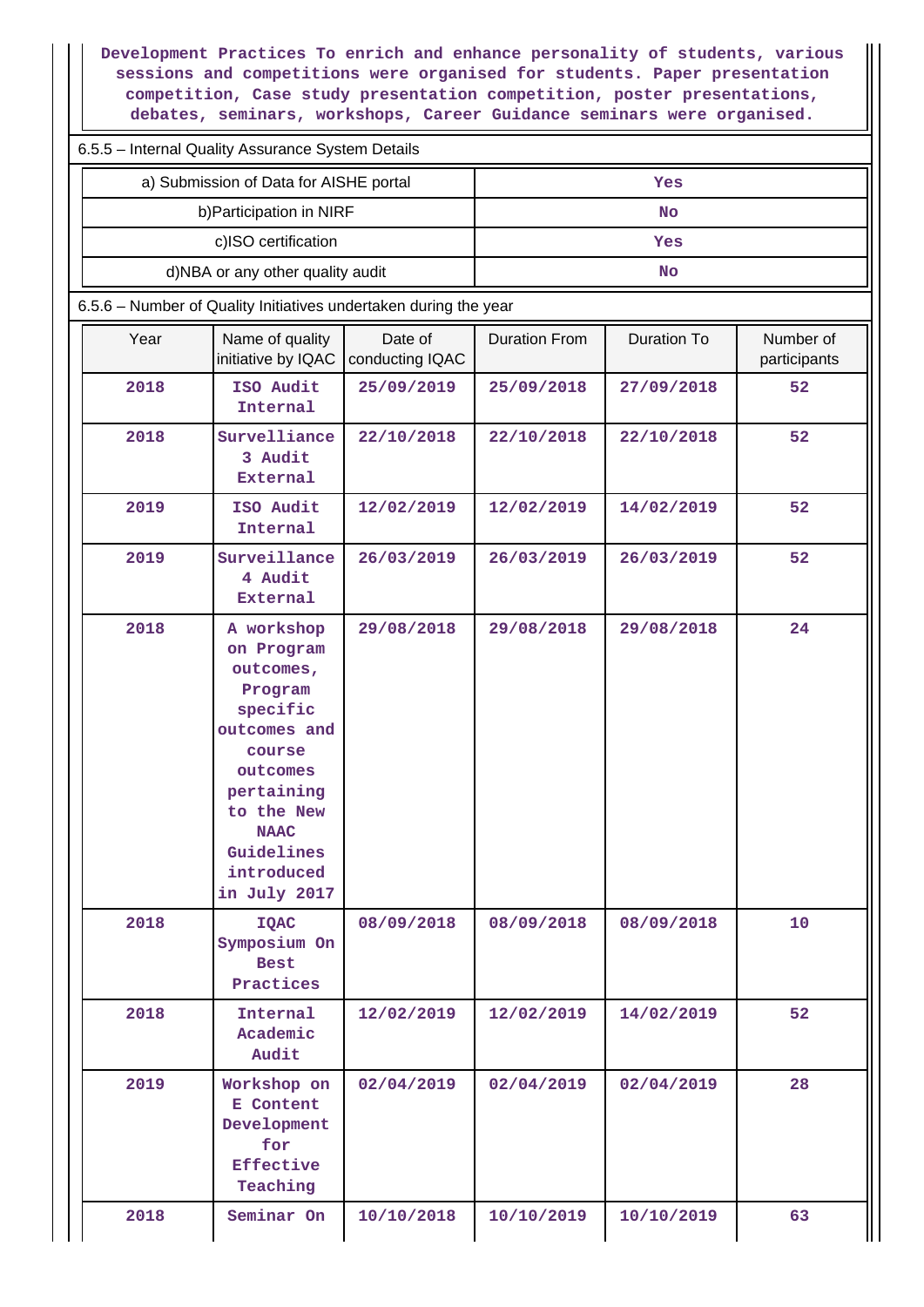**Development Practices To enrich and enhance personality of students, various sessions and competitions were organised for students. Paper presentation competition, Case study presentation competition, poster presentations, debates, seminars, workshops, Career Guidance seminars were organised.**

6.5.5 – Internal Quality Assurance System Details

| | |
|---|---|
| a) Submission of Data for AISHE portal | **Yes** |
| b)Participation in NIRF | **No** |
| c)ISO certification | **Yes** |
| d)NBA or any other quality audit | **No** |

6.5.6 – Number of Quality Initiatives undertaken during the year

| Year | Name of quality initiative by IQAC | Date of conducting IQAC | Duration From | Duration To | Number of participants |
|---|---|---|---|---|---|
| **2018** | **ISO Audit Internal** | **25/09/2019** | **25/09/2018** | **27/09/2018** | **52** |
| **2018** | **Survelliance 3 Audit External** | **22/10/2018** | **22/10/2018** | **22/10/2018** | **52** |
| **2019** | **ISO Audit Internal** | **12/02/2019** | **12/02/2019** | **14/02/2019** | **52** |
| **2019** | **Surveillance 4 Audit External** | **26/03/2019** | **26/03/2019** | **26/03/2019** | **52** |
| **2018** | **A workshop on Program outcomes, Program specific outcomes and course outcomes pertaining to the New NAAC Guidelines introduced in July 2017** | **29/08/2018** | **29/08/2018** | **29/08/2018** | **24** |
| **2018** | **IQAC Symposium On Best Practices** | **08/09/2018** | **08/09/2018** | **08/09/2018** | **10** |
| **2018** | **Internal Academic Audit** | **12/02/2019** | **12/02/2019** | **14/02/2019** | **52** |
| **2019** | **Workshop on E Content Development for Effective Teaching** | **02/04/2019** | **02/04/2019** | **02/04/2019** | **28** |
| **2018** | **Seminar On** | **10/10/2018** | **10/10/2019** | **10/10/2019** | **63** |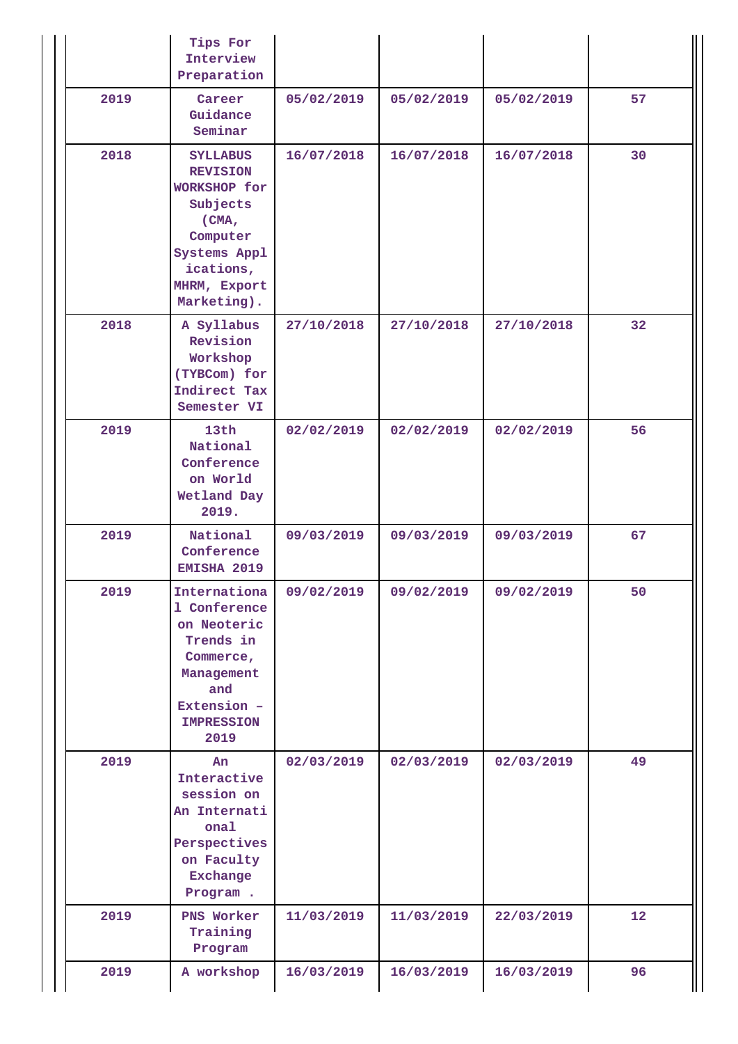|  |  |  |  |  |  |
|---|---|---|---|---|---|
|  | Tips For Interview Preparation |  |  |  |  |
| 2019 | Career Guidance Seminar | 05/02/2019 | 05/02/2019 | 05/02/2019 | 57 |
| 2018 | SYLLABUS REVISION WORKSHOP for Subjects (CMA, Computer Systems Applications, MHRM, Export Marketing). | 16/07/2018 | 16/07/2018 | 16/07/2018 | 30 |
| 2018 | A Syllabus Revision Workshop (TYBCom) for Indirect Tax Semester VI | 27/10/2018 | 27/10/2018 | 27/10/2018 | 32 |
| 2019 | 13th National Conference on World Wetland Day 2019. | 02/02/2019 | 02/02/2019 | 02/02/2019 | 56 |
| 2019 | National Conference EMISHA 2019 | 09/03/2019 | 09/03/2019 | 09/03/2019 | 67 |
| 2019 | International Conference on Neoteric Trends in Commerce, Management and Extension – IMPRESSION 2019 | 09/02/2019 | 09/02/2019 | 09/02/2019 | 50 |
| 2019 | An Interactive session on An International Perspectives on Faculty Exchange Program . | 02/03/2019 | 02/03/2019 | 02/03/2019 | 49 |
| 2019 | PNS Worker Training Program | 11/03/2019 | 11/03/2019 | 22/03/2019 | 12 |
| 2019 | A workshop | 16/03/2019 | 16/03/2019 | 16/03/2019 | 96 |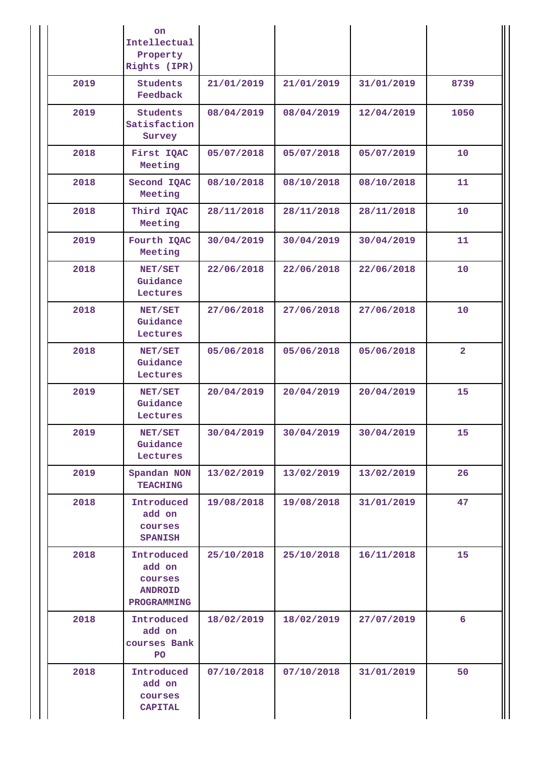| | | | | | |
|---|---|---|---|---|---|
| | on Intellectual Property Rights (IPR) | | | | |
| 2019 | Students Feedback | 21/01/2019 | 21/01/2019 | 31/01/2019 | 8739 |
| 2019 | Students Satisfaction Survey | 08/04/2019 | 08/04/2019 | 12/04/2019 | 1050 |
| 2018 | First IQAC Meeting | 05/07/2018 | 05/07/2018 | 05/07/2019 | 10 |
| 2018 | Second IQAC Meeting | 08/10/2018 | 08/10/2018 | 08/10/2018 | 11 |
| 2018 | Third IQAC Meeting | 28/11/2018 | 28/11/2018 | 28/11/2018 | 10 |
| 2019 | Fourth IQAC Meeting | 30/04/2019 | 30/04/2019 | 30/04/2019 | 11 |
| 2018 | NET/SET Guidance Lectures | 22/06/2018 | 22/06/2018 | 22/06/2018 | 10 |
| 2018 | NET/SET Guidance Lectures | 27/06/2018 | 27/06/2018 | 27/06/2018 | 10 |
| 2018 | NET/SET Guidance Lectures | 05/06/2018 | 05/06/2018 | 05/06/2018 | 2 |
| 2019 | NET/SET Guidance Lectures | 20/04/2019 | 20/04/2019 | 20/04/2019 | 15 |
| 2019 | NET/SET Guidance Lectures | 30/04/2019 | 30/04/2019 | 30/04/2019 | 15 |
| 2019 | Spandan NON TEACHING | 13/02/2019 | 13/02/2019 | 13/02/2019 | 26 |
| 2018 | Introduced add on courses SPANISH | 19/08/2018 | 19/08/2018 | 31/01/2019 | 47 |
| 2018 | Introduced add on courses ANDROID PROGRAMMING | 25/10/2018 | 25/10/2018 | 16/11/2018 | 15 |
| 2018 | Introduced add on courses Bank PO | 18/02/2019 | 18/02/2019 | 27/07/2019 | 6 |
| 2018 | Introduced add on courses CAPITAL | 07/10/2018 | 07/10/2018 | 31/01/2019 | 50 |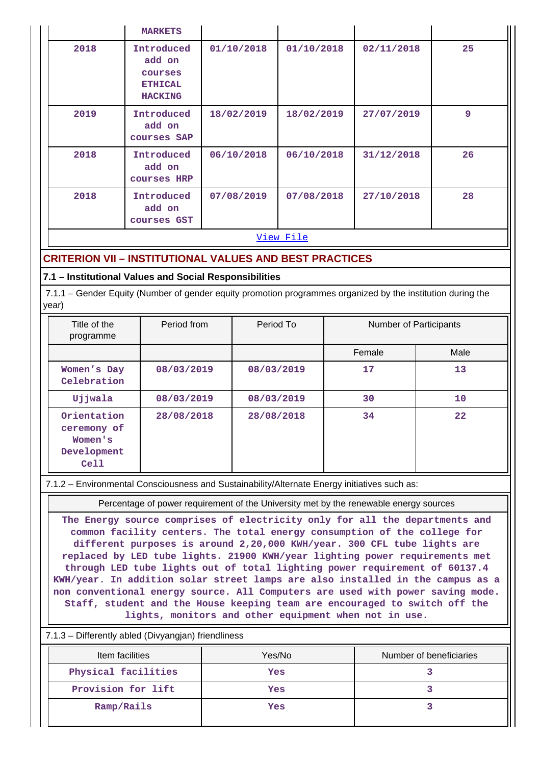| | MARKETS | | | | |
|---|---|---|---|---|---|
| 2018 | Introduced add on courses ETHICAL HACKING | 01/10/2018 | 01/10/2018 | 02/11/2018 | 25 |
| 2019 | Introduced add on courses SAP | 18/02/2019 | 18/02/2019 | 27/07/2019 | 9 |
| 2018 | Introduced add on courses HRP | 06/10/2018 | 06/10/2018 | 31/12/2018 | 26 |
| 2018 | Introduced add on courses GST | 07/08/2019 | 07/08/2018 | 27/10/2018 | 28 |

View File

## CRITERION VII – INSTITUTIONAL VALUES AND BEST PRACTICES

### 7.1 – Institutional Values and Social Responsibilities

7.1.1 – Gender Equity (Number of gender equity promotion programmes organized by the institution during the year)

| Title of the programme | Period from | Period To | Number of Participants | |
|---|---|---|---|---|
| | | | Female | Male |
| Women's Day Celebration | 08/03/2019 | 08/03/2019 | 17 | 13 |
| Ujjwala | 08/03/2019 | 08/03/2019 | 30 | 10 |
| Orientation ceremony of Women's Development Cell | 28/08/2018 | 28/08/2018 | 34 | 22 |

7.1.2 – Environmental Consciousness and Sustainability/Alternate Energy initiatives such as:

| Percentage of power requirement of the University met by the renewable energy sources |
|---|
| The Energy source comprises of electricity only for all the departments and common facility centers. The total energy consumption of the college for different purposes is around 2,20,000 KWH/year. 300 CFL tube lights are replaced by LED tube lights. 21900 KWH/year lighting power requirements met through LED tube lights out of total lighting power requirement of 60137.4 KWH/year. In addition solar street lamps are also installed in the campus as a non conventional energy source. All Computers are used with power saving mode. Staff, student and the House keeping team are encouraged to switch off the lights, monitors and other equipment when not in use. |

7.1.3 – Differently abled (Divyangjan) friendliness

| Item facilities | Yes/No | Number of beneficiaries |
|---|---|---|
| Physical facilities | Yes | 3 |
| Provision for lift | Yes | 3 |
| Ramp/Rails | Yes | 3 |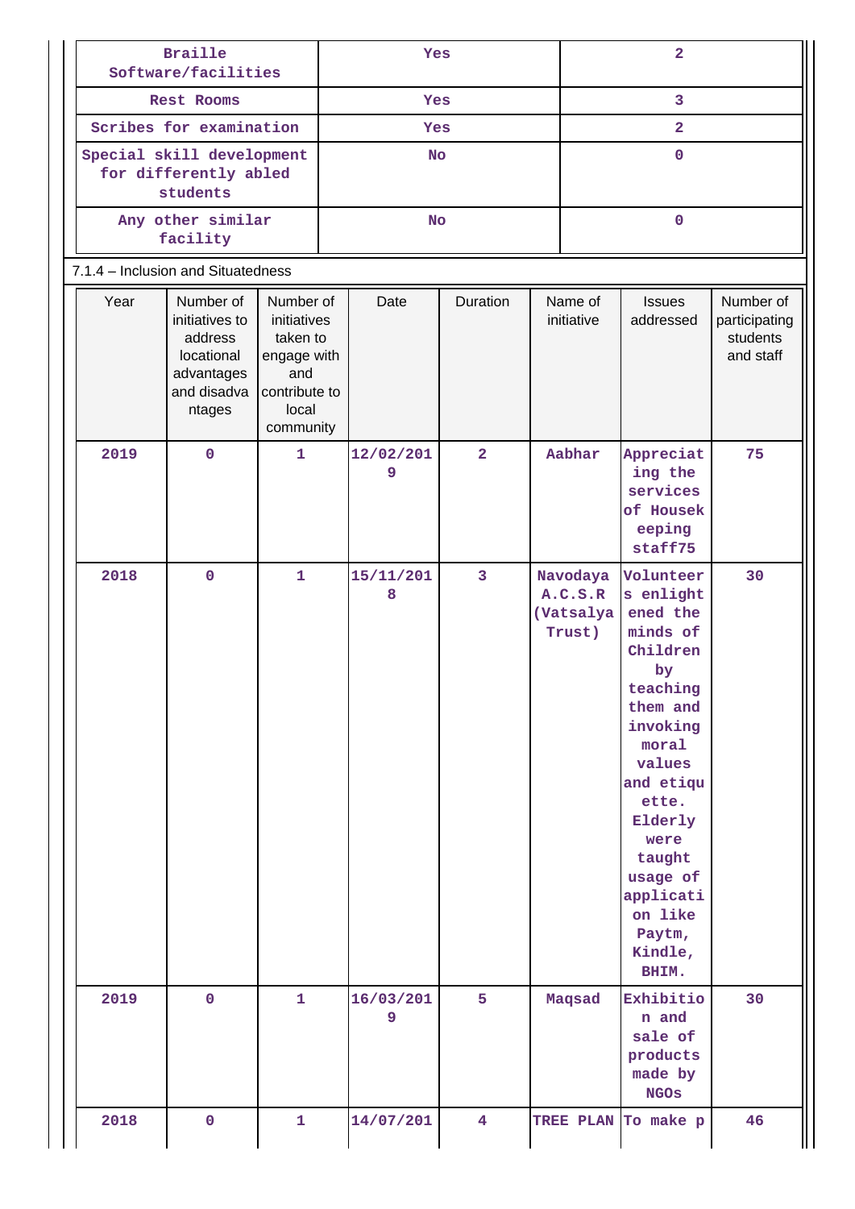| Braille Software/facilities | Yes | 2 |
|---|---|---|
| Rest Rooms | Yes | 3 |
| Scribes for examination | Yes | 2 |
| Special skill development for differently abled students | No | 0 |
| Any other similar facility | No | 0 |

7.1.4 – Inclusion and Situatedness

| Year | Number of initiatives to address locational advantages and disadvantages | Number of initiatives taken to engage with and contribute to local community | Date | Duration | Name of initiative | Issues addressed | Number of participating students and staff |
|---|---|---|---|---|---|---|---|
| 2019 | 0 | 1 | 12/02/2019 | 2 | Aabhar | Appreciating the services of Housekeeping staff75 | 75 |
| 2018 | 0 | 1 | 15/11/2018 | 3 | Navodaya A.C.S.R (Vatsalya Trust) | Volunteers enlightened the minds of Children by teaching them and invoking moral values and etiquette. Elderly were taught usage of application like Paytm, Kindle, BHIM. | 30 |
| 2019 | 0 | 1 | 16/03/2019 | 5 | Maqsad | Exhibition and sale of products made by NGOs | 30 |
| 2018 | 0 | 1 | 14/07/201 | 4 | TREE PLAN | To make p | 46 |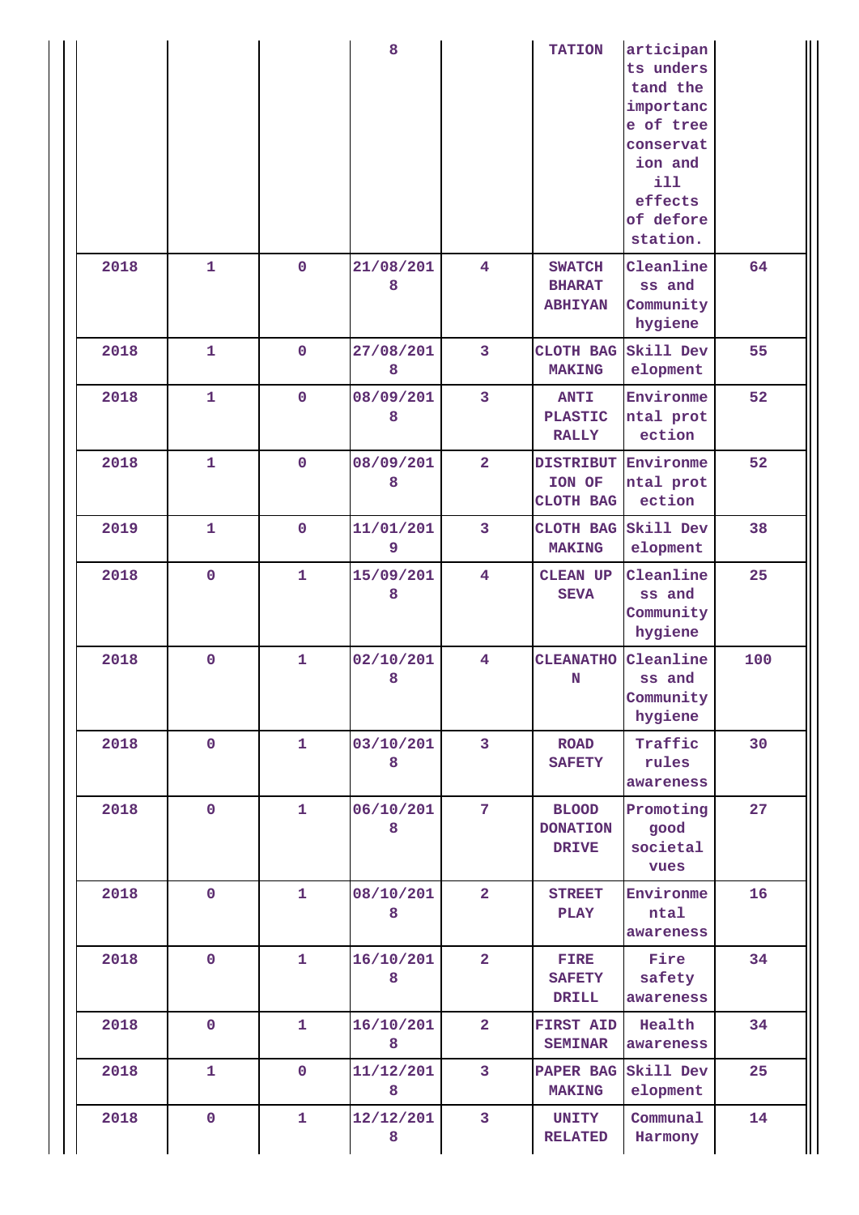| | | | 8 | | TATION | articipants understand the importance of tree conservation and ill effects of deforestation. | |
|---|---|---|---|---|---|---|---|
| 2018 | 1 | 0 | 21/08/2018 | 4 | SWATCH BHARAT ABHIYAN | Cleanliness and Community hygiene | 64 |
| 2018 | 1 | 0 | 27/08/2018 | 3 | CLOTH BAG MAKING | Skill Development | 55 |
| 2018 | 1 | 0 | 08/09/2018 | 3 | ANTI PLASTIC RALLY | Environmental protection | 52 |
| 2018 | 1 | 0 | 08/09/2018 | 2 | DISTRIBUTION OF CLOTH BAG | Environmental protection | 52 |
| 2019 | 1 | 0 | 11/01/2019 | 3 | CLOTH BAG MAKING | Skill Development | 38 |
| 2018 | 0 | 1 | 15/09/2018 | 4 | CLEAN UP SEVA | Cleanliness and Community hygiene | 25 |
| 2018 | 0 | 1 | 02/10/2018 | 4 | CLEANATHON | Cleanliness and Community hygiene | 100 |
| 2018 | 0 | 1 | 03/10/2018 | 3 | ROAD SAFETY | Traffic rules awareness | 30 |
| 2018 | 0 | 1 | 06/10/2018 | 7 | BLOOD DONATION DRIVE | Promoting good societal vues | 27 |
| 2018 | 0 | 1 | 08/10/2018 | 2 | STREET PLAY | Environmental awareness | 16 |
| 2018 | 0 | 1 | 16/10/2018 | 2 | FIRE SAFETY DRILL | Fire safety awareness | 34 |
| 2018 | 0 | 1 | 16/10/2018 | 2 | FIRST AID SEMINAR | Health awareness | 34 |
| 2018 | 1 | 0 | 11/12/2018 | 3 | PAPER BAG MAKING | Skill Development | 25 |
| 2018 | 0 | 1 | 12/12/2018 | 3 | UNITY RELATED | Communal Harmony | 14 |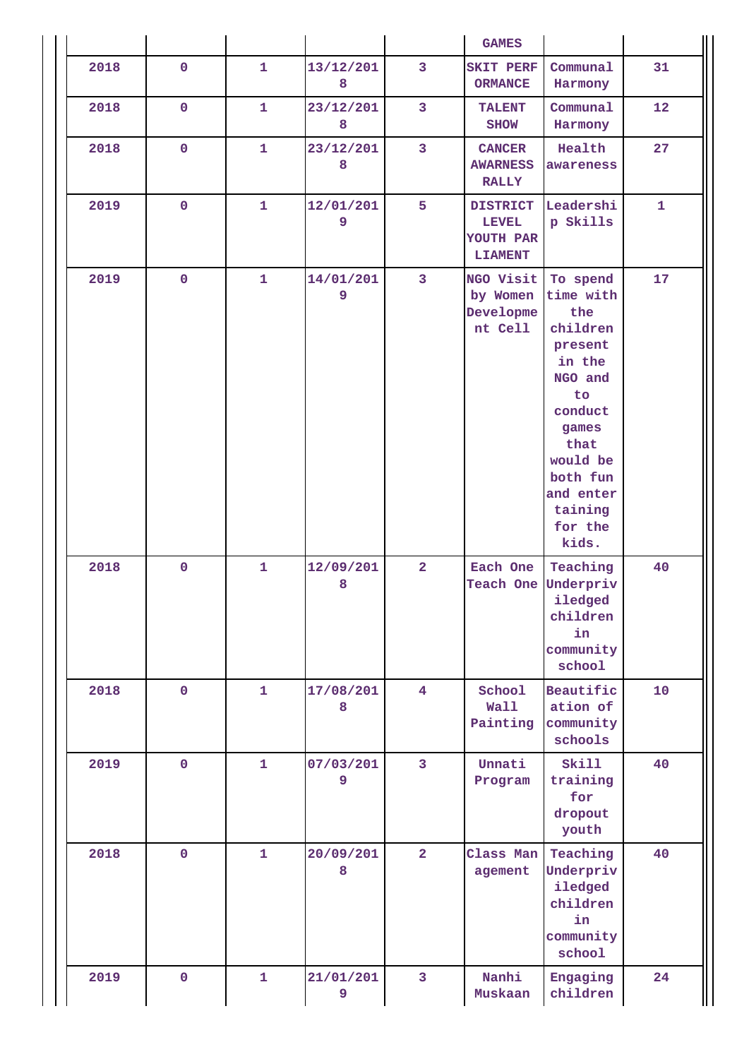| | | | | | GAMES | | |
|---|---|---|---|---|---|---|---|
| 2018 | 0 | 1 | 13/12/2018 | 3 | SKIT PERFORMANCE | Communal Harmony | 31 |
| 2018 | 0 | 1 | 23/12/2018 | 3 | TALENT SHOW | Communal Harmony | 12 |
| 2018 | 0 | 1 | 23/12/2018 | 3 | CANCER AWARNESS RALLY | Health awareness | 27 |
| 2019 | 0 | 1 | 12/01/2019 | 5 | DISTRICT LEVEL YOUTH PARLIAMENT | Leadership Skills | 1 |
| 2019 | 0 | 1 | 14/01/2019 | 3 | NGO Visit by Women Development Cell | To spend time with the children present in the NGO and to conduct games that would be both fun and entertaining for the kids. | 17 |
| 2018 | 0 | 1 | 12/09/2018 | 2 | Each One Teach One | Teaching Underpriviledged children in community school | 40 |
| 2018 | 0 | 1 | 17/08/2018 | 4 | School Wall Painting | Beautification of community schools | 10 |
| 2019 | 0 | 1 | 07/03/2019 | 3 | Unnati Program | Skill training for dropout youth | 40 |
| 2018 | 0 | 1 | 20/09/2018 | 2 | Class Management | Teaching Underpriviledged children in community school | 40 |
| 2019 | 0 | 1 | 21/01/2019 | 3 | Nanhi Muskaan | Engaging children | 24 |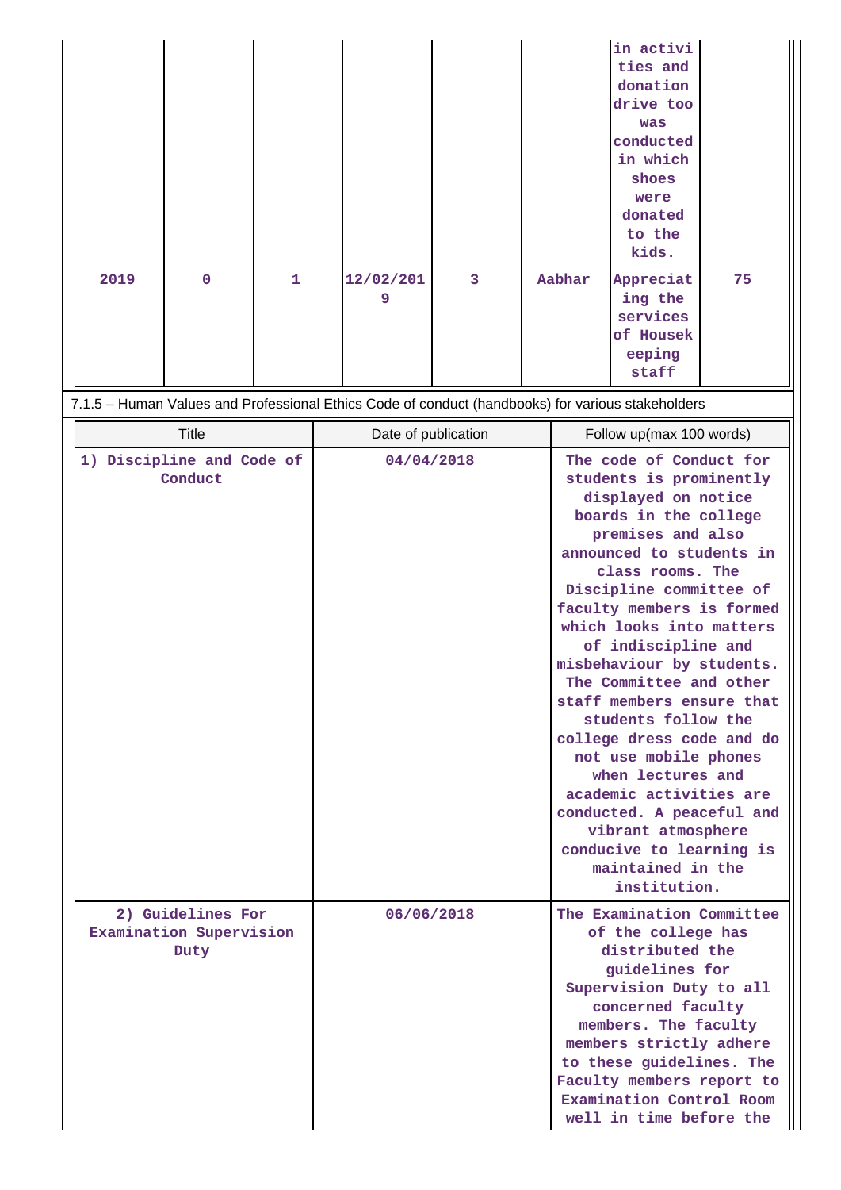| | | | | | | | |
|---|---|---|---|---|---|---|---|
| | | | | | | in activities and donation drive too was conducted in which shoes were donated to the kids. | |
| 2019 | 0 | 1 | 12/02/2019 | 3 | Aabhar | Appreciating the services of Housekeeping staff | 75 |

7.1.5 – Human Values and Professional Ethics Code of conduct (handbooks) for various stakeholders

| Title | Date of publication | Follow up(max 100 words) |
|---|---|---|
| 1) Discipline and Code of Conduct | 04/04/2018 | The code of Conduct for students is prominently displayed on notice boards in the college premises and also announced to students in class rooms. The Discipline committee of faculty members is formed which looks into matters of indiscipline and misbehaviour by students. The Committee and other staff members ensure that students follow the college dress code and do not use mobile phones when lectures and academic activities are conducted. A peaceful and vibrant atmosphere conducive to learning is maintained in the institution. |
| 2) Guidelines For Examination Supervision Duty | 06/06/2018 | The Examination Committee of the college has distributed the guidelines for Supervision Duty to all concerned faculty members. The faculty members strictly adhere to these guidelines. The Faculty members report to Examination Control Room well in time before the |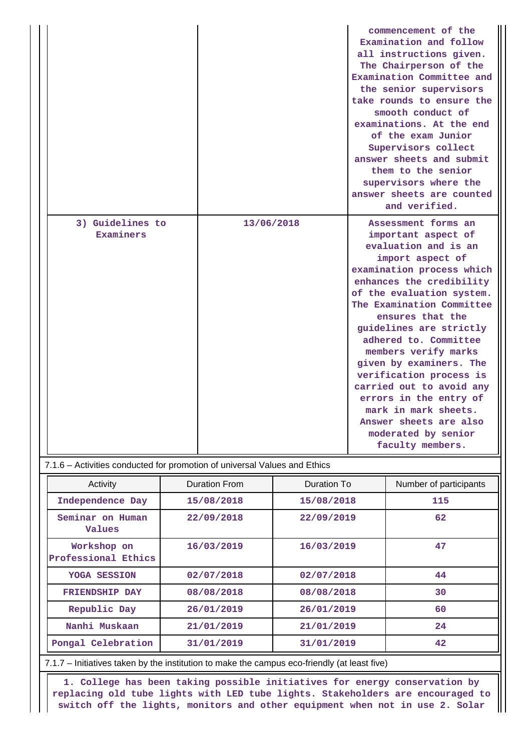| | | |
|---|---|---|
| | | commencement of the Examination and follow all instructions given. The Chairperson of the Examination Committee and the senior supervisors take rounds to ensure the smooth conduct of examinations. At the end of the exam Junior Supervisors collect answer sheets and submit them to the senior supervisors where the answer sheets are counted and verified. |
| 3) Guidelines to Examiners | 13/06/2018 | Assessment forms an important aspect of evaluation and is an import aspect of examination process which enhances the credibility of the evaluation system. The Examination Committee ensures that the guidelines are strictly adhered to. Committee members verify marks given by examiners. The verification process is carried out to avoid any errors in the entry of mark in mark sheets. Answer sheets are also moderated by senior faculty members. |

7.1.6 – Activities conducted for promotion of universal Values and Ethics

| Activity | Duration From | Duration To | Number of participants |
|---|---|---|---|
| Independence Day | 15/08/2018 | 15/08/2018 | 115 |
| Seminar on Human Values | 22/09/2018 | 22/09/2019 | 62 |
| Workshop on Professional Ethics | 16/03/2019 | 16/03/2019 | 47 |
| YOGA SESSION | 02/07/2018 | 02/07/2018 | 44 |
| FRIENDSHIP DAY | 08/08/2018 | 08/08/2018 | 30 |
| Republic Day | 26/01/2019 | 26/01/2019 | 60 |
| Nanhi Muskaan | 21/01/2019 | 21/01/2019 | 24 |
| Pongal Celebration | 31/01/2019 | 31/01/2019 | 42 |

7.1.7 – Initiatives taken by the institution to make the campus eco-friendly (at least five)

1. College has been taking possible initiatives for energy conservation by replacing old tube lights with LED tube lights. Stakeholders are encouraged to switch off the lights, monitors and other equipment when not in use 2. Solar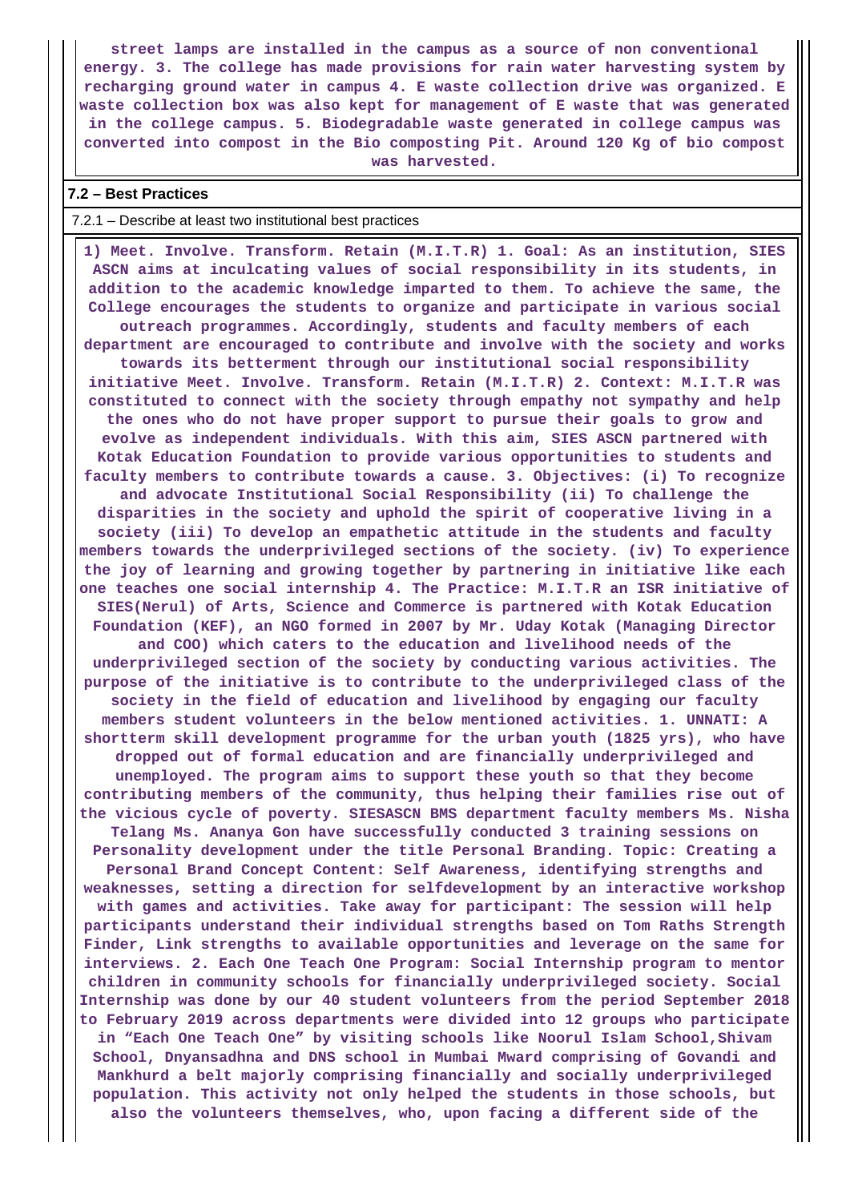street lamps are installed in the campus as a source of non conventional energy. 3. The college has made provisions for rain water harvesting system by recharging ground water in campus 4. E waste collection drive was organized. E waste collection box was also kept for management of E waste that was generated in the college campus. 5. Biodegradable waste generated in college campus was converted into compost in the Bio composting Pit. Around 120 Kg of bio compost was harvested.

**7.2 – Best Practices**

7.2.1 – Describe at least two institutional best practices

1) Meet. Involve. Transform. Retain (M.I.T.R) 1. Goal: As an institution, SIES ASCN aims at inculcating values of social responsibility in its students, in addition to the academic knowledge imparted to them. To achieve the same, the College encourages the students to organize and participate in various social outreach programmes. Accordingly, students and faculty members of each department are encouraged to contribute and involve with the society and works towards its betterment through our institutional social responsibility initiative Meet. Involve. Transform. Retain (M.I.T.R) 2. Context: M.I.T.R was constituted to connect with the society through empathy not sympathy and help the ones who do not have proper support to pursue their goals to grow and evolve as independent individuals. With this aim, SIES ASCN partnered with Kotak Education Foundation to provide various opportunities to students and faculty members to contribute towards a cause. 3. Objectives: (i) To recognize and advocate Institutional Social Responsibility (ii) To challenge the disparities in the society and uphold the spirit of cooperative living in a society (iii) To develop an empathetic attitude in the students and faculty members towards the underprivileged sections of the society. (iv) To experience the joy of learning and growing together by partnering in initiative like each one teaches one social internship 4. The Practice: M.I.T.R an ISR initiative of SIES(Nerul) of Arts, Science and Commerce is partnered with Kotak Education Foundation (KEF), an NGO formed in 2007 by Mr. Uday Kotak (Managing Director and COO) which caters to the education and livelihood needs of the underprivileged section of the society by conducting various activities. The purpose of the initiative is to contribute to the underprivileged class of the society in the field of education and livelihood by engaging our faculty members student volunteers in the below mentioned activities. 1. UNNATI: A shortterm skill development programme for the urban youth (1825 yrs), who have dropped out of formal education and are financially underprivileged and unemployed. The program aims to support these youth so that they become contributing members of the community, thus helping their families rise out of the vicious cycle of poverty. SIESASCN BMS department faculty members Ms. Nisha Telang Ms. Ananya Gon have successfully conducted 3 training sessions on Personality development under the title Personal Branding. Topic: Creating a Personal Brand Concept Content: Self Awareness, identifying strengths and weaknesses, setting a direction for selfdevelopment by an interactive workshop with games and activities. Take away for participant: The session will help participants understand their individual strengths based on Tom Raths Strength Finder, Link strengths to available opportunities and leverage on the same for interviews. 2. Each One Teach One Program: Social Internship program to mentor children in community schools for financially underprivileged society. Social Internship was done by our 40 student volunteers from the period September 2018 to February 2019 across departments were divided into 12 groups who participate in "Each One Teach One" by visiting schools like Noorul Islam School,Shivam School, Dnyansadhna and DNS school in Mumbai Mward comprising of Govandi and Mankhurd a belt majorly comprising financially and socially underprivileged population. This activity not only helped the students in those schools, but also the volunteers themselves, who, upon facing a different side of the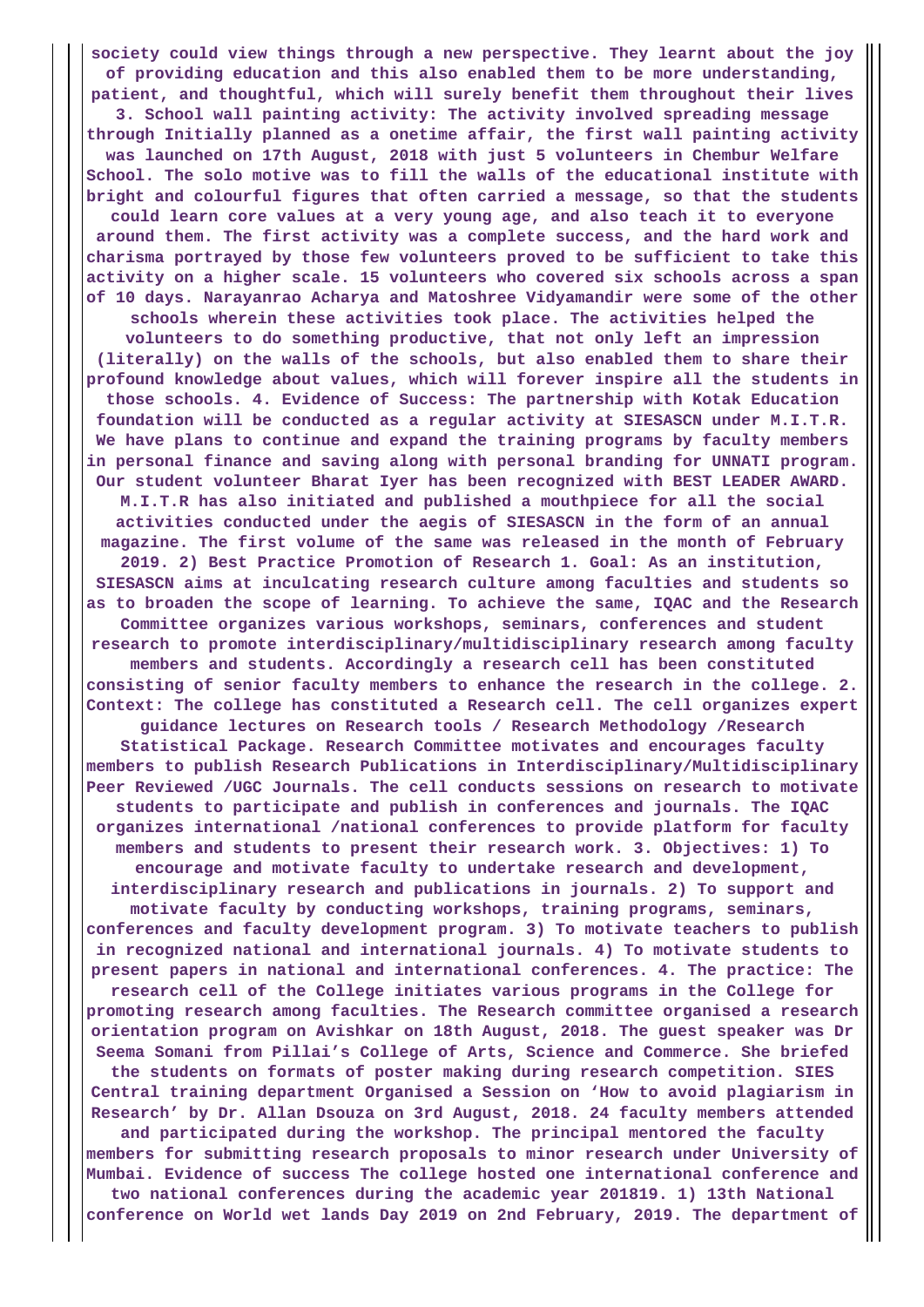**society could view things through a new perspective. They learnt about the joy of providing education and this also enabled them to be more understanding, patient, and thoughtful, which will surely benefit them throughout their lives 3. School wall painting activity: The activity involved spreading message through Initially planned as a onetime affair, the first wall painting activity was launched on 17th August, 2018 with just 5 volunteers in Chembur Welfare School. The solo motive was to fill the walls of the educational institute with bright and colourful figures that often carried a message, so that the students could learn core values at a very young age, and also teach it to everyone around them. The first activity was a complete success, and the hard work and charisma portrayed by those few volunteers proved to be sufficient to take this activity on a higher scale. 15 volunteers who covered six schools across a span of 10 days. Narayanrao Acharya and Matoshree Vidyamandir were some of the other schools wherein these activities took place. The activities helped the volunteers to do something productive, that not only left an impression (literally) on the walls of the schools, but also enabled them to share their profound knowledge about values, which will forever inspire all the students in those schools. 4. Evidence of Success: The partnership with Kotak Education foundation will be conducted as a regular activity at SIESASCN under M.I.T.R. We have plans to continue and expand the training programs by faculty members in personal finance and saving along with personal branding for UNNATI program. Our student volunteer Bharat Iyer has been recognized with BEST LEADER AWARD. M.I.T.R has also initiated and published a mouthpiece for all the social activities conducted under the aegis of SIESASCN in the form of an annual magazine. The first volume of the same was released in the month of February 2019. 2) Best Practice Promotion of Research 1. Goal: As an institution, SIESASCN aims at inculcating research culture among faculties and students so as to broaden the scope of learning. To achieve the same, IQAC and the Research Committee organizes various workshops, seminars, conferences and student research to promote interdisciplinary/multidisciplinary research among faculty members and students. Accordingly a research cell has been constituted consisting of senior faculty members to enhance the research in the college. 2. Context: The college has constituted a Research cell. The cell organizes expert guidance lectures on Research tools / Research Methodology /Research Statistical Package. Research Committee motivates and encourages faculty members to publish Research Publications in Interdisciplinary/Multidisciplinary Peer Reviewed /UGC Journals. The cell conducts sessions on research to motivate students to participate and publish in conferences and journals. The IQAC organizes international /national conferences to provide platform for faculty members and students to present their research work. 3. Objectives: 1) To encourage and motivate faculty to undertake research and development, interdisciplinary research and publications in journals. 2) To support and motivate faculty by conducting workshops, training programs, seminars, conferences and faculty development program. 3) To motivate teachers to publish in recognized national and international journals. 4) To motivate students to present papers in national and international conferences. 4. The practice: The research cell of the College initiates various programs in the College for promoting research among faculties. The Research committee organised a research orientation program on Avishkar on 18th August, 2018. The guest speaker was Dr Seema Somani from Pillai's College of Arts, Science and Commerce. She briefed the students on formats of poster making during research competition. SIES Central training department Organised a Session on 'How to avoid plagiarism in Research' by Dr. Allan Dsouza on 3rd August, 2018. 24 faculty members attended and participated during the workshop. The principal mentored the faculty members for submitting research proposals to minor research under University of Mumbai. Evidence of success The college hosted one international conference and two national conferences during the academic year 201819. 1) 13th National conference on World wet lands Day 2019 on 2nd February, 2019. The department of**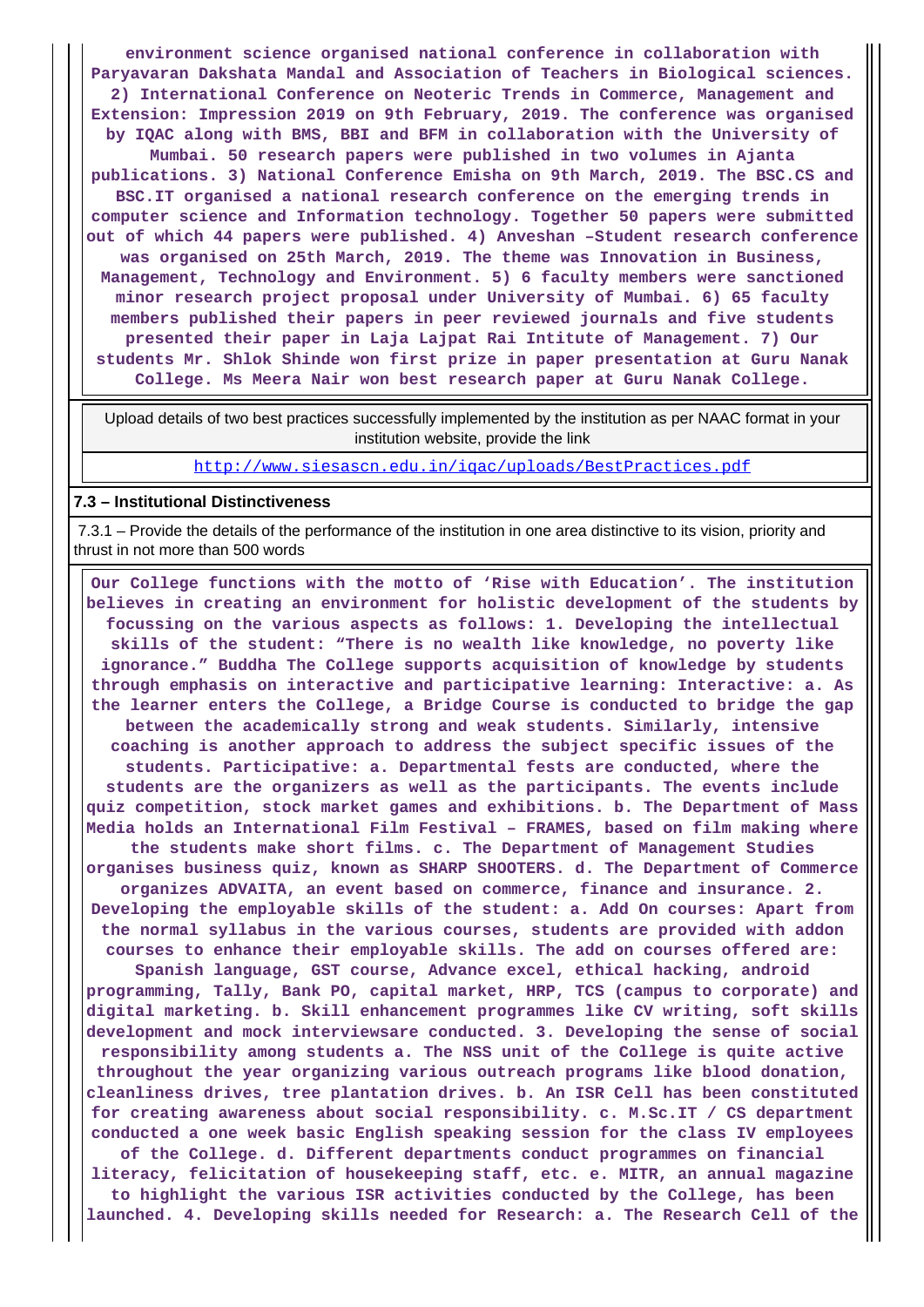environment science organised national conference in collaboration with Paryavaran Dakshata Mandal and Association of Teachers in Biological sciences. 2) International Conference on Neoteric Trends in Commerce, Management and Extension: Impression 2019 on 9th February, 2019. The conference was organised by IQAC along with BMS, BBI and BFM in collaboration with the University of Mumbai. 50 research papers were published in two volumes in Ajanta publications. 3) National Conference Emisha on 9th March, 2019. The BSC.CS and BSC.IT organised a national research conference on the emerging trends in computer science and Information technology. Together 50 papers were submitted out of which 44 papers were published. 4) Anveshan –Student research conference was organised on 25th March, 2019. The theme was Innovation in Business, Management, Technology and Environment. 5) 6 faculty members were sanctioned minor research project proposal under University of Mumbai. 6) 65 faculty members published their papers in peer reviewed journals and five students presented their paper in Laja Lajpat Rai Intitute of Management. 7) Our students Mr. Shlok Shinde won first prize in paper presentation at Guru Nanak College. Ms Meera Nair won best research paper at Guru Nanak College.

| Upload details of two best practices successfully implemented by the institution as per NAAC format in your institution website, provide the link |
|---|
| http://www.siesascn.edu.in/iqac/uploads/BestPractices.pdf |

## 7.3 – Institutional Distinctiveness

7.3.1 – Provide the details of the performance of the institution in one area distinctive to its vision, priority and thrust in not more than 500 words

Our College functions with the motto of 'Rise with Education'. The institution believes in creating an environment for holistic development of the students by focussing on the various aspects as follows: 1. Developing the intellectual skills of the student: "There is no wealth like knowledge, no poverty like ignorance." Buddha The College supports acquisition of knowledge by students through emphasis on interactive and participative learning: Interactive: a. As the learner enters the College, a Bridge Course is conducted to bridge the gap between the academically strong and weak students. Similarly, intensive coaching is another approach to address the subject specific issues of the students. Participative: a. Departmental fests are conducted, where the students are the organizers as well as the participants. The events include quiz competition, stock market games and exhibitions. b. The Department of Mass Media holds an International Film Festival – FRAMES, based on film making where the students make short films. c. The Department of Management Studies organises business quiz, known as SHARP SHOOTERS. d. The Department of Commerce organizes ADVAITA, an event based on commerce, finance and insurance. 2. Developing the employable skills of the student: a. Add On courses: Apart from the normal syllabus in the various courses, students are provided with addon courses to enhance their employable skills. The add on courses offered are: Spanish language, GST course, Advance excel, ethical hacking, android programming, Tally, Bank PO, capital market, HRP, TCS (campus to corporate) and digital marketing. b. Skill enhancement programmes like CV writing, soft skills development and mock interviewsare conducted. 3. Developing the sense of social responsibility among students a. The NSS unit of the College is quite active throughout the year organizing various outreach programs like blood donation, cleanliness drives, tree plantation drives. b. An ISR Cell has been constituted for creating awareness about social responsibility. c. M.Sc.IT / CS department conducted a one week basic English speaking session for the class IV employees of the College. d. Different departments conduct programmes on financial literacy, felicitation of housekeeping staff, etc. e. MITR, an annual magazine to highlight the various ISR activities conducted by the College, has been launched. 4. Developing skills needed for Research: a. The Research Cell of the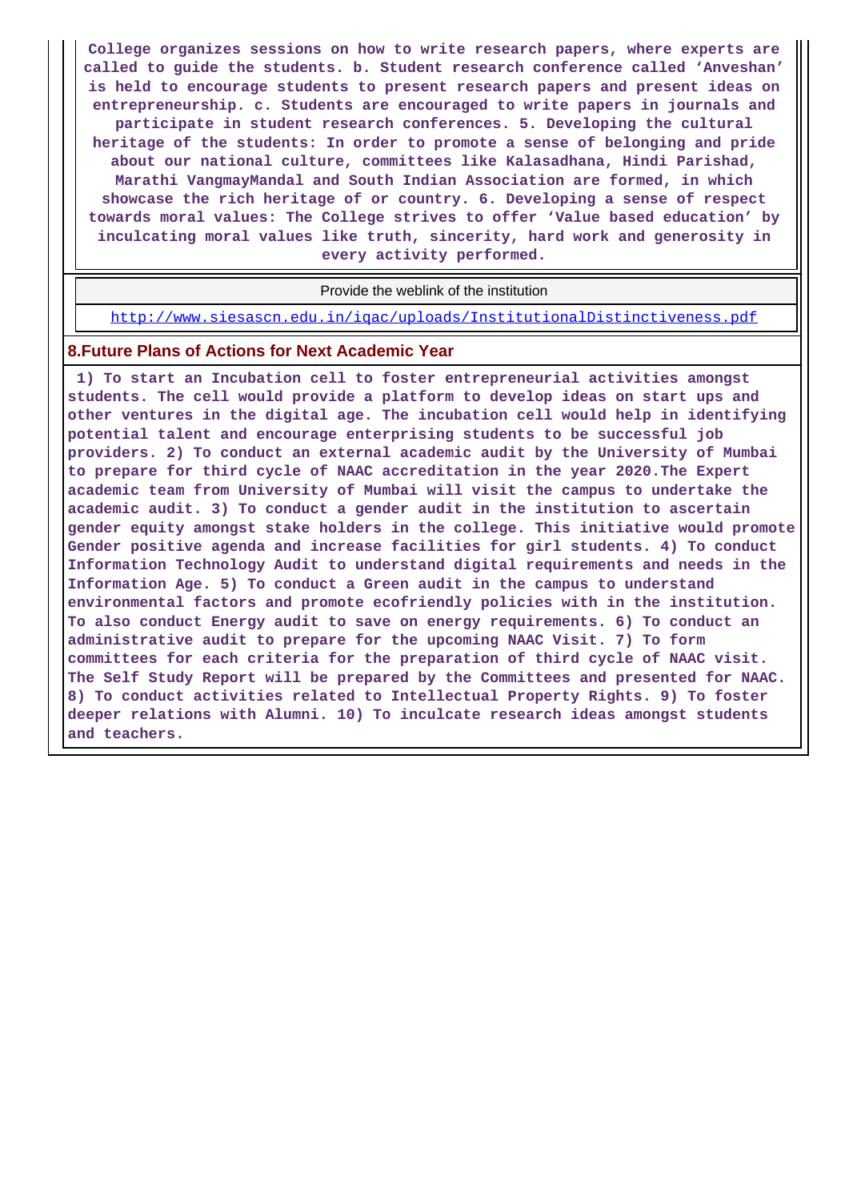**College organizes sessions on how to write research papers, where experts are called to guide the students. b. Student research conference called 'Anveshan' is held to encourage students to present research papers and present ideas on entrepreneurship. c. Students are encouraged to write papers in journals and participate in student research conferences. 5. Developing the cultural heritage of the students: In order to promote a sense of belonging and pride about our national culture, committees like Kalasadhana, Hindi Parishad, Marathi VangmayMandal and South Indian Association are formed, in which showcase the rich heritage of or country. 6. Developing a sense of respect towards moral values: The College strives to offer 'Value based education' by inculcating moral values like truth, sincerity, hard work and generosity in every activity performed.**

| Provide the weblink of the institution |
|---|
| http://www.siesascn.edu.in/iqac/uploads/InstitutionalDistinctiveness.pdf |

## 8.Future Plans of Actions for Next Academic Year

**1) To start an Incubation cell to foster entrepreneurial activities amongst students. The cell would provide a platform to develop ideas on start ups and other ventures in the digital age. The incubation cell would help in identifying potential talent and encourage enterprising students to be successful job providers. 2) To conduct an external academic audit by the University of Mumbai to prepare for third cycle of NAAC accreditation in the year 2020.The Expert academic team from University of Mumbai will visit the campus to undertake the academic audit. 3) To conduct a gender audit in the institution to ascertain gender equity amongst stake holders in the college. This initiative would promote Gender positive agenda and increase facilities for girl students. 4) To conduct Information Technology Audit to understand digital requirements and needs in the Information Age. 5) To conduct a Green audit in the campus to understand environmental factors and promote ecofriendly policies with in the institution. To also conduct Energy audit to save on energy requirements. 6) To conduct an administrative audit to prepare for the upcoming NAAC Visit. 7) To form committees for each criteria for the preparation of third cycle of NAAC visit. The Self Study Report will be prepared by the Committees and presented for NAAC. 8) To conduct activities related to Intellectual Property Rights. 9) To foster deeper relations with Alumni. 10) To inculcate research ideas amongst students and teachers.**